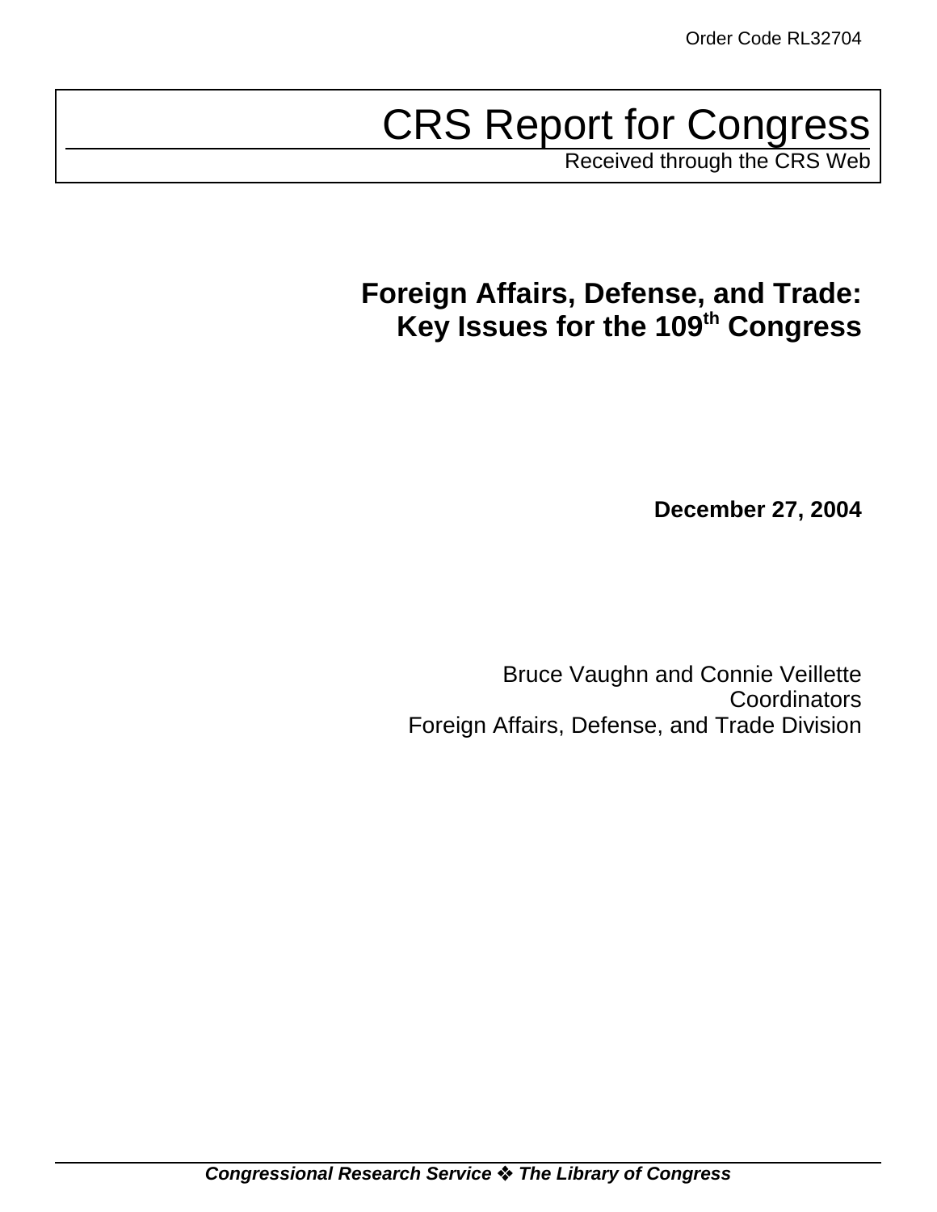Order Code RL32704

# CRS Report for Congress

Received through the CRS Web

## Foreign Affairs, Defense, and Trade: Key Issues for the 109th Congress

**December 27, 2004**

Bruce Vaughn and Connie Veillette
Coordinators
Foreign Affairs, Defense, and Trade Division

***Congressional Research Service ❖ The Library of Congress***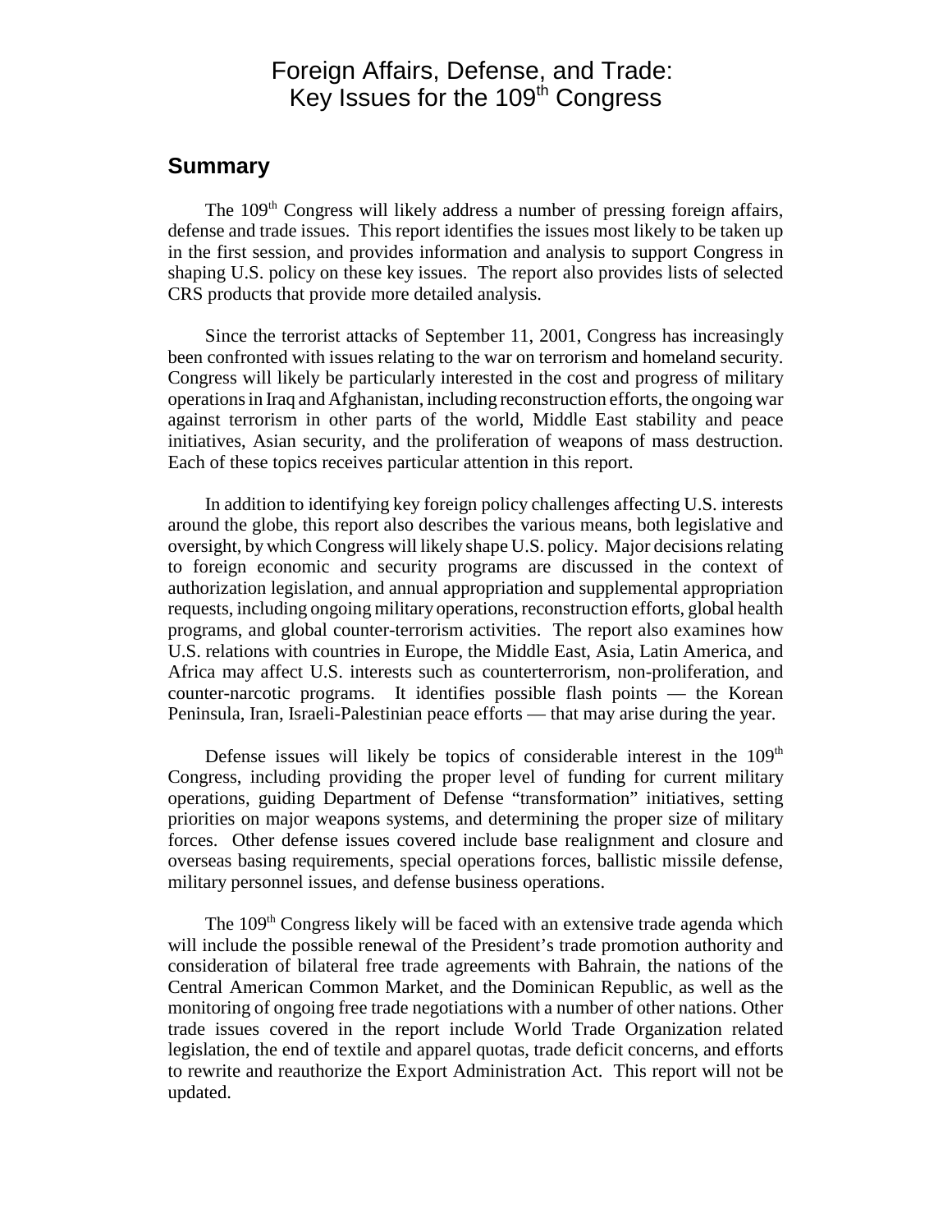# Foreign Affairs, Defense, and Trade: Key Issues for the 109th Congress

## Summary

The 109th Congress will likely address a number of pressing foreign affairs, defense and trade issues. This report identifies the issues most likely to be taken up in the first session, and provides information and analysis to support Congress in shaping U.S. policy on these key issues. The report also provides lists of selected CRS products that provide more detailed analysis.

Since the terrorist attacks of September 11, 2001, Congress has increasingly been confronted with issues relating to the war on terrorism and homeland security. Congress will likely be particularly interested in the cost and progress of military operations in Iraq and Afghanistan, including reconstruction efforts, the ongoing war against terrorism in other parts of the world, Middle East stability and peace initiatives, Asian security, and the proliferation of weapons of mass destruction. Each of these topics receives particular attention in this report.

In addition to identifying key foreign policy challenges affecting U.S. interests around the globe, this report also describes the various means, both legislative and oversight, by which Congress will likely shape U.S. policy. Major decisions relating to foreign economic and security programs are discussed in the context of authorization legislation, and annual appropriation and supplemental appropriation requests, including ongoing military operations, reconstruction efforts, global health programs, and global counter-terrorism activities. The report also examines how U.S. relations with countries in Europe, the Middle East, Asia, Latin America, and Africa may affect U.S. interests such as counterterrorism, non-proliferation, and counter-narcotic programs. It identifies possible flash points — the Korean Peninsula, Iran, Israeli-Palestinian peace efforts — that may arise during the year.

Defense issues will likely be topics of considerable interest in the 109th Congress, including providing the proper level of funding for current military operations, guiding Department of Defense "transformation" initiatives, setting priorities on major weapons systems, and determining the proper size of military forces. Other defense issues covered include base realignment and closure and overseas basing requirements, special operations forces, ballistic missile defense, military personnel issues, and defense business operations.

The 109th Congress likely will be faced with an extensive trade agenda which will include the possible renewal of the President's trade promotion authority and consideration of bilateral free trade agreements with Bahrain, the nations of the Central American Common Market, and the Dominican Republic, as well as the monitoring of ongoing free trade negotiations with a number of other nations. Other trade issues covered in the report include World Trade Organization related legislation, the end of textile and apparel quotas, trade deficit concerns, and efforts to rewrite and reauthorize the Export Administration Act. This report will not be updated.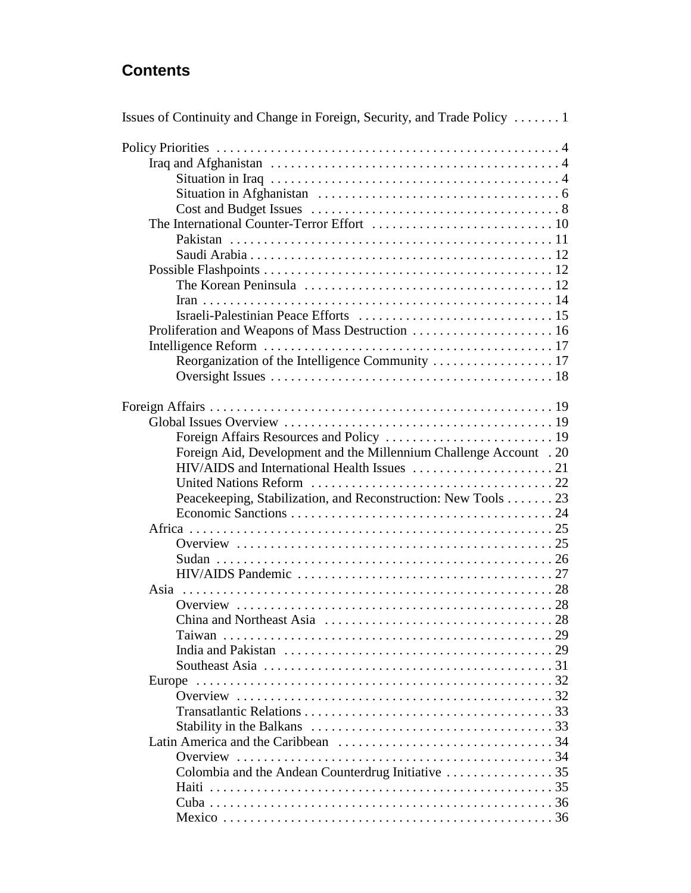## Contents

Issues of Continuity and Change in Foreign, Security, and Trade Policy . . . . . . . 1

Policy Priorities . . . . . . . . . . . . . . . . . . . . . . . . . . . . . . . . . . . . . . . . . . . . . . . . . . . 4
- Iraq and Afghanistan . . . . . . . . . . . . . . . . . . . . . . . . . . . . . . . . . . . . . . . . . . . 4
  - Situation in Iraq . . . . . . . . . . . . . . . . . . . . . . . . . . . . . . . . . . . . . . . . . . 4
  - Situation in Afghanistan . . . . . . . . . . . . . . . . . . . . . . . . . . . . . . . . . . . . 6
  - Cost and Budget Issues . . . . . . . . . . . . . . . . . . . . . . . . . . . . . . . . . . . . . 8
- The International Counter-Terror Effort . . . . . . . . . . . . . . . . . . . . . . . . . . . 10
  - Pakistan . . . . . . . . . . . . . . . . . . . . . . . . . . . . . . . . . . . . . . . . . . . . . . . . 11
  - Saudi Arabia . . . . . . . . . . . . . . . . . . . . . . . . . . . . . . . . . . . . . . . . . . . . . 12
- Possible Flashpoints . . . . . . . . . . . . . . . . . . . . . . . . . . . . . . . . . . . . . . . . . . . 12
  - The Korean Peninsula . . . . . . . . . . . . . . . . . . . . . . . . . . . . . . . . . . . . . 12
  - Iran . . . . . . . . . . . . . . . . . . . . . . . . . . . . . . . . . . . . . . . . . . . . . . . . . . . . 14
  - Israeli-Palestinian Peace Efforts . . . . . . . . . . . . . . . . . . . . . . . . . . . . . 15
- Proliferation and Weapons of Mass Destruction . . . . . . . . . . . . . . . . . . . . . 16
- Intelligence Reform . . . . . . . . . . . . . . . . . . . . . . . . . . . . . . . . . . . . . . . . . . . 17
  - Reorganization of the Intelligence Community . . . . . . . . . . . . . . . . . . 17
  - Oversight Issues . . . . . . . . . . . . . . . . . . . . . . . . . . . . . . . . . . . . . . . . . . 18

Foreign Affairs . . . . . . . . . . . . . . . . . . . . . . . . . . . . . . . . . . . . . . . . . . . . . . . . . . . . 19
- Global Issues Overview . . . . . . . . . . . . . . . . . . . . . . . . . . . . . . . . . . . . . . . . 19
  - Foreign Affairs Resources and Policy . . . . . . . . . . . . . . . . . . . . . . . . . 19
  - Foreign Aid, Development and the Millennium Challenge Account . 20
  - HIV/AIDS and International Health Issues . . . . . . . . . . . . . . . . . . . . . 21
  - United Nations Reform . . . . . . . . . . . . . . . . . . . . . . . . . . . . . . . . . . . . 22
  - Peacekeeping, Stabilization, and Reconstruction: New Tools . . . . . . . 23
  - Economic Sanctions . . . . . . . . . . . . . . . . . . . . . . . . . . . . . . . . . . . . . . . 24
- Africa . . . . . . . . . . . . . . . . . . . . . . . . . . . . . . . . . . . . . . . . . . . . . . . . . . . . . . 25
  - Overview . . . . . . . . . . . . . . . . . . . . . . . . . . . . . . . . . . . . . . . . . . . . . . . 25
  - Sudan . . . . . . . . . . . . . . . . . . . . . . . . . . . . . . . . . . . . . . . . . . . . . . . . . . 26
  - HIV/AIDS Pandemic . . . . . . . . . . . . . . . . . . . . . . . . . . . . . . . . . . . . . . 27
- Asia . . . . . . . . . . . . . . . . . . . . . . . . . . . . . . . . . . . . . . . . . . . . . . . . . . . . . . . 28
  - Overview . . . . . . . . . . . . . . . . . . . . . . . . . . . . . . . . . . . . . . . . . . . . . . . 28
  - China and Northeast Asia . . . . . . . . . . . . . . . . . . . . . . . . . . . . . . . . . . 28
  - Taiwan . . . . . . . . . . . . . . . . . . . . . . . . . . . . . . . . . . . . . . . . . . . . . . . . . 29
  - India and Pakistan . . . . . . . . . . . . . . . . . . . . . . . . . . . . . . . . . . . . . . . . 29
  - Southeast Asia . . . . . . . . . . . . . . . . . . . . . . . . . . . . . . . . . . . . . . . . . . . 31
- Europe . . . . . . . . . . . . . . . . . . . . . . . . . . . . . . . . . . . . . . . . . . . . . . . . . . . . . 32
  - Overview . . . . . . . . . . . . . . . . . . . . . . . . . . . . . . . . . . . . . . . . . . . . . . . 32
  - Transatlantic Relations . . . . . . . . . . . . . . . . . . . . . . . . . . . . . . . . . . . . . 33
  - Stability in the Balkans . . . . . . . . . . . . . . . . . . . . . . . . . . . . . . . . . . . . 33
- Latin America and the Caribbean . . . . . . . . . . . . . . . . . . . . . . . . . . . . . . . . 34
  - Overview . . . . . . . . . . . . . . . . . . . . . . . . . . . . . . . . . . . . . . . . . . . . . . . 34
  - Colombia and the Andean Counterdrug Initiative . . . . . . . . . . . . . . . . 35
  - Haiti . . . . . . . . . . . . . . . . . . . . . . . . . . . . . . . . . . . . . . . . . . . . . . . . . . . 35
  - Cuba . . . . . . . . . . . . . . . . . . . . . . . . . . . . . . . . . . . . . . . . . . . . . . . . . . . 36
  - Mexico . . . . . . . . . . . . . . . . . . . . . . . . . . . . . . . . . . . . . . . . . . . . . . . . . 36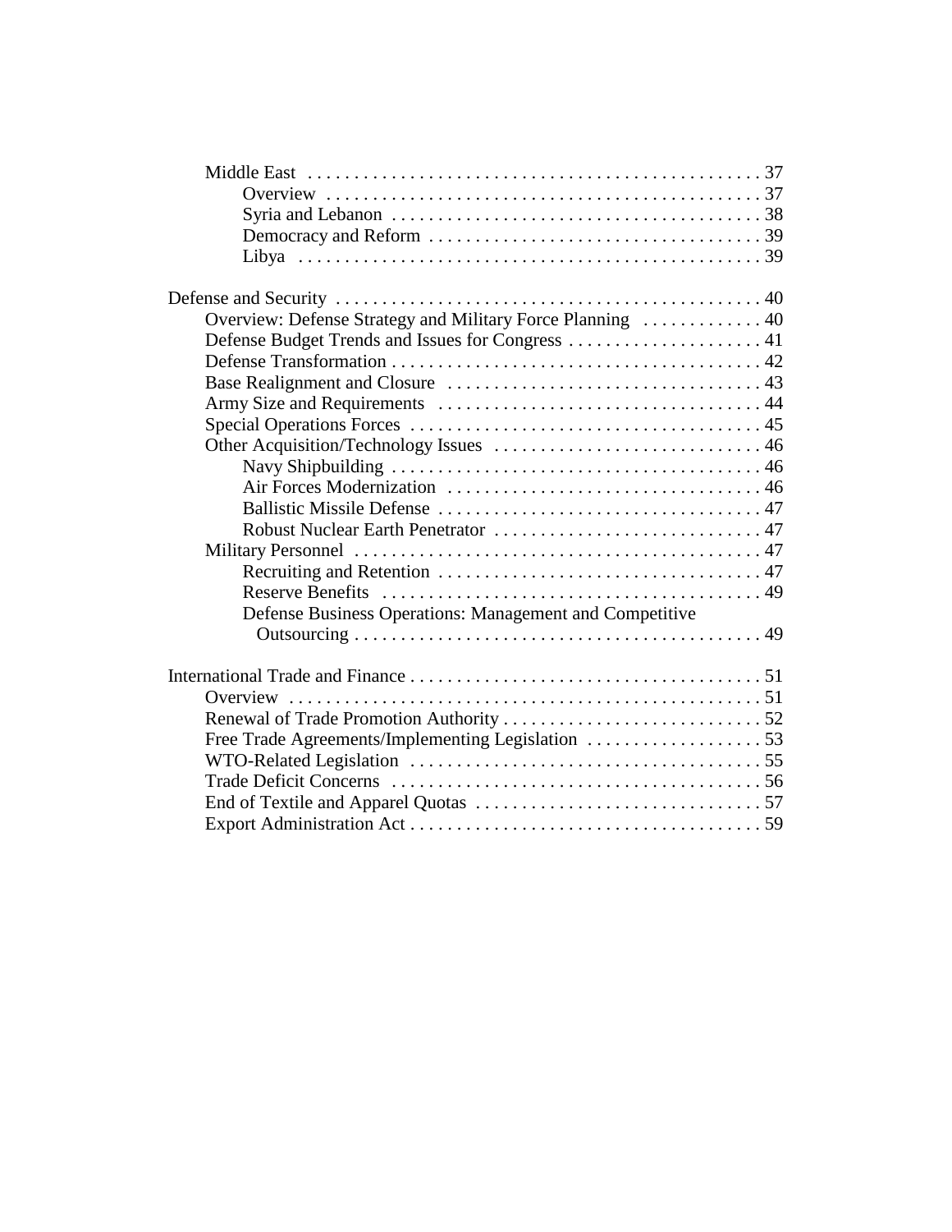- Middle East . . . 37
  - Overview . . . 37
  - Syria and Lebanon . . . 38
  - Democracy and Reform . . . 39
  - Libya . . . 39

Defense and Security . . . 40

- Overview: Defense Strategy and Military Force Planning . . . 40
- Defense Budget Trends and Issues for Congress . . . 41
- Defense Transformation . . . 42
- Base Realignment and Closure . . . 43
- Army Size and Requirements . . . 44
- Special Operations Forces . . . 45
- Other Acquisition/Technology Issues . . . 46
  - Navy Shipbuilding . . . 46
  - Air Forces Modernization . . . 46
  - Ballistic Missile Defense . . . 47
  - Robust Nuclear Earth Penetrator . . . 47
- Military Personnel . . . 47
  - Recruiting and Retention . . . 47
  - Reserve Benefits . . . 49
  - Defense Business Operations: Management and Competitive Outsourcing . . . 49

International Trade and Finance . . . 51

- Overview . . . 51
- Renewal of Trade Promotion Authority . . . 52
- Free Trade Agreements/Implementing Legislation . . . 53
- WTO-Related Legislation . . . 55
- Trade Deficit Concerns . . . 56
- End of Textile and Apparel Quotas . . . 57
- Export Administration Act . . . 59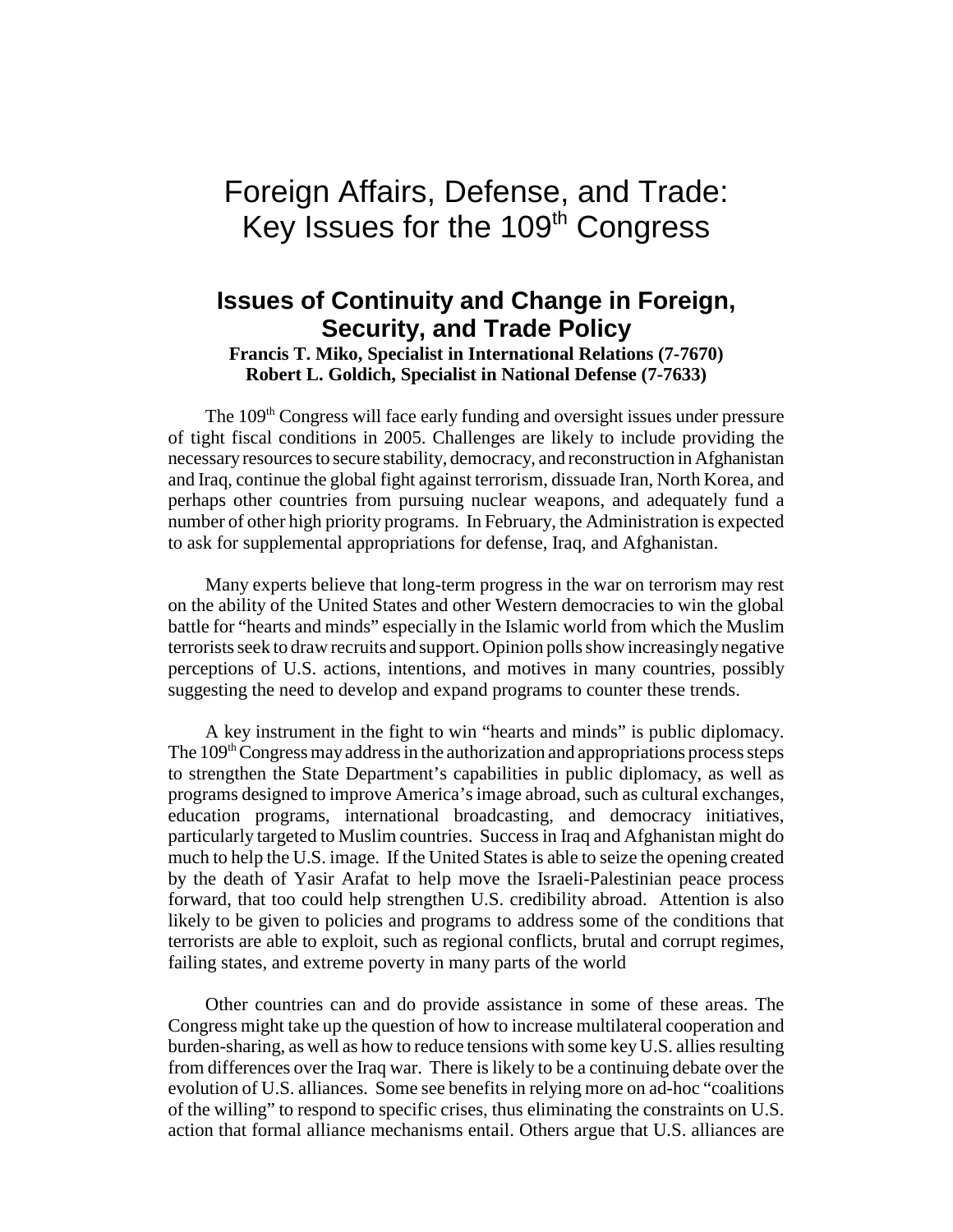# Foreign Affairs, Defense, and Trade: Key Issues for the 109th Congress

## Issues of Continuity and Change in Foreign, Security, and Trade Policy

**Francis T. Miko, Specialist in International Relations (7-7670)**
**Robert L. Goldich, Specialist in National Defense (7-7633)**

The 109th Congress will face early funding and oversight issues under pressure of tight fiscal conditions in 2005. Challenges are likely to include providing the necessary resources to secure stability, democracy, and reconstruction in Afghanistan and Iraq, continue the global fight against terrorism, dissuade Iran, North Korea, and perhaps other countries from pursuing nuclear weapons, and adequately fund a number of other high priority programs. In February, the Administration is expected to ask for supplemental appropriations for defense, Iraq, and Afghanistan.

Many experts believe that long-term progress in the war on terrorism may rest on the ability of the United States and other Western democracies to win the global battle for "hearts and minds" especially in the Islamic world from which the Muslim terrorists seek to draw recruits and support. Opinion polls show increasingly negative perceptions of U.S. actions, intentions, and motives in many countries, possibly suggesting the need to develop and expand programs to counter these trends.

A key instrument in the fight to win "hearts and minds" is public diplomacy. The 109th Congress may address in the authorization and appropriations process steps to strengthen the State Department's capabilities in public diplomacy, as well as programs designed to improve America's image abroad, such as cultural exchanges, education programs, international broadcasting, and democracy initiatives, particularly targeted to Muslim countries. Success in Iraq and Afghanistan might do much to help the U.S. image. If the United States is able to seize the opening created by the death of Yasir Arafat to help move the Israeli-Palestinian peace process forward, that too could help strengthen U.S. credibility abroad. Attention is also likely to be given to policies and programs to address some of the conditions that terrorists are able to exploit, such as regional conflicts, brutal and corrupt regimes, failing states, and extreme poverty in many parts of the world

Other countries can and do provide assistance in some of these areas. The Congress might take up the question of how to increase multilateral cooperation and burden-sharing, as well as how to reduce tensions with some key U.S. allies resulting from differences over the Iraq war. There is likely to be a continuing debate over the evolution of U.S. alliances. Some see benefits in relying more on ad-hoc "coalitions of the willing" to respond to specific crises, thus eliminating the constraints on U.S. action that formal alliance mechanisms entail. Others argue that U.S. alliances are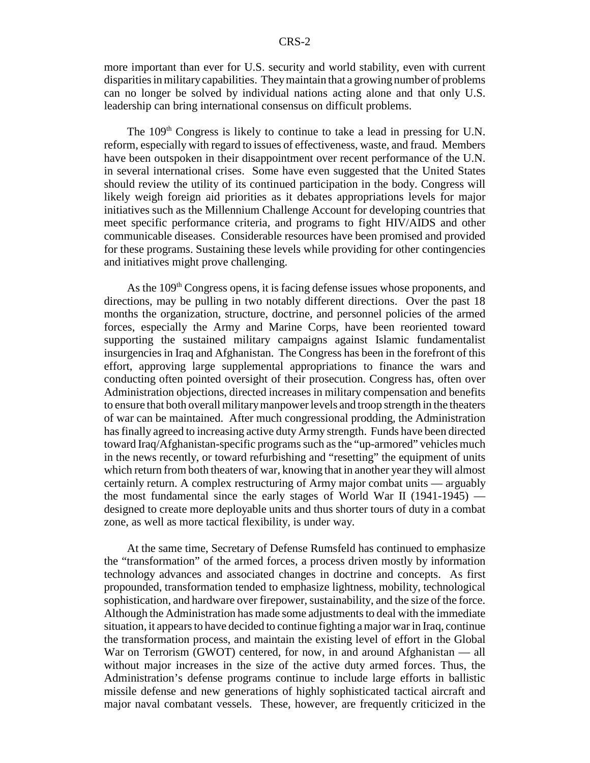more important than ever for U.S. security and world stability, even with current disparities in military capabilities. They maintain that a growing number of problems can no longer be solved by individual nations acting alone and that only U.S. leadership can bring international consensus on difficult problems.

The 109th Congress is likely to continue to take a lead in pressing for U.N. reform, especially with regard to issues of effectiveness, waste, and fraud. Members have been outspoken in their disappointment over recent performance of the U.N. in several international crises. Some have even suggested that the United States should review the utility of its continued participation in the body. Congress will likely weigh foreign aid priorities as it debates appropriations levels for major initiatives such as the Millennium Challenge Account for developing countries that meet specific performance criteria, and programs to fight HIV/AIDS and other communicable diseases. Considerable resources have been promised and provided for these programs. Sustaining these levels while providing for other contingencies and initiatives might prove challenging.

As the 109th Congress opens, it is facing defense issues whose proponents, and directions, may be pulling in two notably different directions. Over the past 18 months the organization, structure, doctrine, and personnel policies of the armed forces, especially the Army and Marine Corps, have been reoriented toward supporting the sustained military campaigns against Islamic fundamentalist insurgencies in Iraq and Afghanistan. The Congress has been in the forefront of this effort, approving large supplemental appropriations to finance the wars and conducting often pointed oversight of their prosecution. Congress has, often over Administration objections, directed increases in military compensation and benefits to ensure that both overall military manpower levels and troop strength in the theaters of war can be maintained. After much congressional prodding, the Administration has finally agreed to increasing active duty Army strength. Funds have been directed toward Iraq/Afghanistan-specific programs such as the "up-armored" vehicles much in the news recently, or toward refurbishing and "resetting" the equipment of units which return from both theaters of war, knowing that in another year they will almost certainly return. A complex restructuring of Army major combat units — arguably the most fundamental since the early stages of World War II (1941-1945) — designed to create more deployable units and thus shorter tours of duty in a combat zone, as well as more tactical flexibility, is under way.

At the same time, Secretary of Defense Rumsfeld has continued to emphasize the "transformation" of the armed forces, a process driven mostly by information technology advances and associated changes in doctrine and concepts. As first propounded, transformation tended to emphasize lightness, mobility, technological sophistication, and hardware over firepower, sustainability, and the size of the force. Although the Administration has made some adjustments to deal with the immediate situation, it appears to have decided to continue fighting a major war in Iraq, continue the transformation process, and maintain the existing level of effort in the Global War on Terrorism (GWOT) centered, for now, in and around Afghanistan — all without major increases in the size of the active duty armed forces. Thus, the Administration's defense programs continue to include large efforts in ballistic missile defense and new generations of highly sophisticated tactical aircraft and major naval combatant vessels. These, however, are frequently criticized in the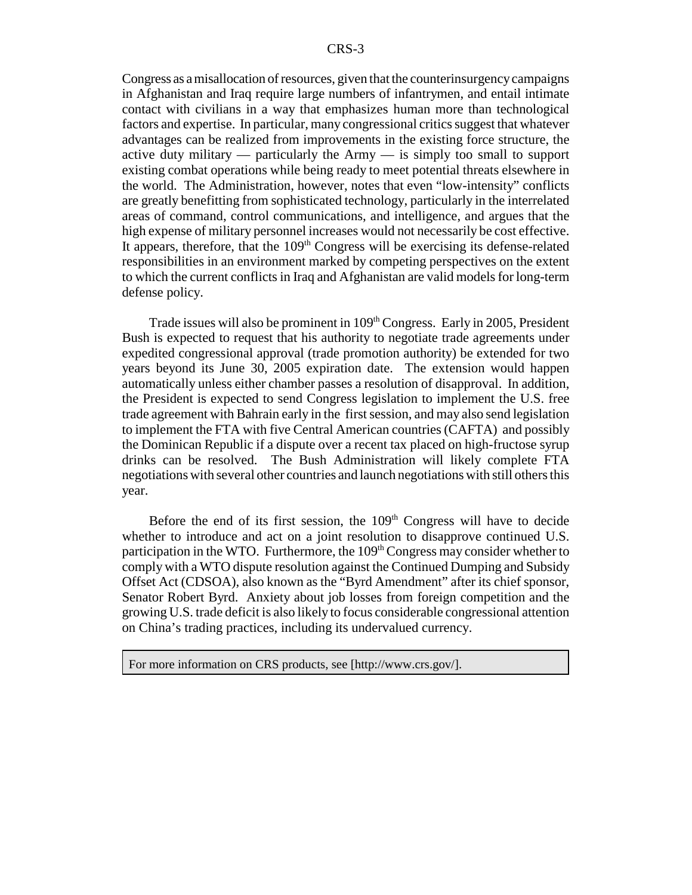Congress as a misallocation of resources, given that the counterinsurgency campaigns in Afghanistan and Iraq require large numbers of infantrymen, and entail intimate contact with civilians in a way that emphasizes human more than technological factors and expertise. In particular, many congressional critics suggest that whatever advantages can be realized from improvements in the existing force structure, the active duty military — particularly the Army — is simply too small to support existing combat operations while being ready to meet potential threats elsewhere in the world. The Administration, however, notes that even "low-intensity" conflicts are greatly benefitting from sophisticated technology, particularly in the interrelated areas of command, control communications, and intelligence, and argues that the high expense of military personnel increases would not necessarily be cost effective. It appears, therefore, that the 109th Congress will be exercising its defense-related responsibilities in an environment marked by competing perspectives on the extent to which the current conflicts in Iraq and Afghanistan are valid models for long-term defense policy.

Trade issues will also be prominent in 109th Congress. Early in 2005, President Bush is expected to request that his authority to negotiate trade agreements under expedited congressional approval (trade promotion authority) be extended for two years beyond its June 30, 2005 expiration date. The extension would happen automatically unless either chamber passes a resolution of disapproval. In addition, the President is expected to send Congress legislation to implement the U.S. free trade agreement with Bahrain early in the first session, and may also send legislation to implement the FTA with five Central American countries (CAFTA) and possibly the Dominican Republic if a dispute over a recent tax placed on high-fructose syrup drinks can be resolved. The Bush Administration will likely complete FTA negotiations with several other countries and launch negotiations with still others this year.

Before the end of its first session, the 109th Congress will have to decide whether to introduce and act on a joint resolution to disapprove continued U.S. participation in the WTO. Furthermore, the 109th Congress may consider whether to comply with a WTO dispute resolution against the Continued Dumping and Subsidy Offset Act (CDSOA), also known as the "Byrd Amendment" after its chief sponsor, Senator Robert Byrd. Anxiety about job losses from foreign competition and the growing U.S. trade deficit is also likely to focus considerable congressional attention on China's trading practices, including its undervalued currency.

For more information on CRS products, see [http://www.crs.gov/].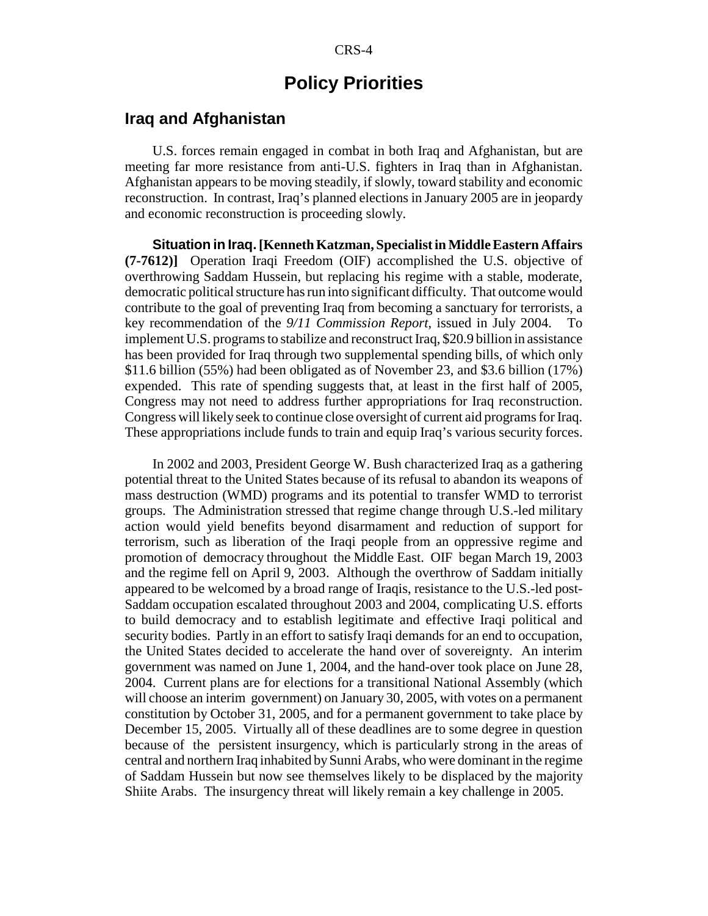# Policy Priorities

## Iraq and Afghanistan

U.S. forces remain engaged in combat in both Iraq and Afghanistan, but are meeting far more resistance from anti-U.S. fighters in Iraq than in Afghanistan. Afghanistan appears to be moving steadily, if slowly, toward stability and economic reconstruction. In contrast, Iraq's planned elections in January 2005 are in jeopardy and economic reconstruction is proceeding slowly.

**Situation in Iraq. [Kenneth Katzman, Specialist in Middle Eastern Affairs (7-7612)]** Operation Iraqi Freedom (OIF) accomplished the U.S. objective of overthrowing Saddam Hussein, but replacing his regime with a stable, moderate, democratic political structure has run into significant difficulty. That outcome would contribute to the goal of preventing Iraq from becoming a sanctuary for terrorists, a key recommendation of the *9/11 Commission Report*, issued in July 2004. To implement U.S. programs to stabilize and reconstruct Iraq, $20.9 billion in assistance has been provided for Iraq through two supplemental spending bills, of which only $11.6 billion (55%) had been obligated as of November 23, and $3.6 billion (17%) expended. This rate of spending suggests that, at least in the first half of 2005, Congress may not need to address further appropriations for Iraq reconstruction. Congress will likely seek to continue close oversight of current aid programs for Iraq. These appropriations include funds to train and equip Iraq's various security forces.

In 2002 and 2003, President George W. Bush characterized Iraq as a gathering potential threat to the United States because of its refusal to abandon its weapons of mass destruction (WMD) programs and its potential to transfer WMD to terrorist groups. The Administration stressed that regime change through U.S.-led military action would yield benefits beyond disarmament and reduction of support for terrorism, such as liberation of the Iraqi people from an oppressive regime and promotion of democracy throughout the Middle East. OIF began March 19, 2003 and the regime fell on April 9, 2003. Although the overthrow of Saddam initially appeared to be welcomed by a broad range of Iraqis, resistance to the U.S.-led post-Saddam occupation escalated throughout 2003 and 2004, complicating U.S. efforts to build democracy and to establish legitimate and effective Iraqi political and security bodies. Partly in an effort to satisfy Iraqi demands for an end to occupation, the United States decided to accelerate the hand over of sovereignty. An interim government was named on June 1, 2004, and the hand-over took place on June 28, 2004. Current plans are for elections for a transitional National Assembly (which will choose an interim government) on January 30, 2005, with votes on a permanent constitution by October 31, 2005, and for a permanent government to take place by December 15, 2005. Virtually all of these deadlines are to some degree in question because of the persistent insurgency, which is particularly strong in the areas of central and northern Iraq inhabited by Sunni Arabs, who were dominant in the regime of Saddam Hussein but now see themselves likely to be displaced by the majority Shiite Arabs. The insurgency threat will likely remain a key challenge in 2005.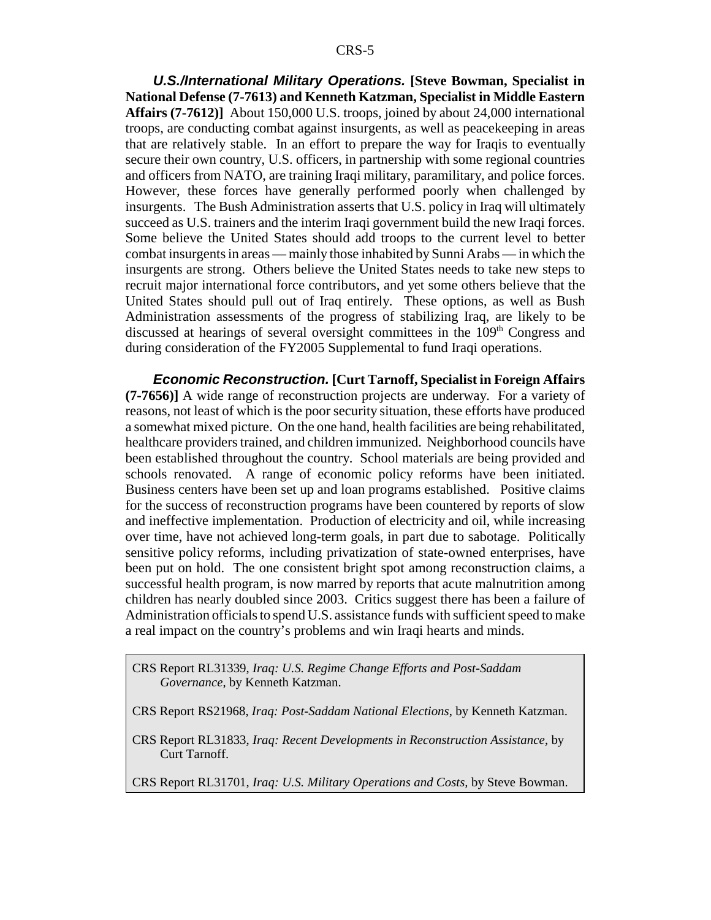***U.S./International Military Operations.*** **[Steve Bowman, Specialist in National Defense (7-7613) and Kenneth Katzman, Specialist in Middle Eastern Affairs (7-7612)]** About 150,000 U.S. troops, joined by about 24,000 international troops, are conducting combat against insurgents, as well as peacekeeping in areas that are relatively stable. In an effort to prepare the way for Iraqis to eventually secure their own country, U.S. officers, in partnership with some regional countries and officers from NATO, are training Iraqi military, paramilitary, and police forces. However, these forces have generally performed poorly when challenged by insurgents. The Bush Administration asserts that U.S. policy in Iraq will ultimately succeed as U.S. trainers and the interim Iraqi government build the new Iraqi forces. Some believe the United States should add troops to the current level to better combat insurgents in areas — mainly those inhabited by Sunni Arabs — in which the insurgents are strong. Others believe the United States needs to take new steps to recruit major international force contributors, and yet some others believe that the United States should pull out of Iraq entirely. These options, as well as Bush Administration assessments of the progress of stabilizing Iraq, are likely to be discussed at hearings of several oversight committees in the 109th Congress and during consideration of the FY2005 Supplemental to fund Iraqi operations.

***Economic Reconstruction.*** **[Curt Tarnoff, Specialist in Foreign Affairs (7-7656)]** A wide range of reconstruction projects are underway. For a variety of reasons, not least of which is the poor security situation, these efforts have produced a somewhat mixed picture. On the one hand, health facilities are being rehabilitated, healthcare providers trained, and children immunized. Neighborhood councils have been established throughout the country. School materials are being provided and schools renovated. A range of economic policy reforms have been initiated. Business centers have been set up and loan programs established. Positive claims for the success of reconstruction programs have been countered by reports of slow and ineffective implementation. Production of electricity and oil, while increasing over time, have not achieved long-term goals, in part due to sabotage. Politically sensitive policy reforms, including privatization of state-owned enterprises, have been put on hold. The one consistent bright spot among reconstruction claims, a successful health program, is now marred by reports that acute malnutrition among children has nearly doubled since 2003. Critics suggest there has been a failure of Administration officials to spend U.S. assistance funds with sufficient speed to make a real impact on the country's problems and win Iraqi hearts and minds.

> CRS Report RL31339, *Iraq: U.S. Regime Change Efforts and Post-Saddam Governance*, by Kenneth Katzman.
>
> CRS Report RS21968, *Iraq: Post-Saddam National Elections*, by Kenneth Katzman.
>
> CRS Report RL31833, *Iraq: Recent Developments in Reconstruction Assistance*, by Curt Tarnoff.
>
> CRS Report RL31701, *Iraq: U.S. Military Operations and Costs,* by Steve Bowman.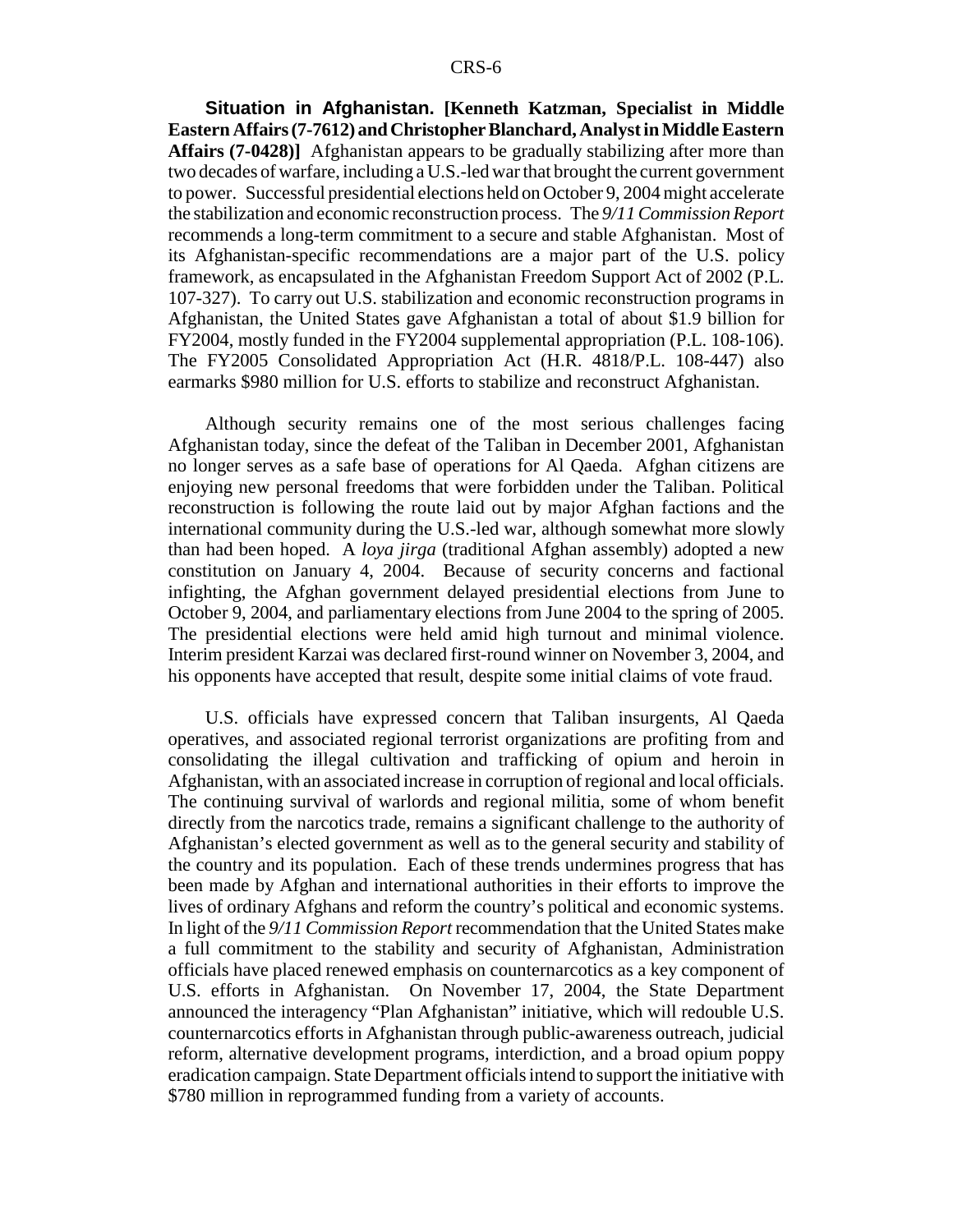**Situation in Afghanistan. [Kenneth Katzman, Specialist in Middle Eastern Affairs (7-7612) and Christopher Blanchard, Analyst in Middle Eastern Affairs (7-0428)]** Afghanistan appears to be gradually stabilizing after more than two decades of warfare, including a U.S.-led war that brought the current government to power. Successful presidential elections held on October 9, 2004 might accelerate the stabilization and economic reconstruction process. The *9/11 Commission Report* recommends a long-term commitment to a secure and stable Afghanistan. Most of its Afghanistan-specific recommendations are a major part of the U.S. policy framework, as encapsulated in the Afghanistan Freedom Support Act of 2002 (P.L. 107-327). To carry out U.S. stabilization and economic reconstruction programs in Afghanistan, the United States gave Afghanistan a total of about $1.9 billion for FY2004, mostly funded in the FY2004 supplemental appropriation (P.L. 108-106). The FY2005 Consolidated Appropriation Act (H.R. 4818/P.L. 108-447) also earmarks $980 million for U.S. efforts to stabilize and reconstruct Afghanistan.

Although security remains one of the most serious challenges facing Afghanistan today, since the defeat of the Taliban in December 2001, Afghanistan no longer serves as a safe base of operations for Al Qaeda. Afghan citizens are enjoying new personal freedoms that were forbidden under the Taliban. Political reconstruction is following the route laid out by major Afghan factions and the international community during the U.S.-led war, although somewhat more slowly than had been hoped. A *loya jirga* (traditional Afghan assembly) adopted a new constitution on January 4, 2004. Because of security concerns and factional infighting, the Afghan government delayed presidential elections from June to October 9, 2004, and parliamentary elections from June 2004 to the spring of 2005. The presidential elections were held amid high turnout and minimal violence. Interim president Karzai was declared first-round winner on November 3, 2004, and his opponents have accepted that result, despite some initial claims of vote fraud.

U.S. officials have expressed concern that Taliban insurgents, Al Qaeda operatives, and associated regional terrorist organizations are profiting from and consolidating the illegal cultivation and trafficking of opium and heroin in Afghanistan, with an associated increase in corruption of regional and local officials. The continuing survival of warlords and regional militia, some of whom benefit directly from the narcotics trade, remains a significant challenge to the authority of Afghanistan's elected government as well as to the general security and stability of the country and its population. Each of these trends undermines progress that has been made by Afghan and international authorities in their efforts to improve the lives of ordinary Afghans and reform the country's political and economic systems. In light of the *9/11 Commission Report* recommendation that the United States make a full commitment to the stability and security of Afghanistan, Administration officials have placed renewed emphasis on counternarcotics as a key component of U.S. efforts in Afghanistan. On November 17, 2004, the State Department announced the interagency "Plan Afghanistan" initiative, which will redouble U.S. counternarcotics efforts in Afghanistan through public-awareness outreach, judicial reform, alternative development programs, interdiction, and a broad opium poppy eradication campaign. State Department officials intend to support the initiative with $780 million in reprogrammed funding from a variety of accounts.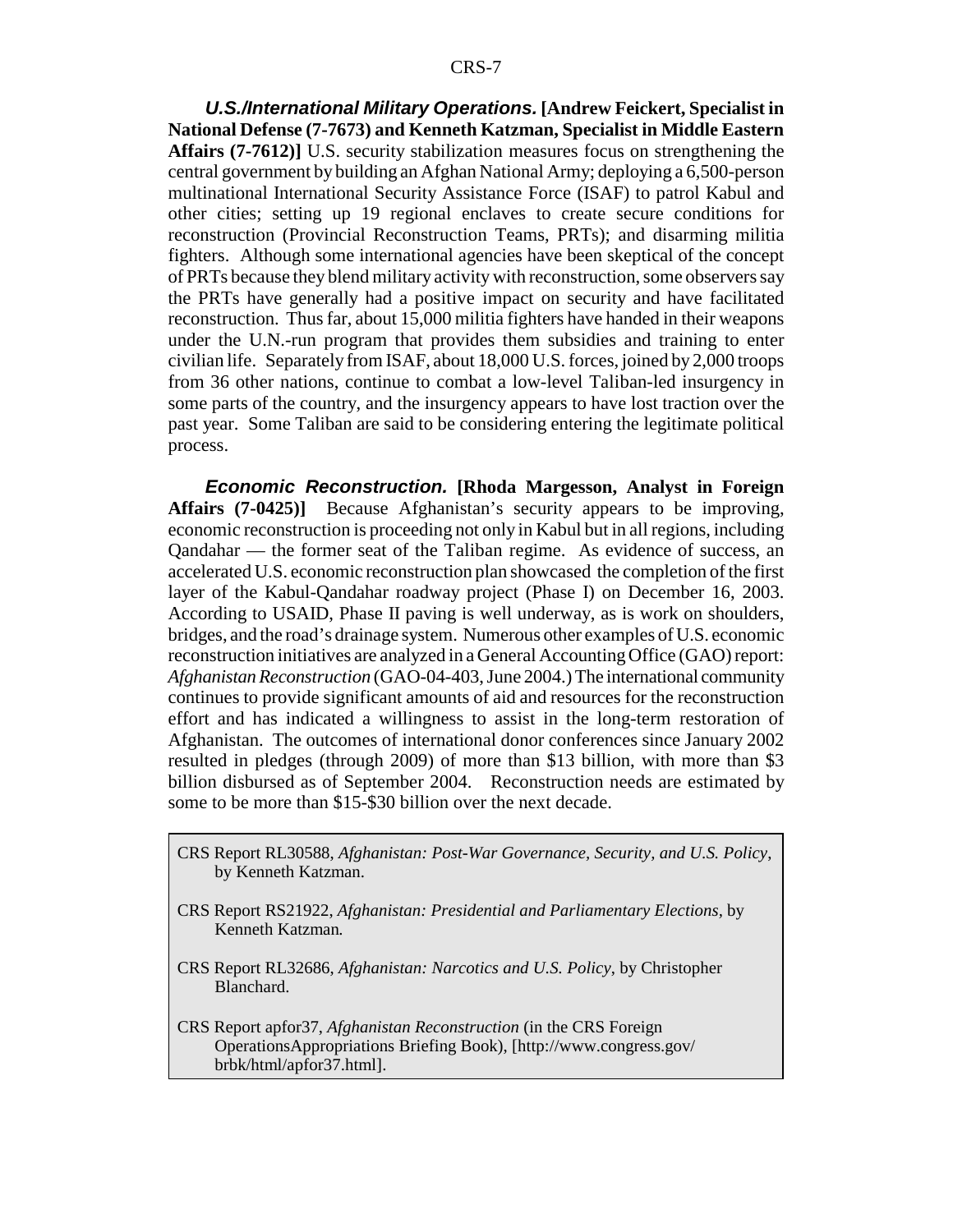***U.S./International Military Operations.*** **[Andrew Feickert, Specialist in National Defense (7-7673) and Kenneth Katzman, Specialist in Middle Eastern Affairs (7-7612)]** U.S. security stabilization measures focus on strengthening the central government by building an Afghan National Army; deploying a 6,500-person multinational International Security Assistance Force (ISAF) to patrol Kabul and other cities; setting up 19 regional enclaves to create secure conditions for reconstruction (Provincial Reconstruction Teams, PRTs); and disarming militia fighters. Although some international agencies have been skeptical of the concept of PRTs because they blend military activity with reconstruction, some observers say the PRTs have generally had a positive impact on security and have facilitated reconstruction. Thus far, about 15,000 militia fighters have handed in their weapons under the U.N.-run program that provides them subsidies and training to enter civilian life. Separately from ISAF, about 18,000 U.S. forces, joined by 2,000 troops from 36 other nations, continue to combat a low-level Taliban-led insurgency in some parts of the country, and the insurgency appears to have lost traction over the past year. Some Taliban are said to be considering entering the legitimate political process.

***Economic Reconstruction.*** **[Rhoda Margesson, Analyst in Foreign Affairs (7-0425)]** Because Afghanistan's security appears to be improving, economic reconstruction is proceeding not only in Kabul but in all regions, including Qandahar — the former seat of the Taliban regime. As evidence of success, an accelerated U.S. economic reconstruction plan showcased the completion of the first layer of the Kabul-Qandahar roadway project (Phase I) on December 16, 2003. According to USAID, Phase II paving is well underway, as is work on shoulders, bridges, and the road's drainage system. Numerous other examples of U.S. economic reconstruction initiatives are analyzed in a General Accounting Office (GAO) report: *Afghanistan Reconstruction* (GAO-04-403, June 2004.) The international community continues to provide significant amounts of aid and resources for the reconstruction effort and has indicated a willingness to assist in the long-term restoration of Afghanistan. The outcomes of international donor conferences since January 2002 resulted in pledges (through 2009) of more than $13 billion, with more than $3 billion disbursed as of September 2004. Reconstruction needs are estimated by some to be more than $15-$30 billion over the next decade.

> CRS Report RL30588, *Afghanistan: Post-War Governance, Security, and U.S. Policy*, by Kenneth Katzman.
>
> CRS Report RS21922, *Afghanistan: Presidential and Parliamentary Elections,* by Kenneth Katzman*.*
>
> CRS Report RL32686, *Afghanistan: Narcotics and U.S. Policy*, by Christopher Blanchard.
>
> CRS Report apfor37, *Afghanistan Reconstruction* (in the CRS Foreign OperationsAppropriations Briefing Book), [http://www.congress.gov/brbk/html/apfor37.html].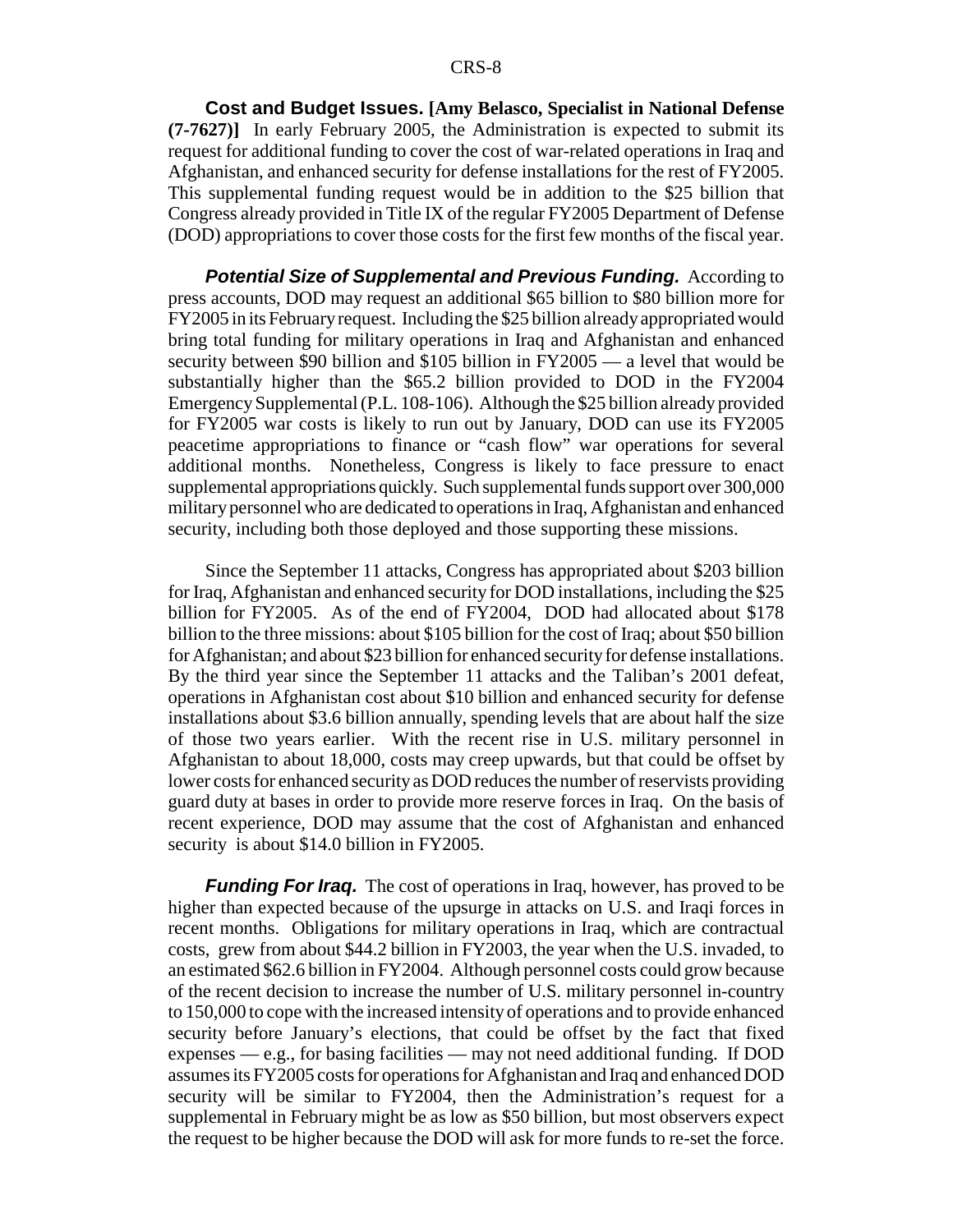**Cost and Budget Issues. [Amy Belasco, Specialist in National Defense (7-7627)]** In early February 2005, the Administration is expected to submit its request for additional funding to cover the cost of war-related operations in Iraq and Afghanistan, and enhanced security for defense installations for the rest of FY2005. This supplemental funding request would be in addition to the $25 billion that Congress already provided in Title IX of the regular FY2005 Department of Defense (DOD) appropriations to cover those costs for the first few months of the fiscal year.

***Potential Size of Supplemental and Previous Funding.*** According to press accounts, DOD may request an additional $65 billion to $80 billion more for FY2005 in its February request. Including the $25 billion already appropriated would bring total funding for military operations in Iraq and Afghanistan and enhanced security between $90 billion and $105 billion in FY2005 — a level that would be substantially higher than the $65.2 billion provided to DOD in the FY2004 Emergency Supplemental (P.L. 108-106). Although the $25 billion already provided for FY2005 war costs is likely to run out by January, DOD can use its FY2005 peacetime appropriations to finance or "cash flow" war operations for several additional months. Nonetheless, Congress is likely to face pressure to enact supplemental appropriations quickly. Such supplemental funds support over 300,000 military personnel who are dedicated to operations in Iraq, Afghanistan and enhanced security, including both those deployed and those supporting these missions.

Since the September 11 attacks, Congress has appropriated about $203 billion for Iraq, Afghanistan and enhanced security for DOD installations, including the $25 billion for FY2005. As of the end of FY2004, DOD had allocated about $178 billion to the three missions: about $105 billion for the cost of Iraq; about $50 billion for Afghanistan; and about $23 billion for enhanced security for defense installations. By the third year since the September 11 attacks and the Taliban's 2001 defeat, operations in Afghanistan cost about $10 billion and enhanced security for defense installations about $3.6 billion annually, spending levels that are about half the size of those two years earlier. With the recent rise in U.S. military personnel in Afghanistan to about 18,000, costs may creep upwards, but that could be offset by lower costs for enhanced security as DOD reduces the number of reservists providing guard duty at bases in order to provide more reserve forces in Iraq. On the basis of recent experience, DOD may assume that the cost of Afghanistan and enhanced security is about $14.0 billion in FY2005.

***Funding For Iraq.*** The cost of operations in Iraq, however, has proved to be higher than expected because of the upsurge in attacks on U.S. and Iraqi forces in recent months. Obligations for military operations in Iraq, which are contractual costs, grew from about $44.2 billion in FY2003, the year when the U.S. invaded, to an estimated $62.6 billion in FY2004. Although personnel costs could grow because of the recent decision to increase the number of U.S. military personnel in-country to 150,000 to cope with the increased intensity of operations and to provide enhanced security before January's elections, that could be offset by the fact that fixed expenses — e.g., for basing facilities — may not need additional funding. If DOD assumes its FY2005 costs for operations for Afghanistan and Iraq and enhanced DOD security will be similar to FY2004, then the Administration's request for a supplemental in February might be as low as $50 billion, but most observers expect the request to be higher because the DOD will ask for more funds to re-set the force.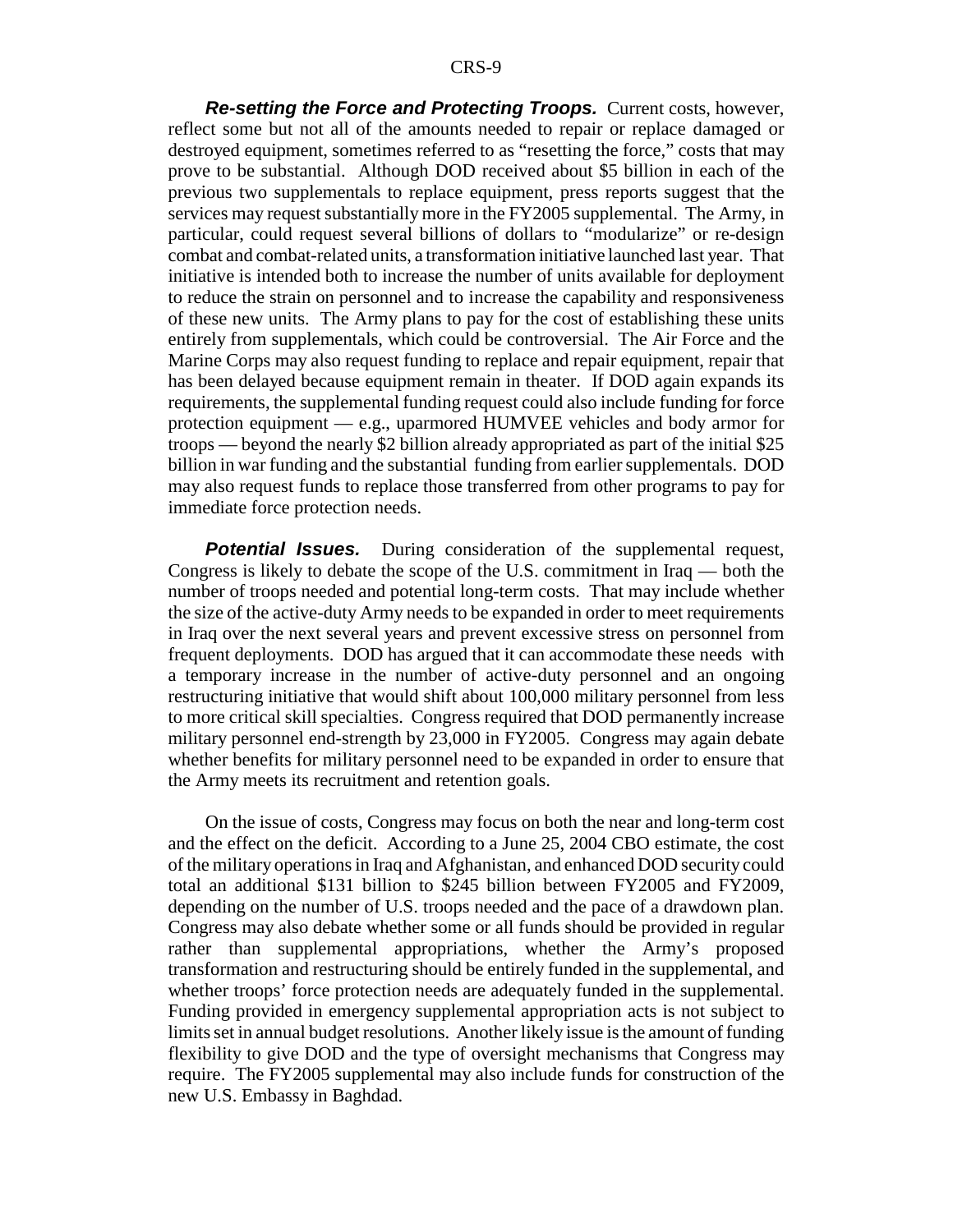***Re-setting the Force and Protecting Troops.*** Current costs, however, reflect some but not all of the amounts needed to repair or replace damaged or destroyed equipment, sometimes referred to as "resetting the force," costs that may prove to be substantial. Although DOD received about $5 billion in each of the previous two supplementals to replace equipment, press reports suggest that the services may request substantially more in the FY2005 supplemental. The Army, in particular, could request several billions of dollars to "modularize" or re-design combat and combat-related units, a transformation initiative launched last year. That initiative is intended both to increase the number of units available for deployment to reduce the strain on personnel and to increase the capability and responsiveness of these new units. The Army plans to pay for the cost of establishing these units entirely from supplementals, which could be controversial. The Air Force and the Marine Corps may also request funding to replace and repair equipment, repair that has been delayed because equipment remain in theater. If DOD again expands its requirements, the supplemental funding request could also include funding for force protection equipment — e.g., uparmored HUMVEE vehicles and body armor for troops — beyond the nearly $2 billion already appropriated as part of the initial $25 billion in war funding and the substantial funding from earlier supplementals. DOD may also request funds to replace those transferred from other programs to pay for immediate force protection needs.

***Potential Issues.*** During consideration of the supplemental request, Congress is likely to debate the scope of the U.S. commitment in Iraq — both the number of troops needed and potential long-term costs. That may include whether the size of the active-duty Army needs to be expanded in order to meet requirements in Iraq over the next several years and prevent excessive stress on personnel from frequent deployments. DOD has argued that it can accommodate these needs with a temporary increase in the number of active-duty personnel and an ongoing restructuring initiative that would shift about 100,000 military personnel from less to more critical skill specialties. Congress required that DOD permanently increase military personnel end-strength by 23,000 in FY2005. Congress may again debate whether benefits for military personnel need to be expanded in order to ensure that the Army meets its recruitment and retention goals.

On the issue of costs, Congress may focus on both the near and long-term cost and the effect on the deficit. According to a June 25, 2004 CBO estimate, the cost of the military operations in Iraq and Afghanistan, and enhanced DOD security could total an additional $131 billion to $245 billion between FY2005 and FY2009, depending on the number of U.S. troops needed and the pace of a drawdown plan. Congress may also debate whether some or all funds should be provided in regular rather than supplemental appropriations, whether the Army's proposed transformation and restructuring should be entirely funded in the supplemental, and whether troops' force protection needs are adequately funded in the supplemental. Funding provided in emergency supplemental appropriation acts is not subject to limits set in annual budget resolutions. Another likely issue is the amount of funding flexibility to give DOD and the type of oversight mechanisms that Congress may require. The FY2005 supplemental may also include funds for construction of the new U.S. Embassy in Baghdad.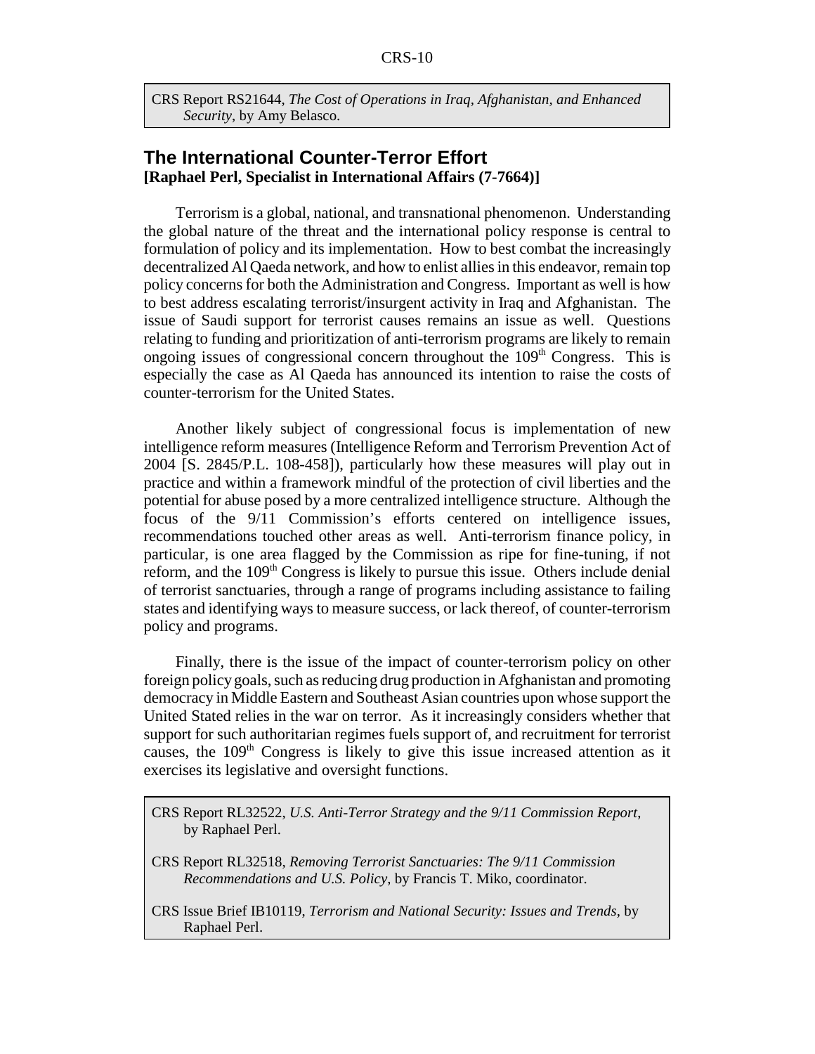CRS Report RS21644, *The Cost of Operations in Iraq, Afghanistan, and Enhanced Security*, by Amy Belasco.

## The International Counter-Terror Effort

**[Raphael Perl, Specialist in International Affairs (7-7664)]**

Terrorism is a global, national, and transnational phenomenon. Understanding the global nature of the threat and the international policy response is central to formulation of policy and its implementation. How to best combat the increasingly decentralized Al Qaeda network, and how to enlist allies in this endeavor, remain top policy concerns for both the Administration and Congress. Important as well is how to best address escalating terrorist/insurgent activity in Iraq and Afghanistan. The issue of Saudi support for terrorist causes remains an issue as well. Questions relating to funding and prioritization of anti-terrorism programs are likely to remain ongoing issues of congressional concern throughout the 109th Congress. This is especially the case as Al Qaeda has announced its intention to raise the costs of counter-terrorism for the United States.

Another likely subject of congressional focus is implementation of new intelligence reform measures (Intelligence Reform and Terrorism Prevention Act of 2004 [S. 2845/P.L. 108-458]), particularly how these measures will play out in practice and within a framework mindful of the protection of civil liberties and the potential for abuse posed by a more centralized intelligence structure. Although the focus of the 9/11 Commission's efforts centered on intelligence issues, recommendations touched other areas as well. Anti-terrorism finance policy, in particular, is one area flagged by the Commission as ripe for fine-tuning, if not reform, and the 109th Congress is likely to pursue this issue. Others include denial of terrorist sanctuaries, through a range of programs including assistance to failing states and identifying ways to measure success, or lack thereof, of counter-terrorism policy and programs.

Finally, there is the issue of the impact of counter-terrorism policy on other foreign policy goals, such as reducing drug production in Afghanistan and promoting democracy in Middle Eastern and Southeast Asian countries upon whose support the United Stated relies in the war on terror. As it increasingly considers whether that support for such authoritarian regimes fuels support of, and recruitment for terrorist causes, the 109th Congress is likely to give this issue increased attention as it exercises its legislative and oversight functions.

CRS Report RL32522, *U.S. Anti-Terror Strategy and the 9/11 Commission Report*, by Raphael Perl.

CRS Report RL32518, *Removing Terrorist Sanctuaries: The 9/11 Commission Recommendations and U.S. Policy*, by Francis T. Miko, coordinator.

CRS Issue Brief IB10119, *Terrorism and National Security: Issues and Trends*, by Raphael Perl.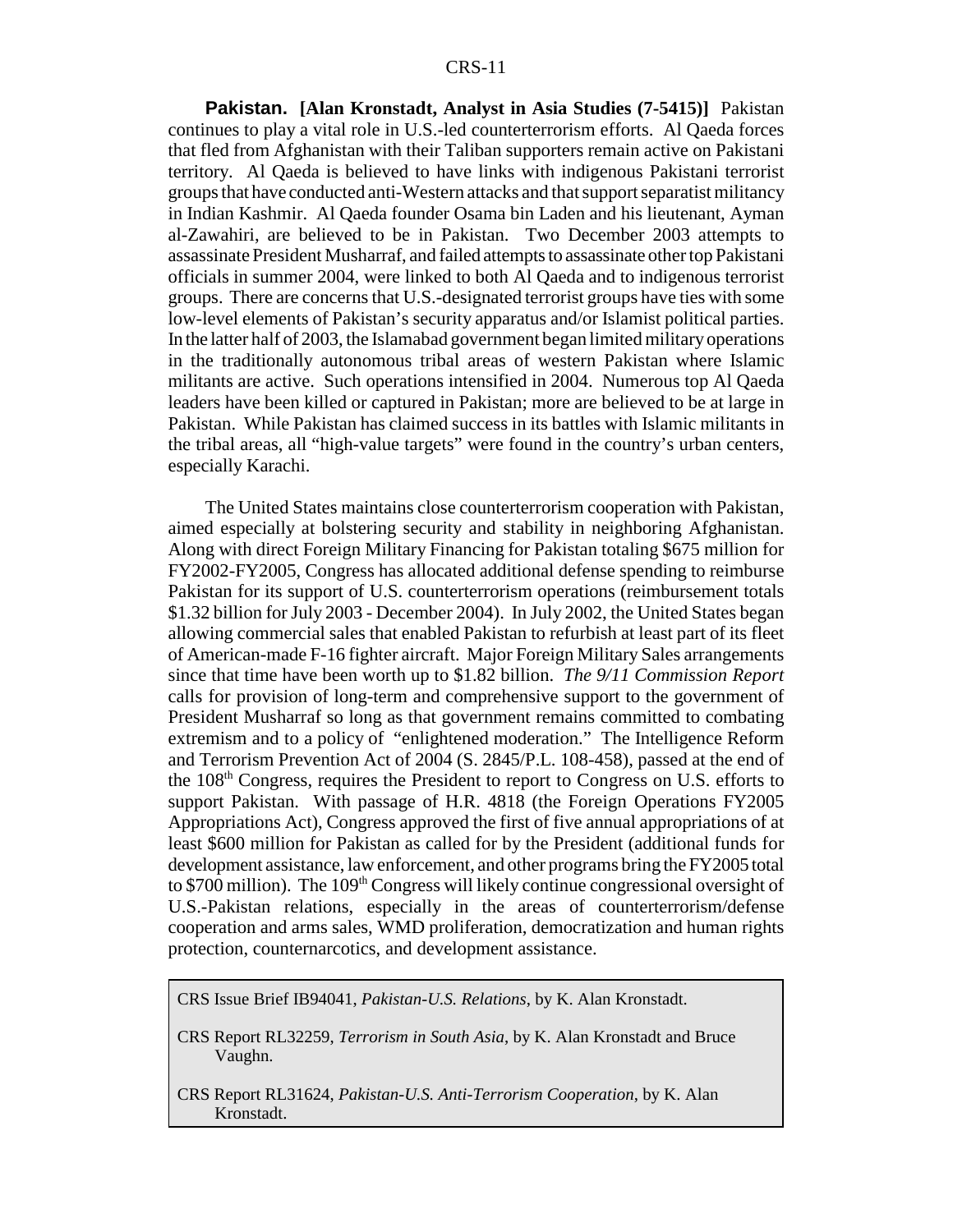**Pakistan. [Alan Kronstadt, Analyst in Asia Studies (7-5415)]** Pakistan continues to play a vital role in U.S.-led counterterrorism efforts. Al Qaeda forces that fled from Afghanistan with their Taliban supporters remain active on Pakistani territory. Al Qaeda is believed to have links with indigenous Pakistani terrorist groups that have conducted anti-Western attacks and that support separatist militancy in Indian Kashmir. Al Qaeda founder Osama bin Laden and his lieutenant, Ayman al-Zawahiri, are believed to be in Pakistan. Two December 2003 attempts to assassinate President Musharraf, and failed attempts to assassinate other top Pakistani officials in summer 2004, were linked to both Al Qaeda and to indigenous terrorist groups. There are concerns that U.S.-designated terrorist groups have ties with some low-level elements of Pakistan's security apparatus and/or Islamist political parties. In the latter half of 2003, the Islamabad government began limited military operations in the traditionally autonomous tribal areas of western Pakistan where Islamic militants are active. Such operations intensified in 2004. Numerous top Al Qaeda leaders have been killed or captured in Pakistan; more are believed to be at large in Pakistan. While Pakistan has claimed success in its battles with Islamic militants in the tribal areas, all "high-value targets" were found in the country's urban centers, especially Karachi.

The United States maintains close counterterrorism cooperation with Pakistan, aimed especially at bolstering security and stability in neighboring Afghanistan. Along with direct Foreign Military Financing for Pakistan totaling $675 million for FY2002-FY2005, Congress has allocated additional defense spending to reimburse Pakistan for its support of U.S. counterterrorism operations (reimbursement totals $1.32 billion for July 2003 - December 2004). In July 2002, the United States began allowing commercial sales that enabled Pakistan to refurbish at least part of its fleet of American-made F-16 fighter aircraft. Major Foreign Military Sales arrangements since that time have been worth up to $1.82 billion. *The 9/11 Commission Report* calls for provision of long-term and comprehensive support to the government of President Musharraf so long as that government remains committed to combating extremism and to a policy of "enlightened moderation." The Intelligence Reform and Terrorism Prevention Act of 2004 (S. 2845/P.L. 108-458), passed at the end of the 108th Congress, requires the President to report to Congress on U.S. efforts to support Pakistan. With passage of H.R. 4818 (the Foreign Operations FY2005 Appropriations Act), Congress approved the first of five annual appropriations of at least $600 million for Pakistan as called for by the President (additional funds for development assistance, law enforcement, and other programs bring the FY2005 total to $700 million). The 109th Congress will likely continue congressional oversight of U.S.-Pakistan relations, especially in the areas of counterterrorism/defense cooperation and arms sales, WMD proliferation, democratization and human rights protection, counternarcotics, and development assistance.

CRS Issue Brief IB94041, *Pakistan-U.S. Relations*, by K. Alan Kronstadt.

CRS Report RL32259, *Terrorism in South Asia*, by K. Alan Kronstadt and Bruce Vaughn.

CRS Report RL31624, *Pakistan-U.S. Anti-Terrorism Cooperation*, by K. Alan Kronstadt.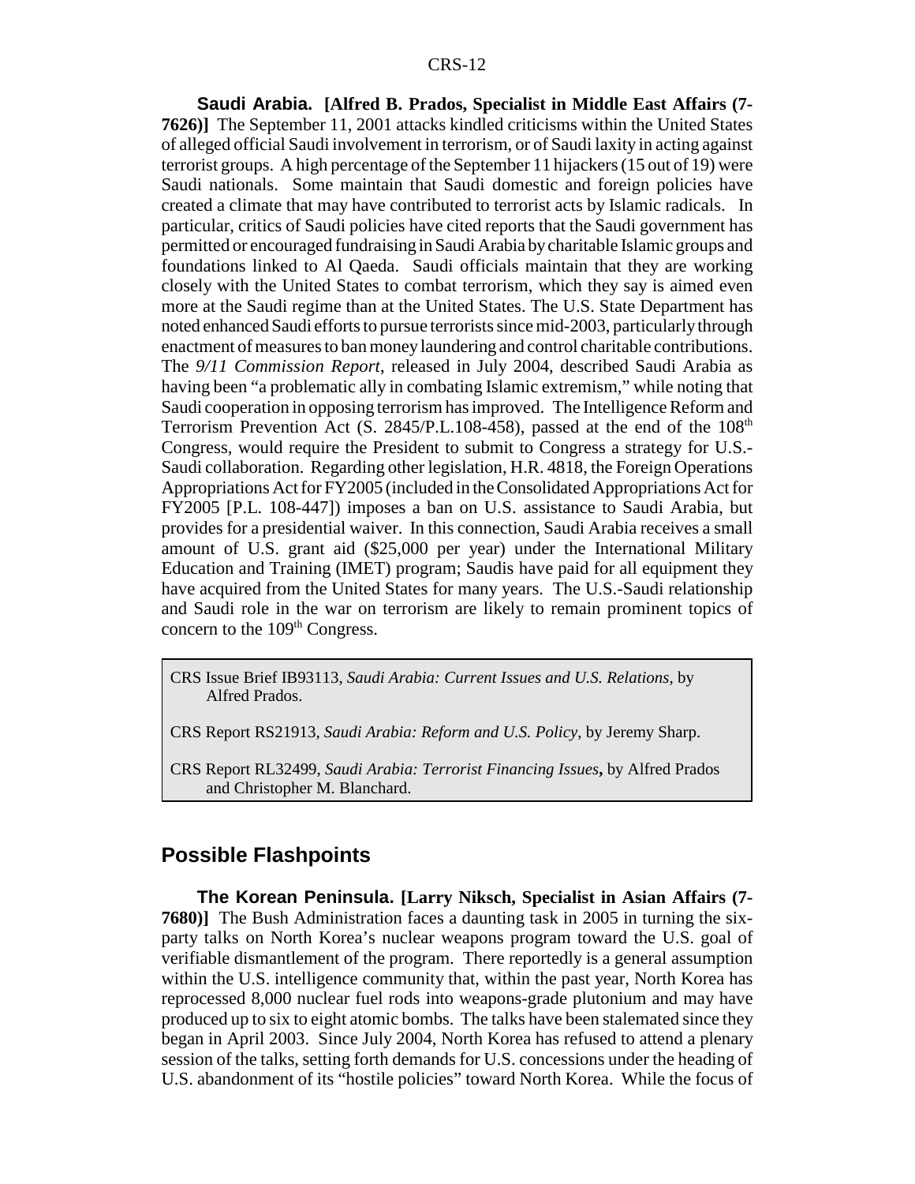**Saudi Arabia. [Alfred B. Prados, Specialist in Middle East Affairs (7-7626)]** The September 11, 2001 attacks kindled criticisms within the United States of alleged official Saudi involvement in terrorism, or of Saudi laxity in acting against terrorist groups. A high percentage of the September 11 hijackers (15 out of 19) were Saudi nationals. Some maintain that Saudi domestic and foreign policies have created a climate that may have contributed to terrorist acts by Islamic radicals. In particular, critics of Saudi policies have cited reports that the Saudi government has permitted or encouraged fundraising in Saudi Arabia by charitable Islamic groups and foundations linked to Al Qaeda. Saudi officials maintain that they are working closely with the United States to combat terrorism, which they say is aimed even more at the Saudi regime than at the United States. The U.S. State Department has noted enhanced Saudi efforts to pursue terrorists since mid-2003, particularly through enactment of measures to ban money laundering and control charitable contributions. The *9/11 Commission Report*, released in July 2004, described Saudi Arabia as having been "a problematic ally in combating Islamic extremism," while noting that Saudi cooperation in opposing terrorism has improved. The Intelligence Reform and Terrorism Prevention Act (S. 2845/P.L.108-458), passed at the end of the 108th Congress, would require the President to submit to Congress a strategy for U.S.-Saudi collaboration. Regarding other legislation, H.R. 4818, the Foreign Operations Appropriations Act for FY2005 (included in the Consolidated Appropriations Act for FY2005 [P.L. 108-447]) imposes a ban on U.S. assistance to Saudi Arabia, but provides for a presidential waiver. In this connection, Saudi Arabia receives a small amount of U.S. grant aid ($25,000 per year) under the International Military Education and Training (IMET) program; Saudis have paid for all equipment they have acquired from the United States for many years. The U.S.-Saudi relationship and Saudi role in the war on terrorism are likely to remain prominent topics of concern to the 109th Congress.

> CRS Issue Brief IB93113, *Saudi Arabia: Current Issues and U.S. Relations*, by Alfred Prados.
>
> CRS Report RS21913, *Saudi Arabia: Reform and U.S. Policy*, by Jeremy Sharp.
>
> CRS Report RL32499, *Saudi Arabia: Terrorist Financing Issues***,** by Alfred Prados and Christopher M. Blanchard.

## Possible Flashpoints

**The Korean Peninsula. [Larry Niksch, Specialist in Asian Affairs (7-7680)]** The Bush Administration faces a daunting task in 2005 in turning the six-party talks on North Korea's nuclear weapons program toward the U.S. goal of verifiable dismantlement of the program. There reportedly is a general assumption within the U.S. intelligence community that, within the past year, North Korea has reprocessed 8,000 nuclear fuel rods into weapons-grade plutonium and may have produced up to six to eight atomic bombs. The talks have been stalemated since they began in April 2003. Since July 2004, North Korea has refused to attend a plenary session of the talks, setting forth demands for U.S. concessions under the heading of U.S. abandonment of its "hostile policies" toward North Korea. While the focus of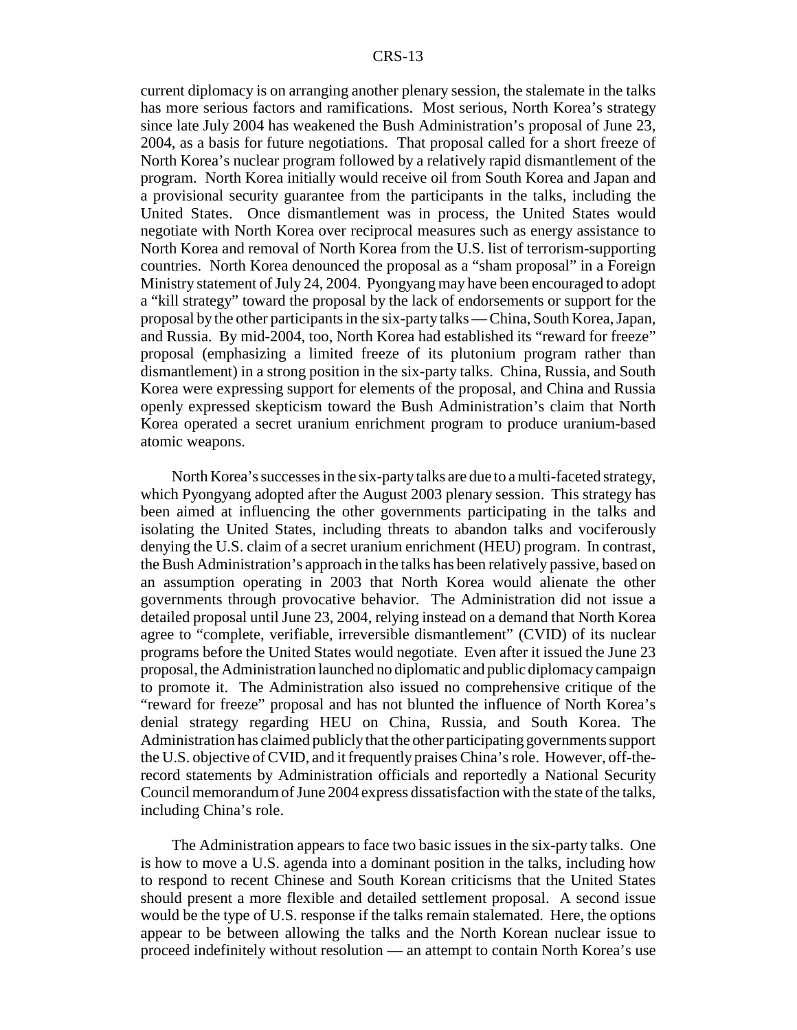current diplomacy is on arranging another plenary session, the stalemate in the talks has more serious factors and ramifications. Most serious, North Korea's strategy since late July 2004 has weakened the Bush Administration's proposal of June 23, 2004, as a basis for future negotiations. That proposal called for a short freeze of North Korea's nuclear program followed by a relatively rapid dismantlement of the program. North Korea initially would receive oil from South Korea and Japan and a provisional security guarantee from the participants in the talks, including the United States. Once dismantlement was in process, the United States would negotiate with North Korea over reciprocal measures such as energy assistance to North Korea and removal of North Korea from the U.S. list of terrorism-supporting countries. North Korea denounced the proposal as a "sham proposal" in a Foreign Ministry statement of July 24, 2004. Pyongyang may have been encouraged to adopt a "kill strategy" toward the proposal by the lack of endorsements or support for the proposal by the other participants in the six-party talks — China, South Korea, Japan, and Russia. By mid-2004, too, North Korea had established its "reward for freeze" proposal (emphasizing a limited freeze of its plutonium program rather than dismantlement) in a strong position in the six-party talks. China, Russia, and South Korea were expressing support for elements of the proposal, and China and Russia openly expressed skepticism toward the Bush Administration's claim that North Korea operated a secret uranium enrichment program to produce uranium-based atomic weapons.

North Korea's successes in the six-party talks are due to a multi-faceted strategy, which Pyongyang adopted after the August 2003 plenary session. This strategy has been aimed at influencing the other governments participating in the talks and isolating the United States, including threats to abandon talks and vociferously denying the U.S. claim of a secret uranium enrichment (HEU) program. In contrast, the Bush Administration's approach in the talks has been relatively passive, based on an assumption operating in 2003 that North Korea would alienate the other governments through provocative behavior. The Administration did not issue a detailed proposal until June 23, 2004, relying instead on a demand that North Korea agree to "complete, verifiable, irreversible dismantlement" (CVID) of its nuclear programs before the United States would negotiate. Even after it issued the June 23 proposal, the Administration launched no diplomatic and public diplomacy campaign to promote it. The Administration also issued no comprehensive critique of the "reward for freeze" proposal and has not blunted the influence of North Korea's denial strategy regarding HEU on China, Russia, and South Korea. The Administration has claimed publicly that the other participating governments support the U.S. objective of CVID, and it frequently praises China's role. However, off-the-record statements by Administration officials and reportedly a National Security Council memorandum of June 2004 express dissatisfaction with the state of the talks, including China's role.

The Administration appears to face two basic issues in the six-party talks. One is how to move a U.S. agenda into a dominant position in the talks, including how to respond to recent Chinese and South Korean criticisms that the United States should present a more flexible and detailed settlement proposal. A second issue would be the type of U.S. response if the talks remain stalemated. Here, the options appear to be between allowing the talks and the North Korean nuclear issue to proceed indefinitely without resolution — an attempt to contain North Korea's use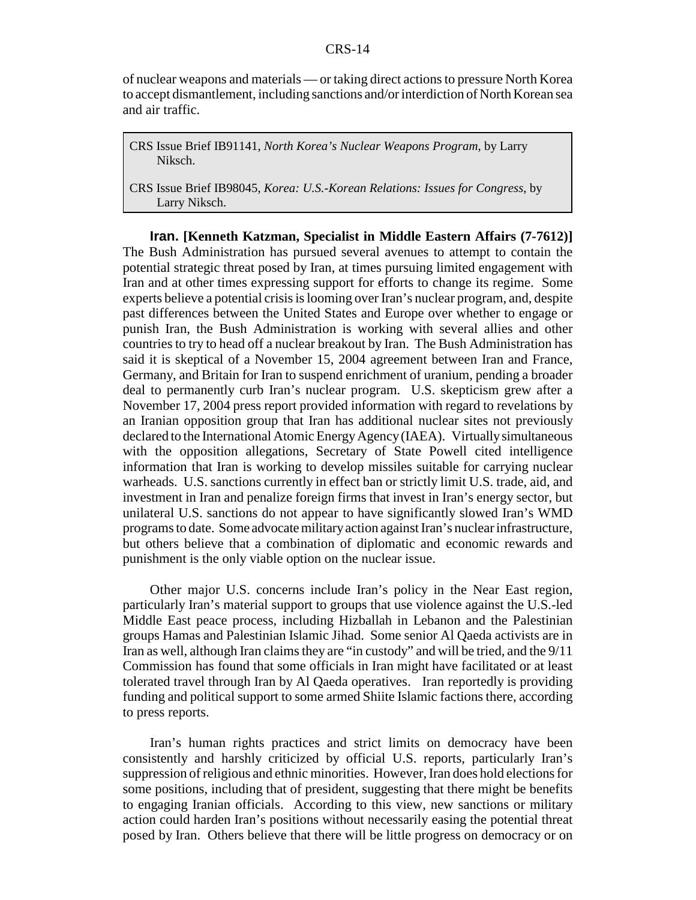of nuclear weapons and materials — or taking direct actions to pressure North Korea to accept dismantlement, including sanctions and/or interdiction of North Korean sea and air traffic.

> CRS Issue Brief IB91141, *North Korea's Nuclear Weapons Program*, by Larry Niksch.
>
> CRS Issue Brief IB98045, *Korea: U.S.-Korean Relations: Issues for Congress*, by Larry Niksch.

**Iran. [Kenneth Katzman, Specialist in Middle Eastern Affairs (7-7612)]** The Bush Administration has pursued several avenues to attempt to contain the potential strategic threat posed by Iran, at times pursuing limited engagement with Iran and at other times expressing support for efforts to change its regime. Some experts believe a potential crisis is looming over Iran's nuclear program, and, despite past differences between the United States and Europe over whether to engage or punish Iran, the Bush Administration is working with several allies and other countries to try to head off a nuclear breakout by Iran. The Bush Administration has said it is skeptical of a November 15, 2004 agreement between Iran and France, Germany, and Britain for Iran to suspend enrichment of uranium, pending a broader deal to permanently curb Iran's nuclear program. U.S. skepticism grew after a November 17, 2004 press report provided information with regard to revelations by an Iranian opposition group that Iran has additional nuclear sites not previously declared to the International Atomic Energy Agency (IAEA). Virtually simultaneous with the opposition allegations, Secretary of State Powell cited intelligence information that Iran is working to develop missiles suitable for carrying nuclear warheads. U.S. sanctions currently in effect ban or strictly limit U.S. trade, aid, and investment in Iran and penalize foreign firms that invest in Iran's energy sector, but unilateral U.S. sanctions do not appear to have significantly slowed Iran's WMD programs to date. Some advocate military action against Iran's nuclear infrastructure, but others believe that a combination of diplomatic and economic rewards and punishment is the only viable option on the nuclear issue.

Other major U.S. concerns include Iran's policy in the Near East region, particularly Iran's material support to groups that use violence against the U.S.-led Middle East peace process, including Hizballah in Lebanon and the Palestinian groups Hamas and Palestinian Islamic Jihad. Some senior Al Qaeda activists are in Iran as well, although Iran claims they are "in custody" and will be tried, and the 9/11 Commission has found that some officials in Iran might have facilitated or at least tolerated travel through Iran by Al Qaeda operatives. Iran reportedly is providing funding and political support to some armed Shiite Islamic factions there, according to press reports.

Iran's human rights practices and strict limits on democracy have been consistently and harshly criticized by official U.S. reports, particularly Iran's suppression of religious and ethnic minorities. However, Iran does hold elections for some positions, including that of president, suggesting that there might be benefits to engaging Iranian officials. According to this view, new sanctions or military action could harden Iran's positions without necessarily easing the potential threat posed by Iran. Others believe that there will be little progress on democracy or on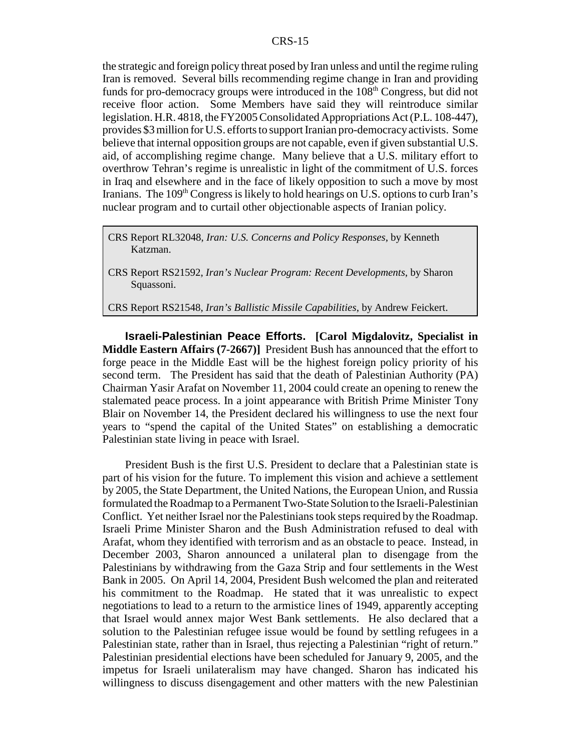the strategic and foreign policy threat posed by Iran unless and until the regime ruling Iran is removed. Several bills recommending regime change in Iran and providing funds for pro-democracy groups were introduced in the 108th Congress, but did not receive floor action. Some Members have said they will reintroduce similar legislation. H.R. 4818, the FY2005 Consolidated Appropriations Act (P.L. 108-447), provides $3 million for U.S. efforts to support Iranian pro-democracy activists. Some believe that internal opposition groups are not capable, even if given substantial U.S. aid, of accomplishing regime change. Many believe that a U.S. military effort to overthrow Tehran's regime is unrealistic in light of the commitment of U.S. forces in Iraq and elsewhere and in the face of likely opposition to such a move by most Iranians. The 109th Congress is likely to hold hearings on U.S. options to curb Iran's nuclear program and to curtail other objectionable aspects of Iranian policy.

> CRS Report RL32048, *Iran: U.S. Concerns and Policy Responses*, by Kenneth Katzman.
>
> CRS Report RS21592, *Iran's Nuclear Program: Recent Developments*, by Sharon Squassoni.
>
> CRS Report RS21548, *Iran's Ballistic Missile Capabilities*, by Andrew Feickert.

**Israeli-Palestinian Peace Efforts. [Carol Migdalovitz, Specialist in Middle Eastern Affairs (7-2667)]** President Bush has announced that the effort to forge peace in the Middle East will be the highest foreign policy priority of his second term. The President has said that the death of Palestinian Authority (PA) Chairman Yasir Arafat on November 11, 2004 could create an opening to renew the stalemated peace process. In a joint appearance with British Prime Minister Tony Blair on November 14, the President declared his willingness to use the next four years to "spend the capital of the United States" on establishing a democratic Palestinian state living in peace with Israel.

President Bush is the first U.S. President to declare that a Palestinian state is part of his vision for the future. To implement this vision and achieve a settlement by 2005, the State Department, the United Nations, the European Union, and Russia formulated the Roadmap to a Permanent Two-State Solution to the Israeli-Palestinian Conflict. Yet neither Israel nor the Palestinians took steps required by the Roadmap. Israeli Prime Minister Sharon and the Bush Administration refused to deal with Arafat, whom they identified with terrorism and as an obstacle to peace. Instead, in December 2003, Sharon announced a unilateral plan to disengage from the Palestinians by withdrawing from the Gaza Strip and four settlements in the West Bank in 2005. On April 14, 2004, President Bush welcomed the plan and reiterated his commitment to the Roadmap. He stated that it was unrealistic to expect negotiations to lead to a return to the armistice lines of 1949, apparently accepting that Israel would annex major West Bank settlements. He also declared that a solution to the Palestinian refugee issue would be found by settling refugees in a Palestinian state, rather than in Israel, thus rejecting a Palestinian "right of return." Palestinian presidential elections have been scheduled for January 9, 2005, and the impetus for Israeli unilateralism may have changed. Sharon has indicated his willingness to discuss disengagement and other matters with the new Palestinian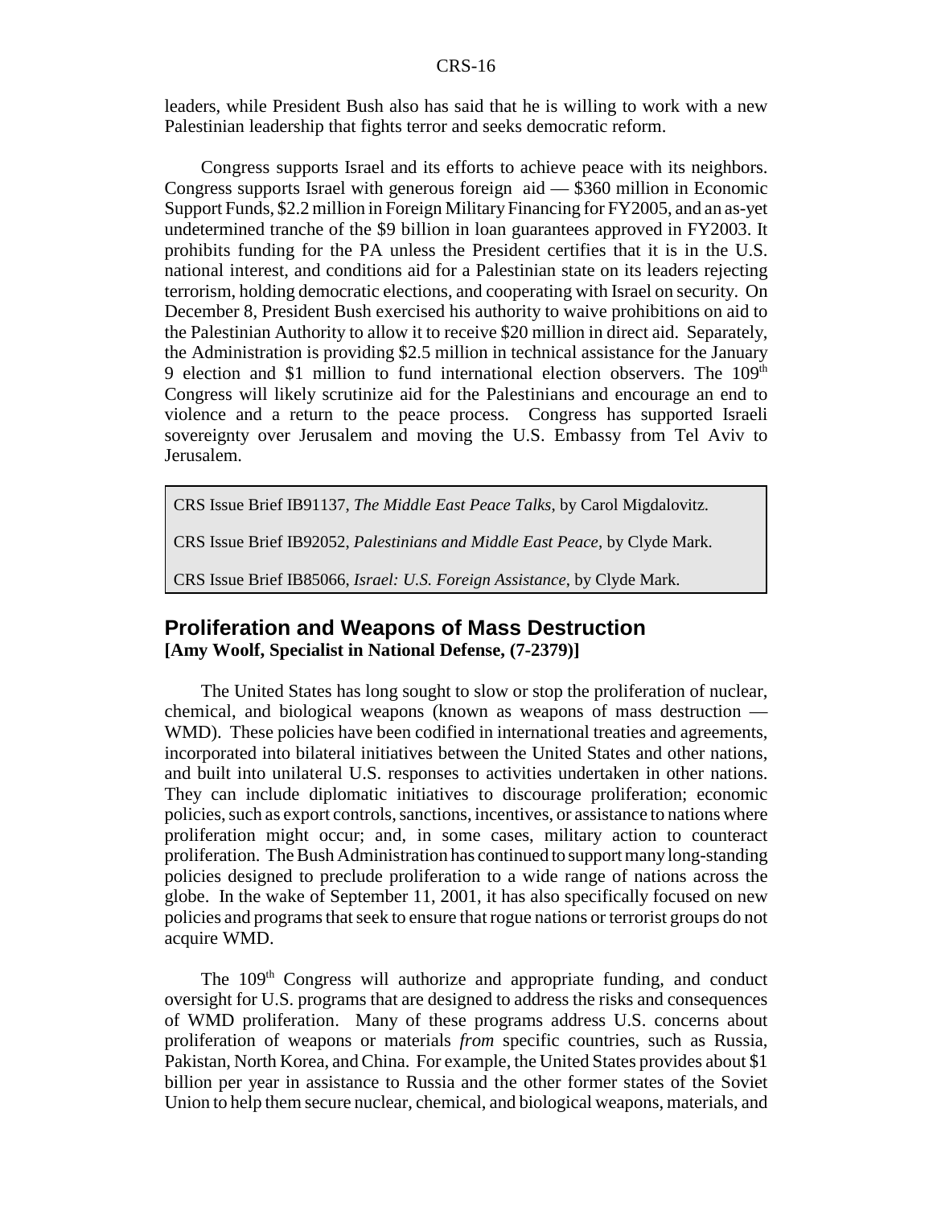leaders, while President Bush also has said that he is willing to work with a new Palestinian leadership that fights terror and seeks democratic reform.

Congress supports Israel and its efforts to achieve peace with its neighbors. Congress supports Israel with generous foreign aid — $360 million in Economic Support Funds, $2.2 million in Foreign Military Financing for FY2005, and an as-yet undetermined tranche of the $9 billion in loan guarantees approved in FY2003. It prohibits funding for the PA unless the President certifies that it is in the U.S. national interest, and conditions aid for a Palestinian state on its leaders rejecting terrorism, holding democratic elections, and cooperating with Israel on security. On December 8, President Bush exercised his authority to waive prohibitions on aid to the Palestinian Authority to allow it to receive $20 million in direct aid. Separately, the Administration is providing $2.5 million in technical assistance for the January 9 election and $1 million to fund international election observers. The 109th Congress will likely scrutinize aid for the Palestinians and encourage an end to violence and a return to the peace process. Congress has supported Israeli sovereignty over Jerusalem and moving the U.S. Embassy from Tel Aviv to Jerusalem.

CRS Issue Brief IB91137, *The Middle East Peace Talks*, by Carol Migdalovitz.

CRS Issue Brief IB92052, *Palestinians and Middle East Peace*, by Clyde Mark.

CRS Issue Brief IB85066, *Israel: U.S. Foreign Assistance*, by Clyde Mark.

## Proliferation and Weapons of Mass Destruction

**[Amy Woolf, Specialist in National Defense, (7-2379)]**

The United States has long sought to slow or stop the proliferation of nuclear, chemical, and biological weapons (known as weapons of mass destruction — WMD). These policies have been codified in international treaties and agreements, incorporated into bilateral initiatives between the United States and other nations, and built into unilateral U.S. responses to activities undertaken in other nations. They can include diplomatic initiatives to discourage proliferation; economic policies, such as export controls, sanctions, incentives, or assistance to nations where proliferation might occur; and, in some cases, military action to counteract proliferation. The Bush Administration has continued to support many long-standing policies designed to preclude proliferation to a wide range of nations across the globe. In the wake of September 11, 2001, it has also specifically focused on new policies and programs that seek to ensure that rogue nations or terrorist groups do not acquire WMD.

The 109th Congress will authorize and appropriate funding, and conduct oversight for U.S. programs that are designed to address the risks and consequences of WMD proliferation. Many of these programs address U.S. concerns about proliferation of weapons or materials *from* specific countries, such as Russia, Pakistan, North Korea, and China. For example, the United States provides about $1 billion per year in assistance to Russia and the other former states of the Soviet Union to help them secure nuclear, chemical, and biological weapons, materials, and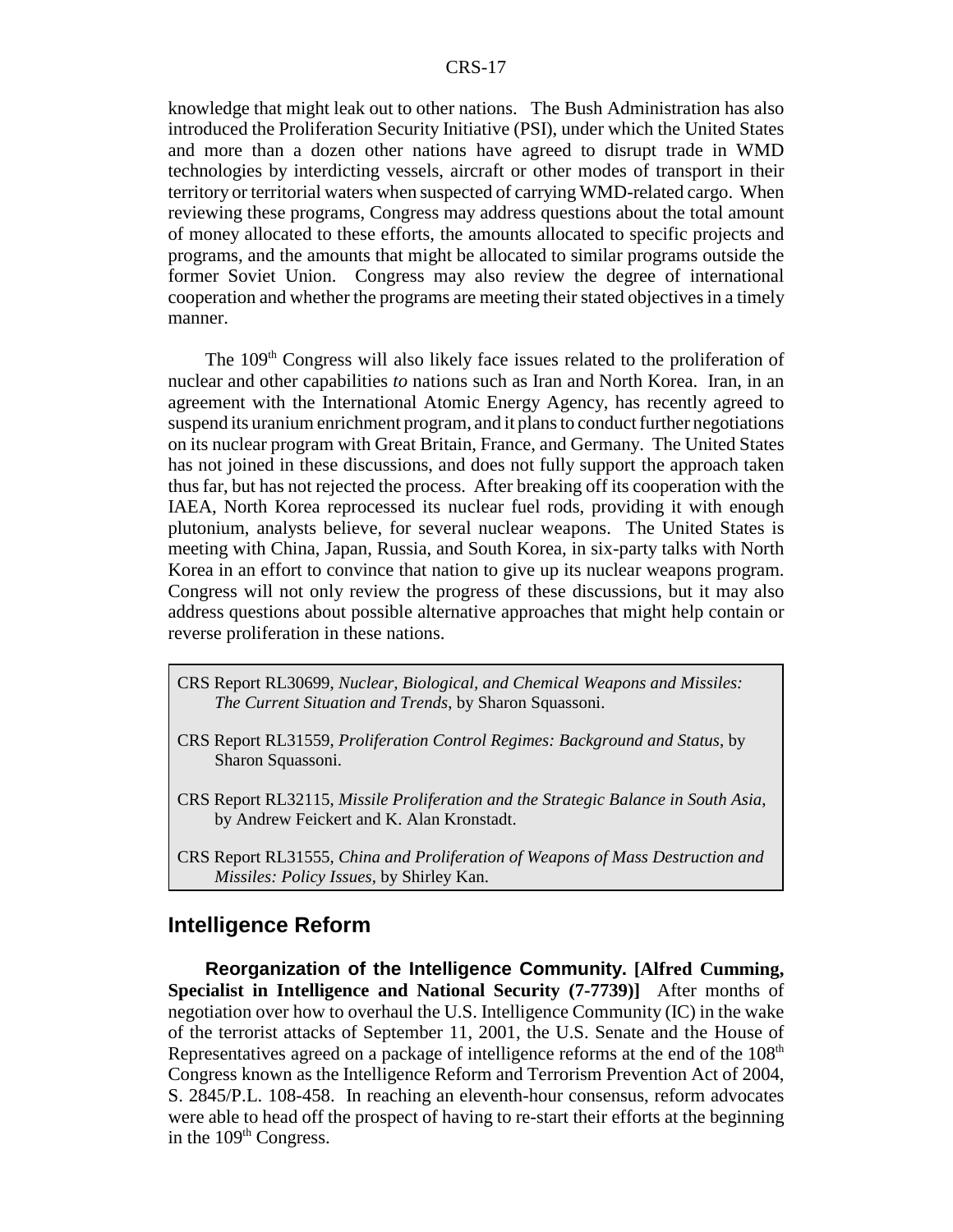knowledge that might leak out to other nations. The Bush Administration has also introduced the Proliferation Security Initiative (PSI), under which the United States and more than a dozen other nations have agreed to disrupt trade in WMD technologies by interdicting vessels, aircraft or other modes of transport in their territory or territorial waters when suspected of carrying WMD-related cargo. When reviewing these programs, Congress may address questions about the total amount of money allocated to these efforts, the amounts allocated to specific projects and programs, and the amounts that might be allocated to similar programs outside the former Soviet Union. Congress may also review the degree of international cooperation and whether the programs are meeting their stated objectives in a timely manner.

The 109th Congress will also likely face issues related to the proliferation of nuclear and other capabilities *to* nations such as Iran and North Korea. Iran, in an agreement with the International Atomic Energy Agency, has recently agreed to suspend its uranium enrichment program, and it plans to conduct further negotiations on its nuclear program with Great Britain, France, and Germany. The United States has not joined in these discussions, and does not fully support the approach taken thus far, but has not rejected the process. After breaking off its cooperation with the IAEA, North Korea reprocessed its nuclear fuel rods, providing it with enough plutonium, analysts believe, for several nuclear weapons. The United States is meeting with China, Japan, Russia, and South Korea, in six-party talks with North Korea in an effort to convince that nation to give up its nuclear weapons program. Congress will not only review the progress of these discussions, but it may also address questions about possible alternative approaches that might help contain or reverse proliferation in these nations.

> CRS Report RL30699, *Nuclear, Biological, and Chemical Weapons and Missiles: The Current Situation and Trends*, by Sharon Squassoni.
>
> CRS Report RL31559, *Proliferation Control Regimes: Background and Status*, by Sharon Squassoni.
>
> CRS Report RL32115, *Missile Proliferation and the Strategic Balance in South Asia*, by Andrew Feickert and K. Alan Kronstadt.
>
> CRS Report RL31555, *China and Proliferation of Weapons of Mass Destruction and Missiles: Policy Issues*, by Shirley Kan.

## Intelligence Reform

**Reorganization of the Intelligence Community. [Alfred Cumming, Specialist in Intelligence and National Security (7-7739)]** After months of negotiation over how to overhaul the U.S. Intelligence Community (IC) in the wake of the terrorist attacks of September 11, 2001, the U.S. Senate and the House of Representatives agreed on a package of intelligence reforms at the end of the 108th Congress known as the Intelligence Reform and Terrorism Prevention Act of 2004, S. 2845/P.L. 108-458. In reaching an eleventh-hour consensus, reform advocates were able to head off the prospect of having to re-start their efforts at the beginning in the 109th Congress.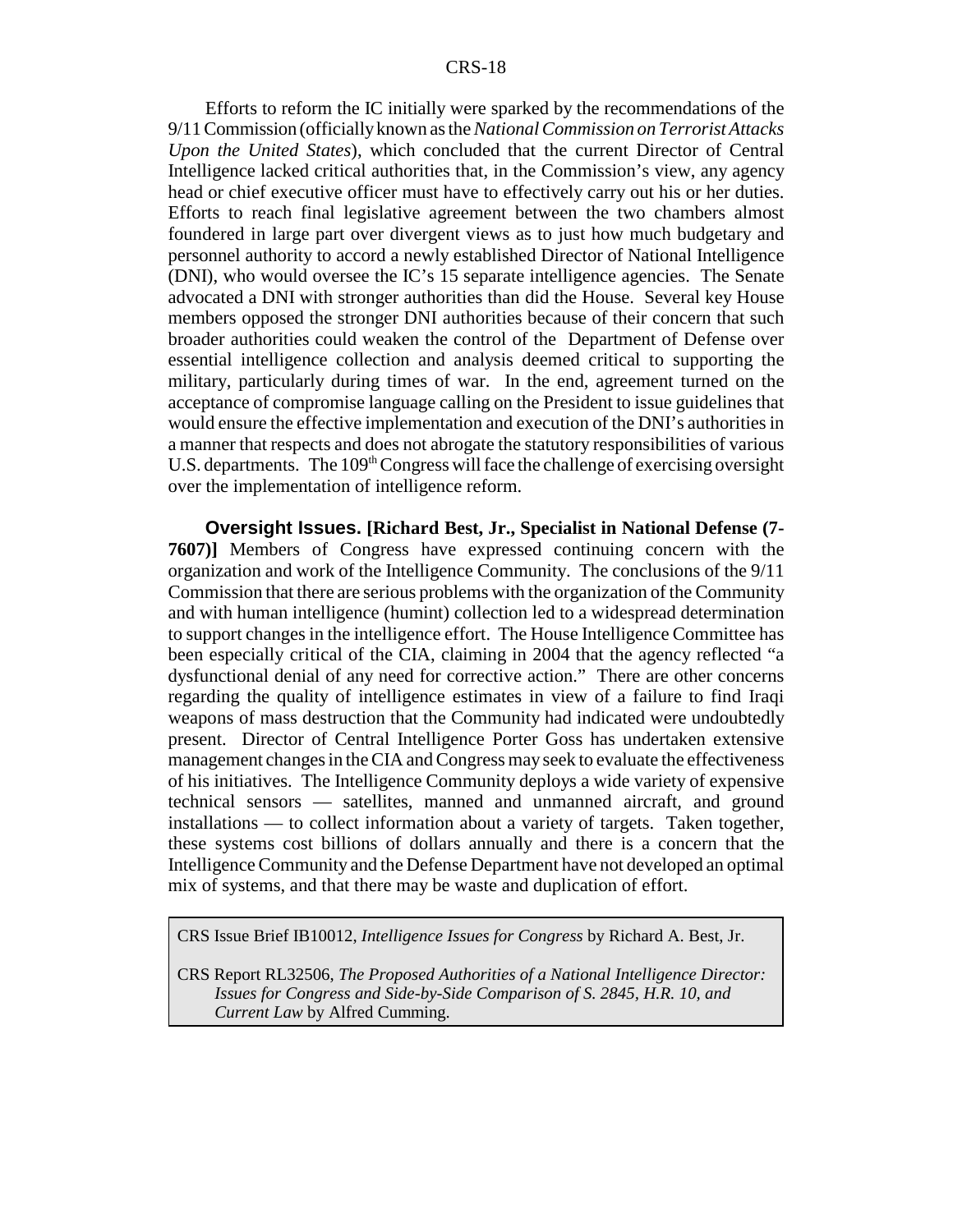Efforts to reform the IC initially were sparked by the recommendations of the 9/11 Commission (officially known as the *National Commission on Terrorist Attacks Upon the United States*), which concluded that the current Director of Central Intelligence lacked critical authorities that, in the Commission's view, any agency head or chief executive officer must have to effectively carry out his or her duties. Efforts to reach final legislative agreement between the two chambers almost foundered in large part over divergent views as to just how much budgetary and personnel authority to accord a newly established Director of National Intelligence (DNI), who would oversee the IC's 15 separate intelligence agencies. The Senate advocated a DNI with stronger authorities than did the House. Several key House members opposed the stronger DNI authorities because of their concern that such broader authorities could weaken the control of the Department of Defense over essential intelligence collection and analysis deemed critical to supporting the military, particularly during times of war. In the end, agreement turned on the acceptance of compromise language calling on the President to issue guidelines that would ensure the effective implementation and execution of the DNI's authorities in a manner that respects and does not abrogate the statutory responsibilities of various U.S. departments. The 109th Congress will face the challenge of exercising oversight over the implementation of intelligence reform.

**Oversight Issues. [Richard Best, Jr., Specialist in National Defense (7-7607)]** Members of Congress have expressed continuing concern with the organization and work of the Intelligence Community. The conclusions of the 9/11 Commission that there are serious problems with the organization of the Community and with human intelligence (humint) collection led to a widespread determination to support changes in the intelligence effort. The House Intelligence Committee has been especially critical of the CIA, claiming in 2004 that the agency reflected "a dysfunctional denial of any need for corrective action." There are other concerns regarding the quality of intelligence estimates in view of a failure to find Iraqi weapons of mass destruction that the Community had indicated were undoubtedly present. Director of Central Intelligence Porter Goss has undertaken extensive management changes in the CIA and Congress may seek to evaluate the effectiveness of his initiatives. The Intelligence Community deploys a wide variety of expensive technical sensors — satellites, manned and unmanned aircraft, and ground installations — to collect information about a variety of targets. Taken together, these systems cost billions of dollars annually and there is a concern that the Intelligence Community and the Defense Department have not developed an optimal mix of systems, and that there may be waste and duplication of effort.

CRS Issue Brief IB10012, *Intelligence Issues for Congress* by Richard A. Best, Jr.

CRS Report RL32506, *The Proposed Authorities of a National Intelligence Director: Issues for Congress and Side-by-Side Comparison of S. 2845, H.R. 10, and Current Law* by Alfred Cumming.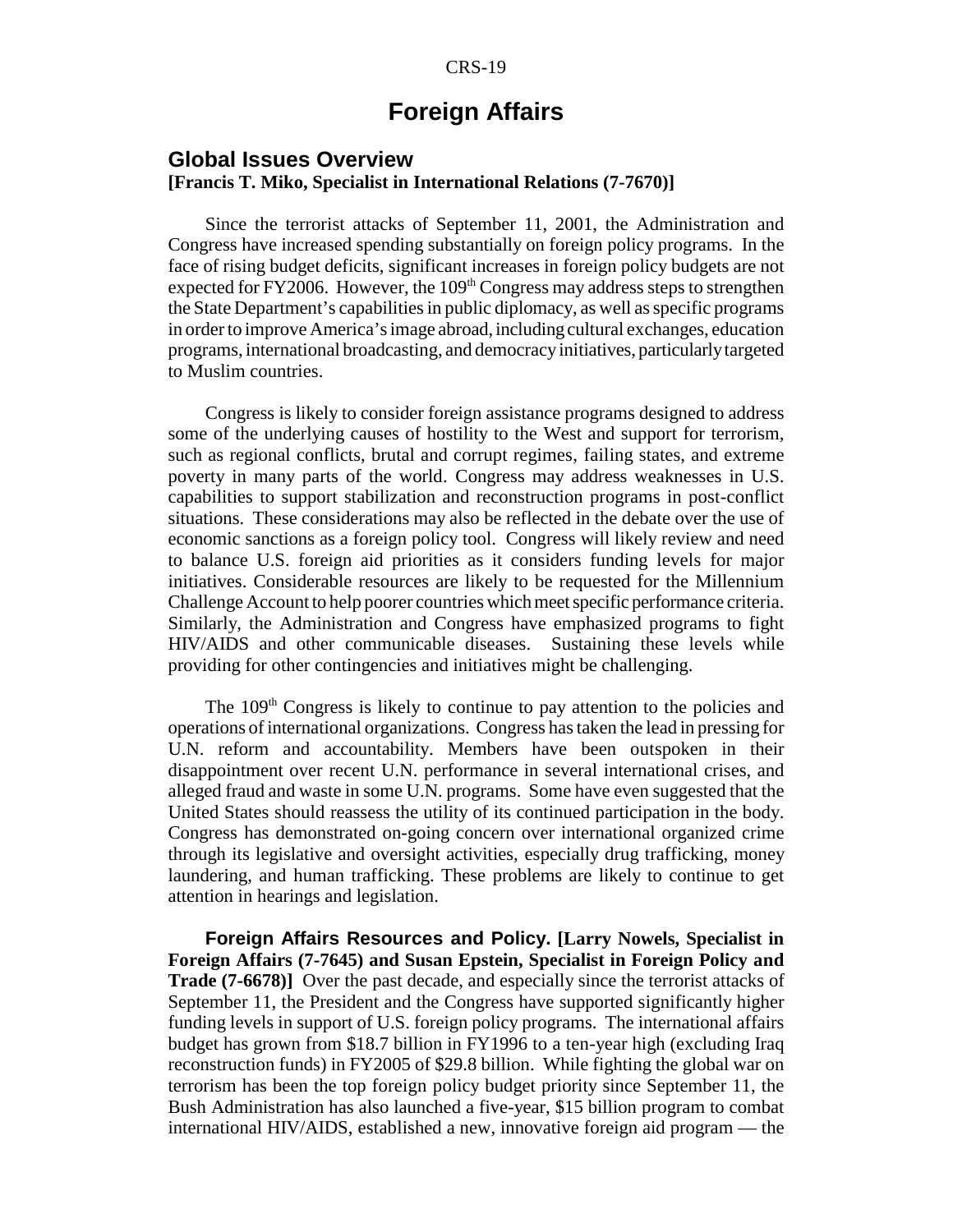# Foreign Affairs

## Global Issues Overview

**[Francis T. Miko, Specialist in International Relations (7-7670)]**

Since the terrorist attacks of September 11, 2001, the Administration and Congress have increased spending substantially on foreign policy programs. In the face of rising budget deficits, significant increases in foreign policy budgets are not expected for FY2006. However, the 109th Congress may address steps to strengthen the State Department's capabilities in public diplomacy, as well as specific programs in order to improve America's image abroad, including cultural exchanges, education programs, international broadcasting, and democracy initiatives, particularly targeted to Muslim countries.

Congress is likely to consider foreign assistance programs designed to address some of the underlying causes of hostility to the West and support for terrorism, such as regional conflicts, brutal and corrupt regimes, failing states, and extreme poverty in many parts of the world. Congress may address weaknesses in U.S. capabilities to support stabilization and reconstruction programs in post-conflict situations. These considerations may also be reflected in the debate over the use of economic sanctions as a foreign policy tool. Congress will likely review and need to balance U.S. foreign aid priorities as it considers funding levels for major initiatives. Considerable resources are likely to be requested for the Millennium Challenge Account to help poorer countries which meet specific performance criteria. Similarly, the Administration and Congress have emphasized programs to fight HIV/AIDS and other communicable diseases. Sustaining these levels while providing for other contingencies and initiatives might be challenging.

The 109th Congress is likely to continue to pay attention to the policies and operations of international organizations. Congress has taken the lead in pressing for U.N. reform and accountability. Members have been outspoken in their disappointment over recent U.N. performance in several international crises, and alleged fraud and waste in some U.N. programs. Some have even suggested that the United States should reassess the utility of its continued participation in the body. Congress has demonstrated on-going concern over international organized crime through its legislative and oversight activities, especially drug trafficking, money laundering, and human trafficking. These problems are likely to continue to get attention in hearings and legislation.

**Foreign Affairs Resources and Policy. [Larry Nowels, Specialist in Foreign Affairs (7-7645) and Susan Epstein, Specialist in Foreign Policy and Trade (7-6678)]** Over the past decade, and especially since the terrorist attacks of September 11, the President and the Congress have supported significantly higher funding levels in support of U.S. foreign policy programs. The international affairs budget has grown from $18.7 billion in FY1996 to a ten-year high (excluding Iraq reconstruction funds) in FY2005 of $29.8 billion. While fighting the global war on terrorism has been the top foreign policy budget priority since September 11, the Bush Administration has also launched a five-year, $15 billion program to combat international HIV/AIDS, established a new, innovative foreign aid program — the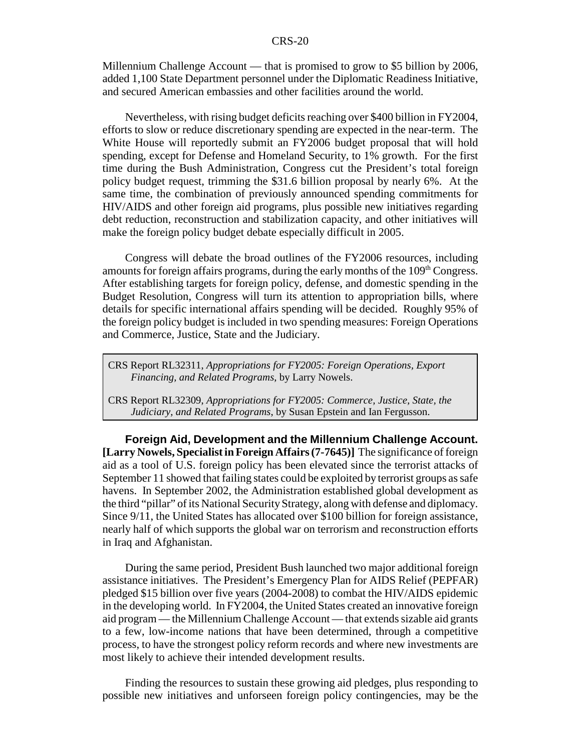Millennium Challenge Account — that is promised to grow to $5 billion by 2006, added 1,100 State Department personnel under the Diplomatic Readiness Initiative, and secured American embassies and other facilities around the world.

Nevertheless, with rising budget deficits reaching over $400 billion in FY2004, efforts to slow or reduce discretionary spending are expected in the near-term. The White House will reportedly submit an FY2006 budget proposal that will hold spending, except for Defense and Homeland Security, to 1% growth. For the first time during the Bush Administration, Congress cut the President's total foreign policy budget request, trimming the $31.6 billion proposal by nearly 6%. At the same time, the combination of previously announced spending commitments for HIV/AIDS and other foreign aid programs, plus possible new initiatives regarding debt reduction, reconstruction and stabilization capacity, and other initiatives will make the foreign policy budget debate especially difficult in 2005.

Congress will debate the broad outlines of the FY2006 resources, including amounts for foreign affairs programs, during the early months of the 109th Congress. After establishing targets for foreign policy, defense, and domestic spending in the Budget Resolution, Congress will turn its attention to appropriation bills, where details for specific international affairs spending will be decided. Roughly 95% of the foreign policy budget is included in two spending measures: Foreign Operations and Commerce, Justice, State and the Judiciary.

> CRS Report RL32311, *Appropriations for FY2005: Foreign Operations, Export Financing, and Related Programs*, by Larry Nowels.
>
> CRS Report RL32309, *Appropriations for FY2005: Commerce, Justice, State, the Judiciary, and Related Programs*, by Susan Epstein and Ian Fergusson.

**Foreign Aid, Development and the Millennium Challenge Account.** **[Larry Nowels, Specialist in Foreign Affairs (7-7645)]** The significance of foreign aid as a tool of U.S. foreign policy has been elevated since the terrorist attacks of September 11 showed that failing states could be exploited by terrorist groups as safe havens. In September 2002, the Administration established global development as the third "pillar" of its National Security Strategy, along with defense and diplomacy. Since 9/11, the United States has allocated over $100 billion for foreign assistance, nearly half of which supports the global war on terrorism and reconstruction efforts in Iraq and Afghanistan.

During the same period, President Bush launched two major additional foreign assistance initiatives. The President's Emergency Plan for AIDS Relief (PEPFAR) pledged $15 billion over five years (2004-2008) to combat the HIV/AIDS epidemic in the developing world. In FY2004, the United States created an innovative foreign aid program — the Millennium Challenge Account — that extends sizable aid grants to a few, low-income nations that have been determined, through a competitive process, to have the strongest policy reform records and where new investments are most likely to achieve their intended development results.

Finding the resources to sustain these growing aid pledges, plus responding to possible new initiatives and unforseen foreign policy contingencies, may be the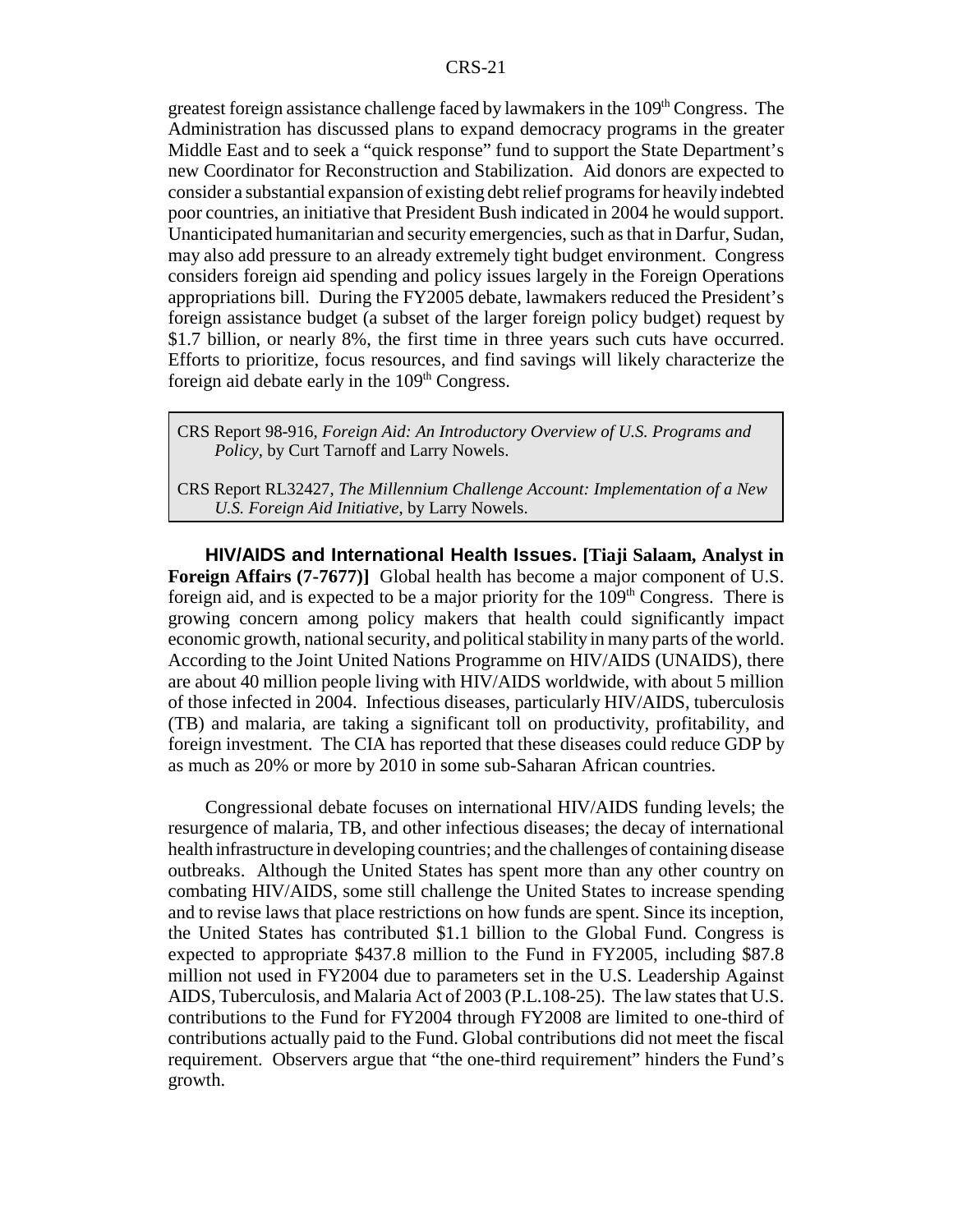greatest foreign assistance challenge faced by lawmakers in the 109th Congress. The Administration has discussed plans to expand democracy programs in the greater Middle East and to seek a "quick response" fund to support the State Department's new Coordinator for Reconstruction and Stabilization. Aid donors are expected to consider a substantial expansion of existing debt relief programs for heavily indebted poor countries, an initiative that President Bush indicated in 2004 he would support. Unanticipated humanitarian and security emergencies, such as that in Darfur, Sudan, may also add pressure to an already extremely tight budget environment. Congress considers foreign aid spending and policy issues largely in the Foreign Operations appropriations bill. During the FY2005 debate, lawmakers reduced the President's foreign assistance budget (a subset of the larger foreign policy budget) request by $1.7 billion, or nearly 8%, the first time in three years such cuts have occurred. Efforts to prioritize, focus resources, and find savings will likely characterize the foreign aid debate early in the 109th Congress.

> CRS Report 98-916, *Foreign Aid: An Introductory Overview of U.S. Programs and Policy*, by Curt Tarnoff and Larry Nowels.
>
> CRS Report RL32427, *The Millennium Challenge Account: Implementation of a New U.S. Foreign Aid Initiative*, by Larry Nowels.

**HIV/AIDS and International Health Issues. [Tiaji Salaam, Analyst in Foreign Affairs (7-7677)]** Global health has become a major component of U.S. foreign aid, and is expected to be a major priority for the 109th Congress. There is growing concern among policy makers that health could significantly impact economic growth, national security, and political stability in many parts of the world. According to the Joint United Nations Programme on HIV/AIDS (UNAIDS), there are about 40 million people living with HIV/AIDS worldwide, with about 5 million of those infected in 2004. Infectious diseases, particularly HIV/AIDS, tuberculosis (TB) and malaria, are taking a significant toll on productivity, profitability, and foreign investment. The CIA has reported that these diseases could reduce GDP by as much as 20% or more by 2010 in some sub-Saharan African countries.

Congressional debate focuses on international HIV/AIDS funding levels; the resurgence of malaria, TB, and other infectious diseases; the decay of international health infrastructure in developing countries; and the challenges of containing disease outbreaks. Although the United States has spent more than any other country on combating HIV/AIDS, some still challenge the United States to increase spending and to revise laws that place restrictions on how funds are spent. Since its inception, the United States has contributed $1.1 billion to the Global Fund. Congress is expected to appropriate $437.8 million to the Fund in FY2005, including $87.8 million not used in FY2004 due to parameters set in the U.S. Leadership Against AIDS, Tuberculosis, and Malaria Act of 2003 (P.L.108-25). The law states that U.S. contributions to the Fund for FY2004 through FY2008 are limited to one-third of contributions actually paid to the Fund. Global contributions did not meet the fiscal requirement. Observers argue that "the one-third requirement" hinders the Fund's growth.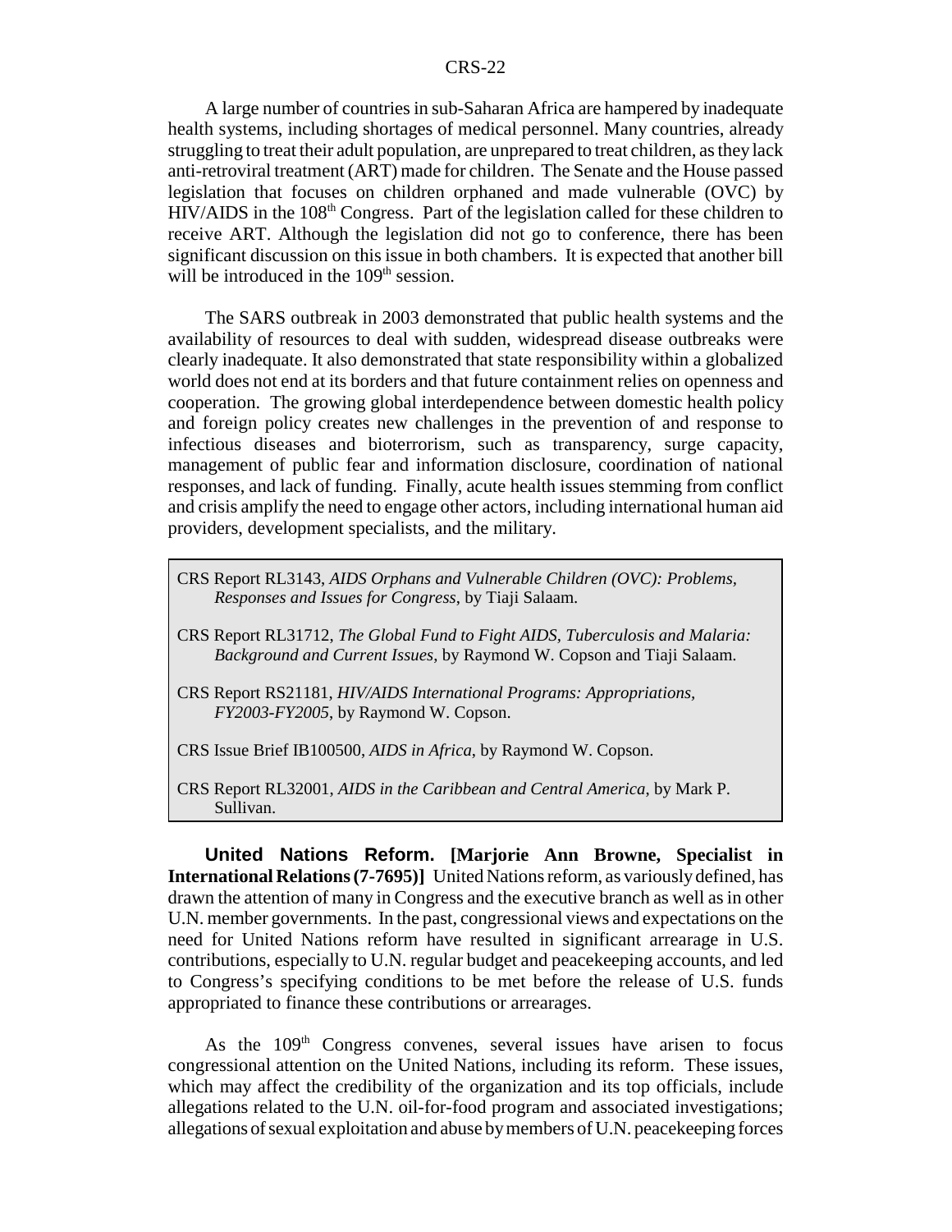A large number of countries in sub-Saharan Africa are hampered by inadequate health systems, including shortages of medical personnel. Many countries, already struggling to treat their adult population, are unprepared to treat children, as they lack anti-retroviral treatment (ART) made for children. The Senate and the House passed legislation that focuses on children orphaned and made vulnerable (OVC) by HIV/AIDS in the 108th Congress. Part of the legislation called for these children to receive ART. Although the legislation did not go to conference, there has been significant discussion on this issue in both chambers. It is expected that another bill will be introduced in the 109th session.

The SARS outbreak in 2003 demonstrated that public health systems and the availability of resources to deal with sudden, widespread disease outbreaks were clearly inadequate. It also demonstrated that state responsibility within a globalized world does not end at its borders and that future containment relies on openness and cooperation. The growing global interdependence between domestic health policy and foreign policy creates new challenges in the prevention of and response to infectious diseases and bioterrorism, such as transparency, surge capacity, management of public fear and information disclosure, coordination of national responses, and lack of funding. Finally, acute health issues stemming from conflict and crisis amplify the need to engage other actors, including international human aid providers, development specialists, and the military.

> CRS Report RL3143, *AIDS Orphans and Vulnerable Children (OVC): Problems, Responses and Issues for Congress*, by Tiaji Salaam.
>
> CRS Report RL31712, *The Global Fund to Fight AIDS, Tuberculosis and Malaria: Background and Current Issues*, by Raymond W. Copson and Tiaji Salaam.
>
> CRS Report RS21181, *HIV/AIDS International Programs: Appropriations, FY2003-FY2005*, by Raymond W. Copson.
>
> CRS Issue Brief IB100500, *AIDS in Africa*, by Raymond W. Copson.
>
> CRS Report RL32001, *AIDS in the Caribbean and Central America*, by Mark P. Sullivan.

**United Nations Reform. [Marjorie Ann Browne, Specialist in International Relations (7-7695)]** United Nations reform, as variously defined, has drawn the attention of many in Congress and the executive branch as well as in other U.N. member governments. In the past, congressional views and expectations on the need for United Nations reform have resulted in significant arrearage in U.S. contributions, especially to U.N. regular budget and peacekeeping accounts, and led to Congress's specifying conditions to be met before the release of U.S. funds appropriated to finance these contributions or arrearages.

As the 109th Congress convenes, several issues have arisen to focus congressional attention on the United Nations, including its reform. These issues, which may affect the credibility of the organization and its top officials, include allegations related to the U.N. oil-for-food program and associated investigations; allegations of sexual exploitation and abuse by members of U.N. peacekeeping forces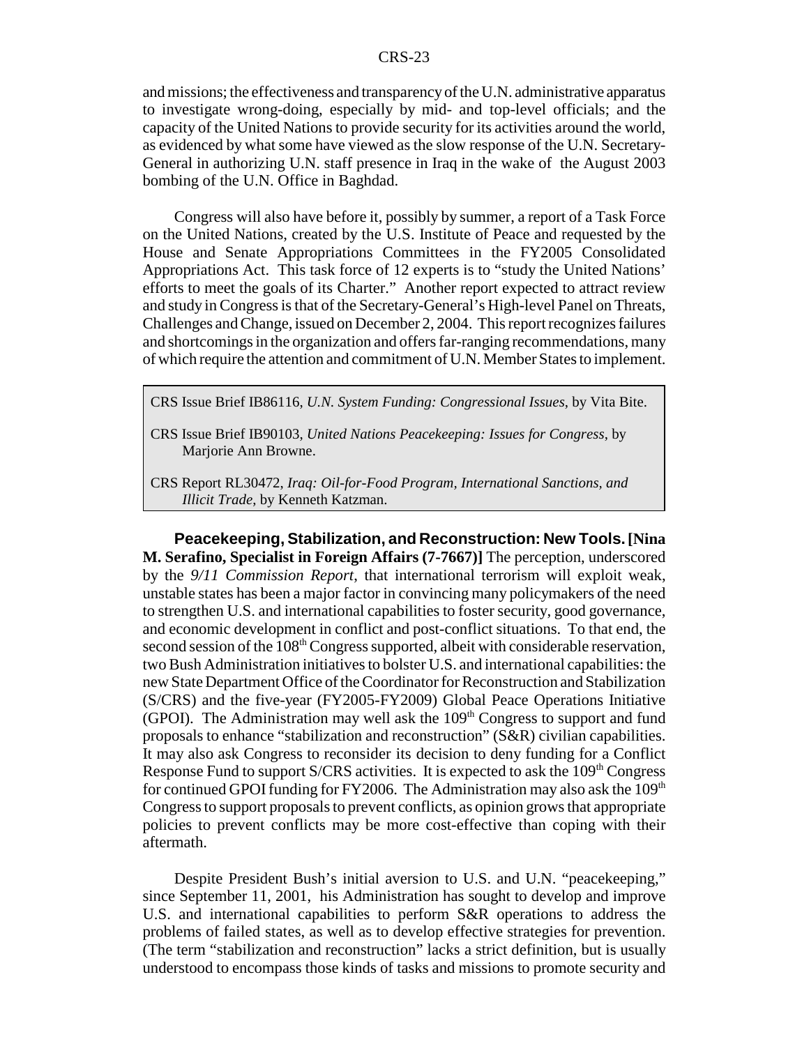and missions; the effectiveness and transparency of the U.N. administrative apparatus to investigate wrong-doing, especially by mid- and top-level officials; and the capacity of the United Nations to provide security for its activities around the world, as evidenced by what some have viewed as the slow response of the U.N. Secretary-General in authorizing U.N. staff presence in Iraq in the wake of the August 2003 bombing of the U.N. Office in Baghdad.

Congress will also have before it, possibly by summer, a report of a Task Force on the United Nations, created by the U.S. Institute of Peace and requested by the House and Senate Appropriations Committees in the FY2005 Consolidated Appropriations Act. This task force of 12 experts is to "study the United Nations' efforts to meet the goals of its Charter." Another report expected to attract review and study in Congress is that of the Secretary-General's High-level Panel on Threats, Challenges and Change, issued on December 2, 2004. This report recognizes failures and shortcomings in the organization and offers far-ranging recommendations, many of which require the attention and commitment of U.N. Member States to implement.

> CRS Issue Brief IB86116, *U.N. System Funding: Congressional Issues*, by Vita Bite.
>
> CRS Issue Brief IB90103, *United Nations Peacekeeping: Issues for Congress*, by Marjorie Ann Browne.
>
> CRS Report RL30472, *Iraq: Oil-for-Food Program, International Sanctions, and Illicit Trade*, by Kenneth Katzman.

**Peacekeeping, Stabilization, and Reconstruction: New Tools. [Nina M. Serafino, Specialist in Foreign Affairs (7-7667)]** The perception, underscored by the *9/11 Commission Report*, that international terrorism will exploit weak, unstable states has been a major factor in convincing many policymakers of the need to strengthen U.S. and international capabilities to foster security, good governance, and economic development in conflict and post-conflict situations. To that end, the second session of the 108th Congress supported, albeit with considerable reservation, two Bush Administration initiatives to bolster U.S. and international capabilities: the new State Department Office of the Coordinator for Reconstruction and Stabilization (S/CRS) and the five-year (FY2005-FY2009) Global Peace Operations Initiative (GPOI). The Administration may well ask the 109th Congress to support and fund proposals to enhance "stabilization and reconstruction" (S&R) civilian capabilities. It may also ask Congress to reconsider its decision to deny funding for a Conflict Response Fund to support S/CRS activities. It is expected to ask the 109th Congress for continued GPOI funding for FY2006. The Administration may also ask the 109th Congress to support proposals to prevent conflicts, as opinion grows that appropriate policies to prevent conflicts may be more cost-effective than coping with their aftermath.

Despite President Bush's initial aversion to U.S. and U.N. "peacekeeping," since September 11, 2001, his Administration has sought to develop and improve U.S. and international capabilities to perform S&R operations to address the problems of failed states, as well as to develop effective strategies for prevention. (The term "stabilization and reconstruction" lacks a strict definition, but is usually understood to encompass those kinds of tasks and missions to promote security and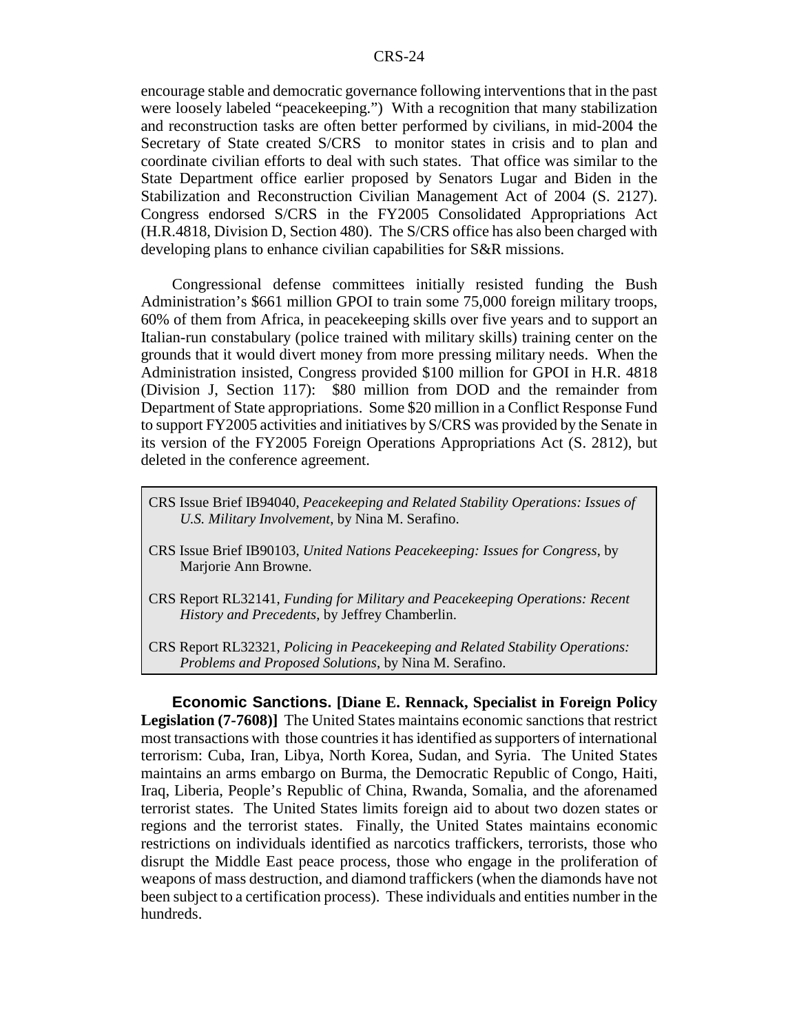encourage stable and democratic governance following interventions that in the past were loosely labeled "peacekeeping.") With a recognition that many stabilization and reconstruction tasks are often better performed by civilians, in mid-2004 the Secretary of State created S/CRS to monitor states in crisis and to plan and coordinate civilian efforts to deal with such states. That office was similar to the State Department office earlier proposed by Senators Lugar and Biden in the Stabilization and Reconstruction Civilian Management Act of 2004 (S. 2127). Congress endorsed S/CRS in the FY2005 Consolidated Appropriations Act (H.R.4818, Division D, Section 480). The S/CRS office has also been charged with developing plans to enhance civilian capabilities for S&R missions.

Congressional defense committees initially resisted funding the Bush Administration's $661 million GPOI to train some 75,000 foreign military troops, 60% of them from Africa, in peacekeeping skills over five years and to support an Italian-run constabulary (police trained with military skills) training center on the grounds that it would divert money from more pressing military needs. When the Administration insisted, Congress provided $100 million for GPOI in H.R. 4818 (Division J, Section 117): $80 million from DOD and the remainder from Department of State appropriations. Some $20 million in a Conflict Response Fund to support FY2005 activities and initiatives by S/CRS was provided by the Senate in its version of the FY2005 Foreign Operations Appropriations Act (S. 2812), but deleted in the conference agreement.

> CRS Issue Brief IB94040, *Peacekeeping and Related Stability Operations: Issues of U.S. Military Involvement*, by Nina M. Serafino.
>
> CRS Issue Brief IB90103, *United Nations Peacekeeping: Issues for Congress*, by Marjorie Ann Browne.
>
> CRS Report RL32141, *Funding for Military and Peacekeeping Operations: Recent History and Precedents*, by Jeffrey Chamberlin.
>
> CRS Report RL32321, *Policing in Peacekeeping and Related Stability Operations: Problems and Proposed Solutions*, by Nina M. Serafino.

**Economic Sanctions. [Diane E. Rennack, Specialist in Foreign Policy Legislation (7-7608)]** The United States maintains economic sanctions that restrict most transactions with those countries it has identified as supporters of international terrorism: Cuba, Iran, Libya, North Korea, Sudan, and Syria. The United States maintains an arms embargo on Burma, the Democratic Republic of Congo, Haiti, Iraq, Liberia, People's Republic of China, Rwanda, Somalia, and the aforenamed terrorist states. The United States limits foreign aid to about two dozen states or regions and the terrorist states. Finally, the United States maintains economic restrictions on individuals identified as narcotics traffickers, terrorists, those who disrupt the Middle East peace process, those who engage in the proliferation of weapons of mass destruction, and diamond traffickers (when the diamonds have not been subject to a certification process). These individuals and entities number in the hundreds.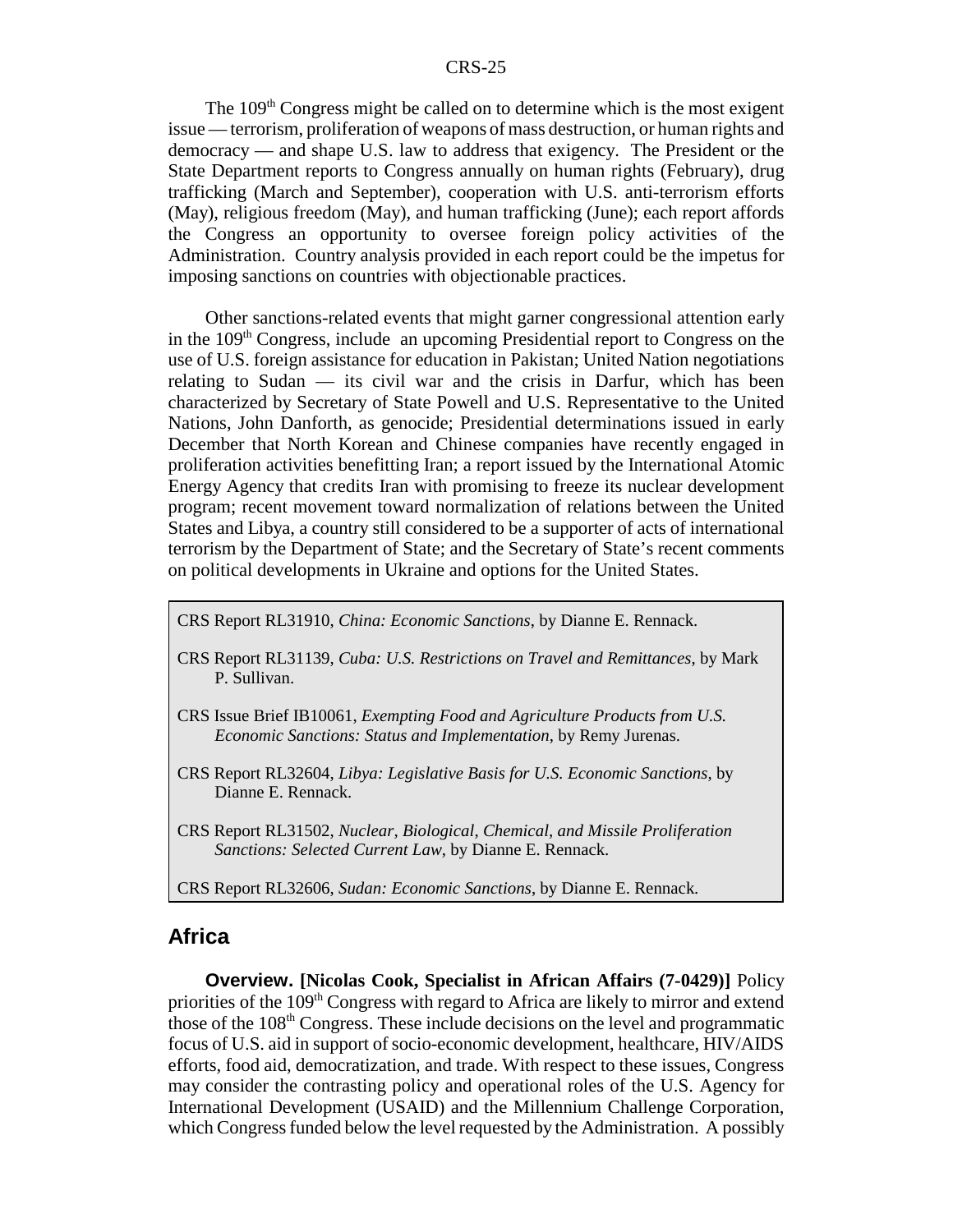The 109th Congress might be called on to determine which is the most exigent issue — terrorism, proliferation of weapons of mass destruction, or human rights and democracy — and shape U.S. law to address that exigency. The President or the State Department reports to Congress annually on human rights (February), drug trafficking (March and September), cooperation with U.S. anti-terrorism efforts (May), religious freedom (May), and human trafficking (June); each report affords the Congress an opportunity to oversee foreign policy activities of the Administration. Country analysis provided in each report could be the impetus for imposing sanctions on countries with objectionable practices.

Other sanctions-related events that might garner congressional attention early in the 109th Congress, include an upcoming Presidential report to Congress on the use of U.S. foreign assistance for education in Pakistan; United Nation negotiations relating to Sudan — its civil war and the crisis in Darfur, which has been characterized by Secretary of State Powell and U.S. Representative to the United Nations, John Danforth, as genocide; Presidential determinations issued in early December that North Korean and Chinese companies have recently engaged in proliferation activities benefitting Iran; a report issued by the International Atomic Energy Agency that credits Iran with promising to freeze its nuclear development program; recent movement toward normalization of relations between the United States and Libya, a country still considered to be a supporter of acts of international terrorism by the Department of State; and the Secretary of State's recent comments on political developments in Ukraine and options for the United States.

CRS Report RL31910, *China: Economic Sanctions*, by Dianne E. Rennack.

CRS Report RL31139, *Cuba: U.S. Restrictions on Travel and Remittances*, by Mark P. Sullivan.

CRS Issue Brief IB10061, *Exempting Food and Agriculture Products from U.S. Economic Sanctions: Status and Implementation*, by Remy Jurenas.

CRS Report RL32604, *Libya: Legislative Basis for U.S. Economic Sanctions*, by Dianne E. Rennack.

CRS Report RL31502, *Nuclear, Biological, Chemical, and Missile Proliferation Sanctions: Selected Current Law*, by Dianne E. Rennack.

CRS Report RL32606, *Sudan: Economic Sanctions*, by Dianne E. Rennack.

## Africa

**Overview. [Nicolas Cook, Specialist in African Affairs (7-0429)]** Policy priorities of the 109th Congress with regard to Africa are likely to mirror and extend those of the 108th Congress. These include decisions on the level and programmatic focus of U.S. aid in support of socio-economic development, healthcare, HIV/AIDS efforts, food aid, democratization, and trade. With respect to these issues, Congress may consider the contrasting policy and operational roles of the U.S. Agency for International Development (USAID) and the Millennium Challenge Corporation, which Congress funded below the level requested by the Administration. A possibly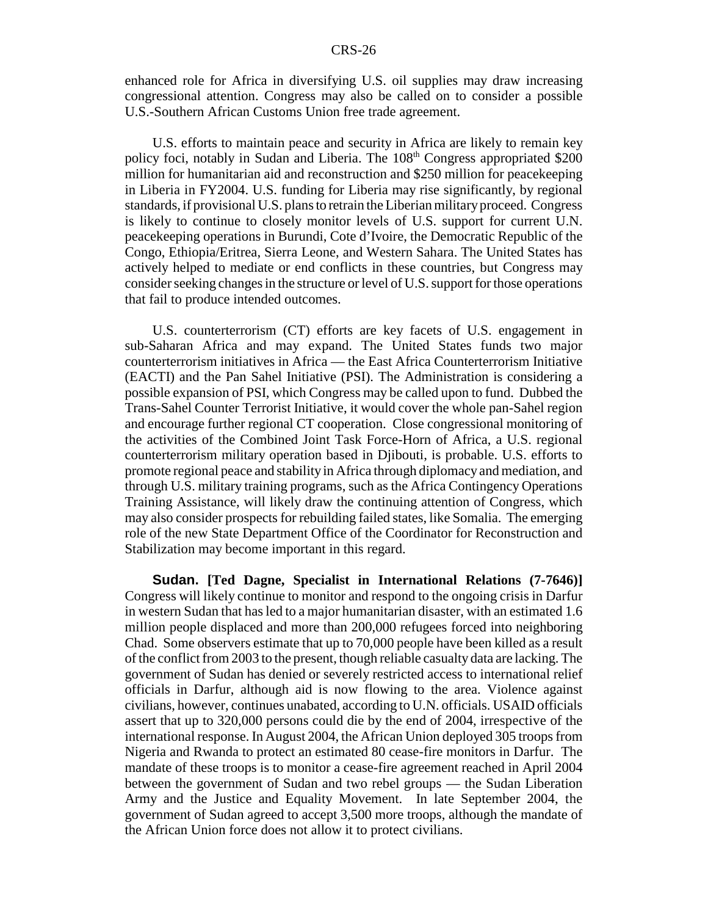enhanced role for Africa in diversifying U.S. oil supplies may draw increasing congressional attention. Congress may also be called on to consider a possible U.S.-Southern African Customs Union free trade agreement.

U.S. efforts to maintain peace and security in Africa are likely to remain key policy foci, notably in Sudan and Liberia. The 108th Congress appropriated $200 million for humanitarian aid and reconstruction and $250 million for peacekeeping in Liberia in FY2004. U.S. funding for Liberia may rise significantly, by regional standards, if provisional U.S. plans to retrain the Liberian military proceed. Congress is likely to continue to closely monitor levels of U.S. support for current U.N. peacekeeping operations in Burundi, Cote d'Ivoire, the Democratic Republic of the Congo, Ethiopia/Eritrea, Sierra Leone, and Western Sahara. The United States has actively helped to mediate or end conflicts in these countries, but Congress may consider seeking changes in the structure or level of U.S. support for those operations that fail to produce intended outcomes.

U.S. counterterrorism (CT) efforts are key facets of U.S. engagement in sub-Saharan Africa and may expand. The United States funds two major counterterrorism initiatives in Africa — the East Africa Counterterrorism Initiative (EACTI) and the Pan Sahel Initiative (PSI). The Administration is considering a possible expansion of PSI, which Congress may be called upon to fund. Dubbed the Trans-Sahel Counter Terrorist Initiative, it would cover the whole pan-Sahel region and encourage further regional CT cooperation. Close congressional monitoring of the activities of the Combined Joint Task Force-Horn of Africa, a U.S. regional counterterrorism military operation based in Djibouti, is probable. U.S. efforts to promote regional peace and stability in Africa through diplomacy and mediation, and through U.S. military training programs, such as the Africa Contingency Operations Training Assistance, will likely draw the continuing attention of Congress, which may also consider prospects for rebuilding failed states, like Somalia. The emerging role of the new State Department Office of the Coordinator for Reconstruction and Stabilization may become important in this regard.

**Sudan. [Ted Dagne, Specialist in International Relations (7-7646)]** Congress will likely continue to monitor and respond to the ongoing crisis in Darfur in western Sudan that has led to a major humanitarian disaster, with an estimated 1.6 million people displaced and more than 200,000 refugees forced into neighboring Chad. Some observers estimate that up to 70,000 people have been killed as a result of the conflict from 2003 to the present, though reliable casualty data are lacking. The government of Sudan has denied or severely restricted access to international relief officials in Darfur, although aid is now flowing to the area. Violence against civilians, however, continues unabated, according to U.N. officials. USAID officials assert that up to 320,000 persons could die by the end of 2004, irrespective of the international response. In August 2004, the African Union deployed 305 troops from Nigeria and Rwanda to protect an estimated 80 cease-fire monitors in Darfur. The mandate of these troops is to monitor a cease-fire agreement reached in April 2004 between the government of Sudan and two rebel groups — the Sudan Liberation Army and the Justice and Equality Movement. In late September 2004, the government of Sudan agreed to accept 3,500 more troops, although the mandate of the African Union force does not allow it to protect civilians.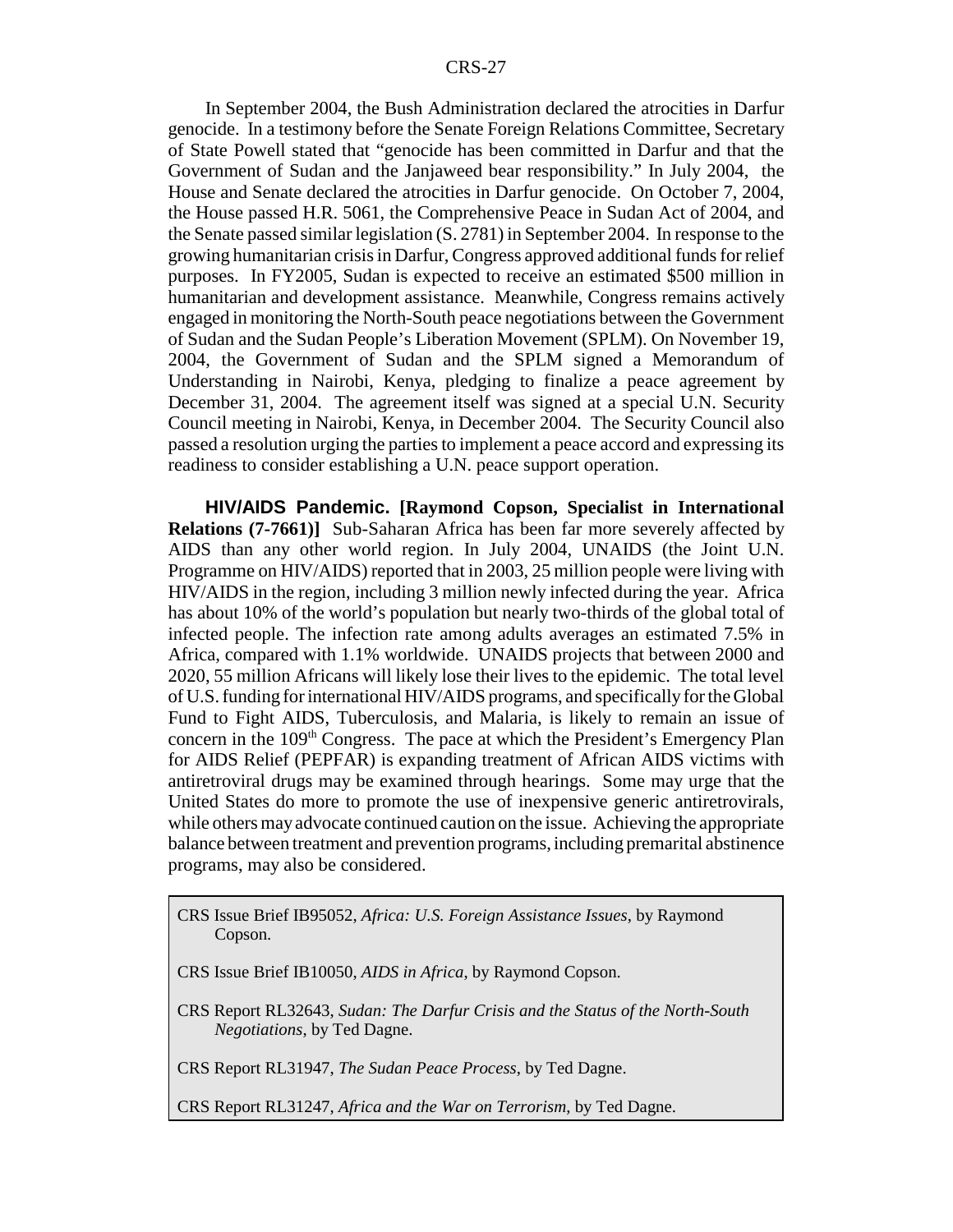In September 2004, the Bush Administration declared the atrocities in Darfur genocide. In a testimony before the Senate Foreign Relations Committee, Secretary of State Powell stated that "genocide has been committed in Darfur and that the Government of Sudan and the Janjaweed bear responsibility." In July 2004, the House and Senate declared the atrocities in Darfur genocide. On October 7, 2004, the House passed H.R. 5061, the Comprehensive Peace in Sudan Act of 2004, and the Senate passed similar legislation (S. 2781) in September 2004. In response to the growing humanitarian crisis in Darfur, Congress approved additional funds for relief purposes. In FY2005, Sudan is expected to receive an estimated $500 million in humanitarian and development assistance. Meanwhile, Congress remains actively engaged in monitoring the North-South peace negotiations between the Government of Sudan and the Sudan People's Liberation Movement (SPLM). On November 19, 2004, the Government of Sudan and the SPLM signed a Memorandum of Understanding in Nairobi, Kenya, pledging to finalize a peace agreement by December 31, 2004. The agreement itself was signed at a special U.N. Security Council meeting in Nairobi, Kenya, in December 2004. The Security Council also passed a resolution urging the parties to implement a peace accord and expressing its readiness to consider establishing a U.N. peace support operation.

**HIV/AIDS Pandemic. [Raymond Copson, Specialist in International Relations (7-7661)]** Sub-Saharan Africa has been far more severely affected by AIDS than any other world region. In July 2004, UNAIDS (the Joint U.N. Programme on HIV/AIDS) reported that in 2003, 25 million people were living with HIV/AIDS in the region, including 3 million newly infected during the year. Africa has about 10% of the world's population but nearly two-thirds of the global total of infected people. The infection rate among adults averages an estimated 7.5% in Africa, compared with 1.1% worldwide. UNAIDS projects that between 2000 and 2020, 55 million Africans will likely lose their lives to the epidemic. The total level of U.S. funding for international HIV/AIDS programs, and specifically for the Global Fund to Fight AIDS, Tuberculosis, and Malaria, is likely to remain an issue of concern in the 109th Congress. The pace at which the President's Emergency Plan for AIDS Relief (PEPFAR) is expanding treatment of African AIDS victims with antiretroviral drugs may be examined through hearings. Some may urge that the United States do more to promote the use of inexpensive generic antiretrovirals, while others may advocate continued caution on the issue. Achieving the appropriate balance between treatment and prevention programs, including premarital abstinence programs, may also be considered.

> CRS Issue Brief IB95052, *Africa: U.S. Foreign Assistance Issues*, by Raymond Copson.
>
> CRS Issue Brief IB10050, *AIDS in Africa*, by Raymond Copson.
>
> CRS Report RL32643, *Sudan: The Darfur Crisis and the Status of the North-South Negotiations*, by Ted Dagne.
>
> CRS Report RL31947, *The Sudan Peace Process*, by Ted Dagne.
>
> CRS Report RL31247, *Africa and the War on Terrorism*, by Ted Dagne.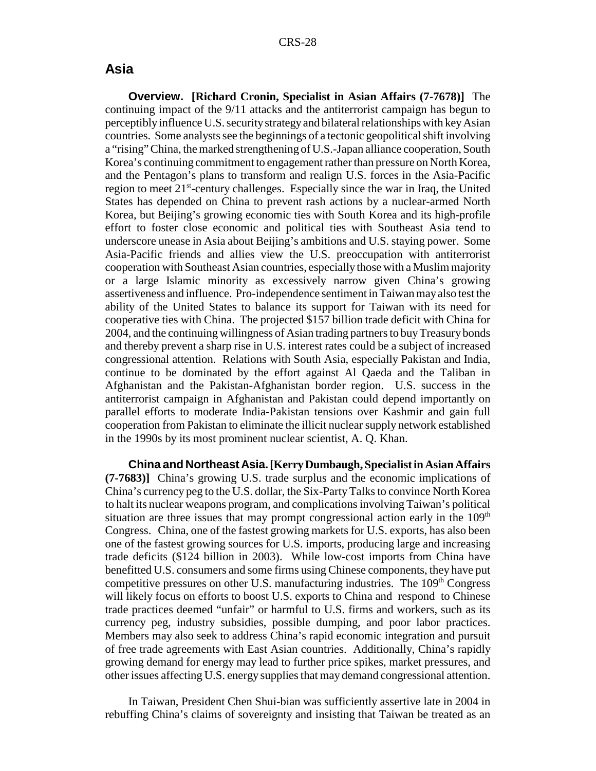## Asia

**Overview. [Richard Cronin, Specialist in Asian Affairs (7-7678)]** The continuing impact of the 9/11 attacks and the antiterrorist campaign has begun to perceptibly influence U.S. security strategy and bilateral relationships with key Asian countries. Some analysts see the beginnings of a tectonic geopolitical shift involving a "rising" China, the marked strengthening of U.S.-Japan alliance cooperation, South Korea's continuing commitment to engagement rather than pressure on North Korea, and the Pentagon's plans to transform and realign U.S. forces in the Asia-Pacific region to meet 21st-century challenges. Especially since the war in Iraq, the United States has depended on China to prevent rash actions by a nuclear-armed North Korea, but Beijing's growing economic ties with South Korea and its high-profile effort to foster close economic and political ties with Southeast Asia tend to underscore unease in Asia about Beijing's ambitions and U.S. staying power. Some Asia-Pacific friends and allies view the U.S. preoccupation with antiterrorist cooperation with Southeast Asian countries, especially those with a Muslim majority or a large Islamic minority as excessively narrow given China's growing assertiveness and influence. Pro-independence sentiment in Taiwan may also test the ability of the United States to balance its support for Taiwan with its need for cooperative ties with China. The projected $157 billion trade deficit with China for 2004, and the continuing willingness of Asian trading partners to buy Treasury bonds and thereby prevent a sharp rise in U.S. interest rates could be a subject of increased congressional attention. Relations with South Asia, especially Pakistan and India, continue to be dominated by the effort against Al Qaeda and the Taliban in Afghanistan and the Pakistan-Afghanistan border region. U.S. success in the antiterrorist campaign in Afghanistan and Pakistan could depend importantly on parallel efforts to moderate India-Pakistan tensions over Kashmir and gain full cooperation from Pakistan to eliminate the illicit nuclear supply network established in the 1990s by its most prominent nuclear scientist, A. Q. Khan.

**China and Northeast Asia. [Kerry Dumbaugh, Specialist in Asian Affairs (7-7683)]** China's growing U.S. trade surplus and the economic implications of China's currency peg to the U.S. dollar, the Six-Party Talks to convince North Korea to halt its nuclear weapons program, and complications involving Taiwan's political situation are three issues that may prompt congressional action early in the 109th Congress. China, one of the fastest growing markets for U.S. exports, has also been one of the fastest growing sources for U.S. imports, producing large and increasing trade deficits ($124 billion in 2003). While low-cost imports from China have benefitted U.S. consumers and some firms using Chinese components, they have put competitive pressures on other U.S. manufacturing industries. The 109th Congress will likely focus on efforts to boost U.S. exports to China and respond to Chinese trade practices deemed "unfair" or harmful to U.S. firms and workers, such as its currency peg, industry subsidies, possible dumping, and poor labor practices. Members may also seek to address China's rapid economic integration and pursuit of free trade agreements with East Asian countries. Additionally, China's rapidly growing demand for energy may lead to further price spikes, market pressures, and other issues affecting U.S. energy supplies that may demand congressional attention.

In Taiwan, President Chen Shui-bian was sufficiently assertive late in 2004 in rebuffing China's claims of sovereignty and insisting that Taiwan be treated as an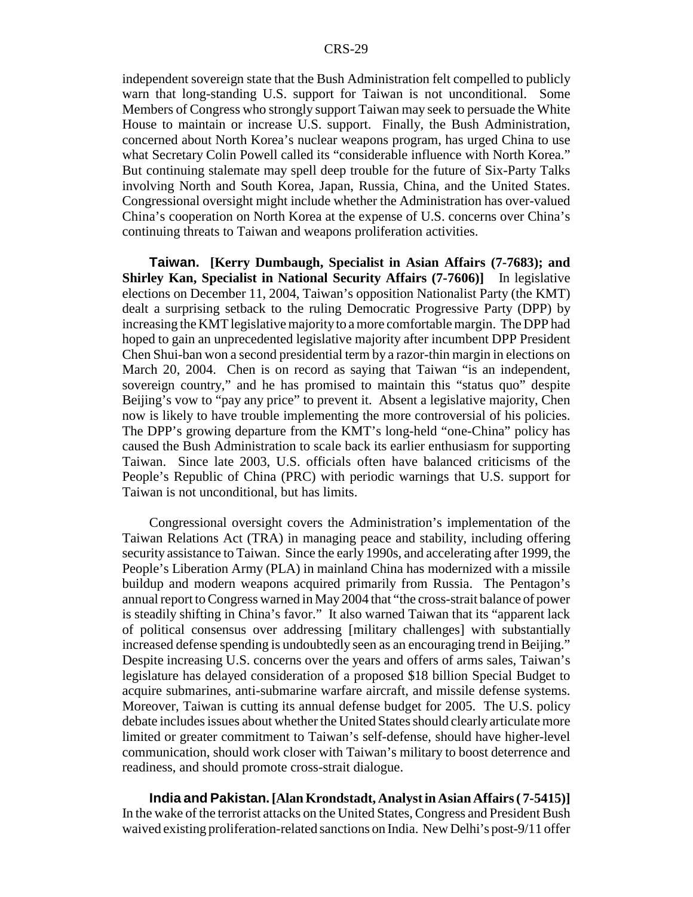independent sovereign state that the Bush Administration felt compelled to publicly warn that long-standing U.S. support for Taiwan is not unconditional. Some Members of Congress who strongly support Taiwan may seek to persuade the White House to maintain or increase U.S. support. Finally, the Bush Administration, concerned about North Korea's nuclear weapons program, has urged China to use what Secretary Colin Powell called its "considerable influence with North Korea." But continuing stalemate may spell deep trouble for the future of Six-Party Talks involving North and South Korea, Japan, Russia, China, and the United States. Congressional oversight might include whether the Administration has over-valued China's cooperation on North Korea at the expense of U.S. concerns over China's continuing threats to Taiwan and weapons proliferation activities.

**Taiwan. [Kerry Dumbaugh, Specialist in Asian Affairs (7-7683); and Shirley Kan, Specialist in National Security Affairs (7-7606)]** In legislative elections on December 11, 2004, Taiwan's opposition Nationalist Party (the KMT) dealt a surprising setback to the ruling Democratic Progressive Party (DPP) by increasing the KMT legislative majority to a more comfortable margin. The DPP had hoped to gain an unprecedented legislative majority after incumbent DPP President Chen Shui-ban won a second presidential term by a razor-thin margin in elections on March 20, 2004. Chen is on record as saying that Taiwan "is an independent, sovereign country," and he has promised to maintain this "status quo" despite Beijing's vow to "pay any price" to prevent it. Absent a legislative majority, Chen now is likely to have trouble implementing the more controversial of his policies. The DPP's growing departure from the KMT's long-held "one-China" policy has caused the Bush Administration to scale back its earlier enthusiasm for supporting Taiwan. Since late 2003, U.S. officials often have balanced criticisms of the People's Republic of China (PRC) with periodic warnings that U.S. support for Taiwan is not unconditional, but has limits.

Congressional oversight covers the Administration's implementation of the Taiwan Relations Act (TRA) in managing peace and stability, including offering security assistance to Taiwan. Since the early 1990s, and accelerating after 1999, the People's Liberation Army (PLA) in mainland China has modernized with a missile buildup and modern weapons acquired primarily from Russia. The Pentagon's annual report to Congress warned in May 2004 that "the cross-strait balance of power is steadily shifting in China's favor." It also warned Taiwan that its "apparent lack of political consensus over addressing [military challenges] with substantially increased defense spending is undoubtedly seen as an encouraging trend in Beijing." Despite increasing U.S. concerns over the years and offers of arms sales, Taiwan's legislature has delayed consideration of a proposed $18 billion Special Budget to acquire submarines, anti-submarine warfare aircraft, and missile defense systems. Moreover, Taiwan is cutting its annual defense budget for 2005. The U.S. policy debate includes issues about whether the United States should clearly articulate more limited or greater commitment to Taiwan's self-defense, should have higher-level communication, should work closer with Taiwan's military to boost deterrence and readiness, and should promote cross-strait dialogue.

**India and Pakistan. [Alan Krondstadt, Analyst in Asian Affairs ( 7-5415)]** In the wake of the terrorist attacks on the United States, Congress and President Bush waived existing proliferation-related sanctions on India. New Delhi's post-9/11 offer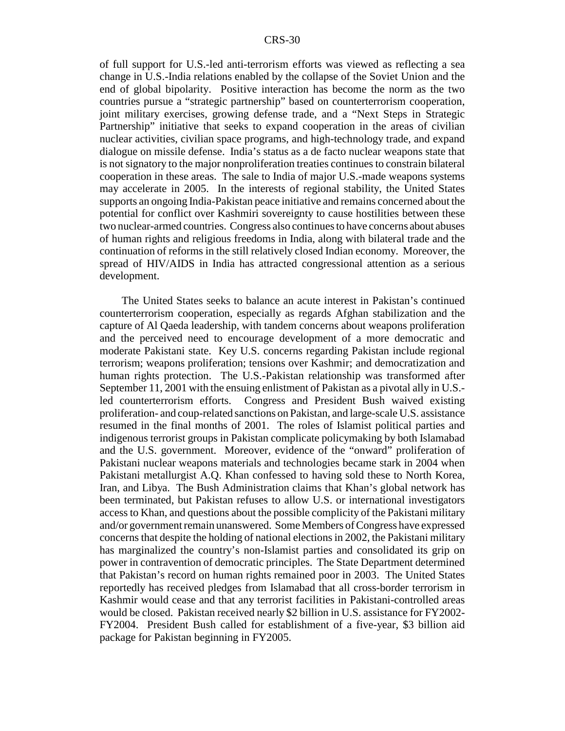of full support for U.S.-led anti-terrorism efforts was viewed as reflecting a sea change in U.S.-India relations enabled by the collapse of the Soviet Union and the end of global bipolarity. Positive interaction has become the norm as the two countries pursue a "strategic partnership" based on counterterrorism cooperation, joint military exercises, growing defense trade, and a "Next Steps in Strategic Partnership" initiative that seeks to expand cooperation in the areas of civilian nuclear activities, civilian space programs, and high-technology trade, and expand dialogue on missile defense. India's status as a de facto nuclear weapons state that is not signatory to the major nonproliferation treaties continues to constrain bilateral cooperation in these areas. The sale to India of major U.S.-made weapons systems may accelerate in 2005. In the interests of regional stability, the United States supports an ongoing India-Pakistan peace initiative and remains concerned about the potential for conflict over Kashmiri sovereignty to cause hostilities between these two nuclear-armed countries. Congress also continues to have concerns about abuses of human rights and religious freedoms in India, along with bilateral trade and the continuation of reforms in the still relatively closed Indian economy. Moreover, the spread of HIV/AIDS in India has attracted congressional attention as a serious development.

The United States seeks to balance an acute interest in Pakistan's continued counterterrorism cooperation, especially as regards Afghan stabilization and the capture of Al Qaeda leadership, with tandem concerns about weapons proliferation and the perceived need to encourage development of a more democratic and moderate Pakistani state. Key U.S. concerns regarding Pakistan include regional terrorism; weapons proliferation; tensions over Kashmir; and democratization and human rights protection. The U.S.-Pakistan relationship was transformed after September 11, 2001 with the ensuing enlistment of Pakistan as a pivotal ally in U.S.-led counterterrorism efforts. Congress and President Bush waived existing proliferation- and coup-related sanctions on Pakistan, and large-scale U.S. assistance resumed in the final months of 2001. The roles of Islamist political parties and indigenous terrorist groups in Pakistan complicate policymaking by both Islamabad and the U.S. government. Moreover, evidence of the "onward" proliferation of Pakistani nuclear weapons materials and technologies became stark in 2004 when Pakistani metallurgist A.Q. Khan confessed to having sold these to North Korea, Iran, and Libya. The Bush Administration claims that Khan's global network has been terminated, but Pakistan refuses to allow U.S. or international investigators access to Khan, and questions about the possible complicity of the Pakistani military and/or government remain unanswered. Some Members of Congress have expressed concerns that despite the holding of national elections in 2002, the Pakistani military has marginalized the country's non-Islamist parties and consolidated its grip on power in contravention of democratic principles. The State Department determined that Pakistan's record on human rights remained poor in 2003. The United States reportedly has received pledges from Islamabad that all cross-border terrorism in Kashmir would cease and that any terrorist facilities in Pakistani-controlled areas would be closed. Pakistan received nearly $2 billion in U.S. assistance for FY2002-FY2004. President Bush called for establishment of a five-year, $3 billion aid package for Pakistan beginning in FY2005.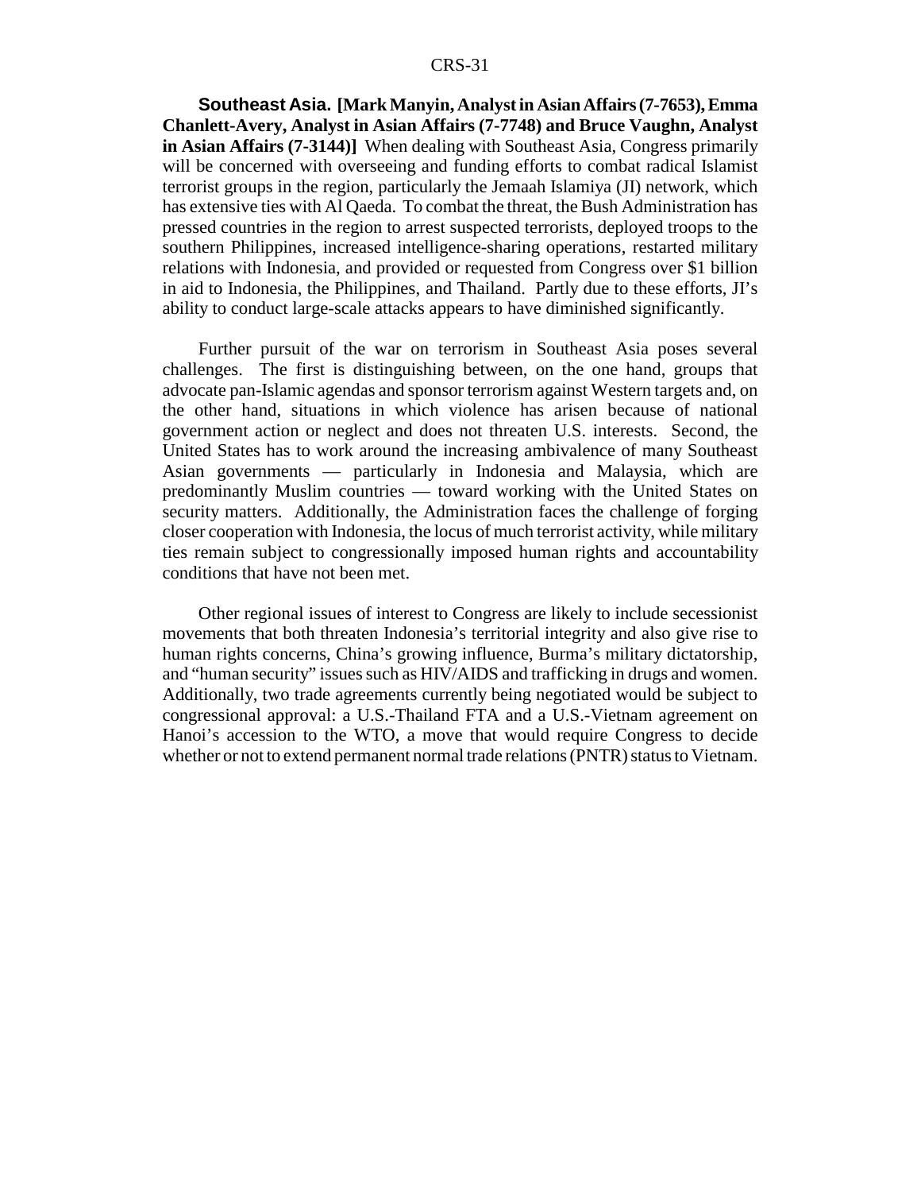**Southeast Asia. [Mark Manyin, Analyst in Asian Affairs (7-7653), Emma Chanlett-Avery, Analyst in Asian Affairs (7-7748) and Bruce Vaughn, Analyst in Asian Affairs (7-3144)]** When dealing with Southeast Asia, Congress primarily will be concerned with overseeing and funding efforts to combat radical Islamist terrorist groups in the region, particularly the Jemaah Islamiya (JI) network, which has extensive ties with Al Qaeda. To combat the threat, the Bush Administration has pressed countries in the region to arrest suspected terrorists, deployed troops to the southern Philippines, increased intelligence-sharing operations, restarted military relations with Indonesia, and provided or requested from Congress over $1 billion in aid to Indonesia, the Philippines, and Thailand. Partly due to these efforts, JI's ability to conduct large-scale attacks appears to have diminished significantly.

Further pursuit of the war on terrorism in Southeast Asia poses several challenges. The first is distinguishing between, on the one hand, groups that advocate pan-Islamic agendas and sponsor terrorism against Western targets and, on the other hand, situations in which violence has arisen because of national government action or neglect and does not threaten U.S. interests. Second, the United States has to work around the increasing ambivalence of many Southeast Asian governments — particularly in Indonesia and Malaysia, which are predominantly Muslim countries — toward working with the United States on security matters. Additionally, the Administration faces the challenge of forging closer cooperation with Indonesia, the locus of much terrorist activity, while military ties remain subject to congressionally imposed human rights and accountability conditions that have not been met.

Other regional issues of interest to Congress are likely to include secessionist movements that both threaten Indonesia's territorial integrity and also give rise to human rights concerns, China's growing influence, Burma's military dictatorship, and "human security" issues such as HIV/AIDS and trafficking in drugs and women. Additionally, two trade agreements currently being negotiated would be subject to congressional approval: a U.S.-Thailand FTA and a U.S.-Vietnam agreement on Hanoi's accession to the WTO, a move that would require Congress to decide whether or not to extend permanent normal trade relations (PNTR) status to Vietnam.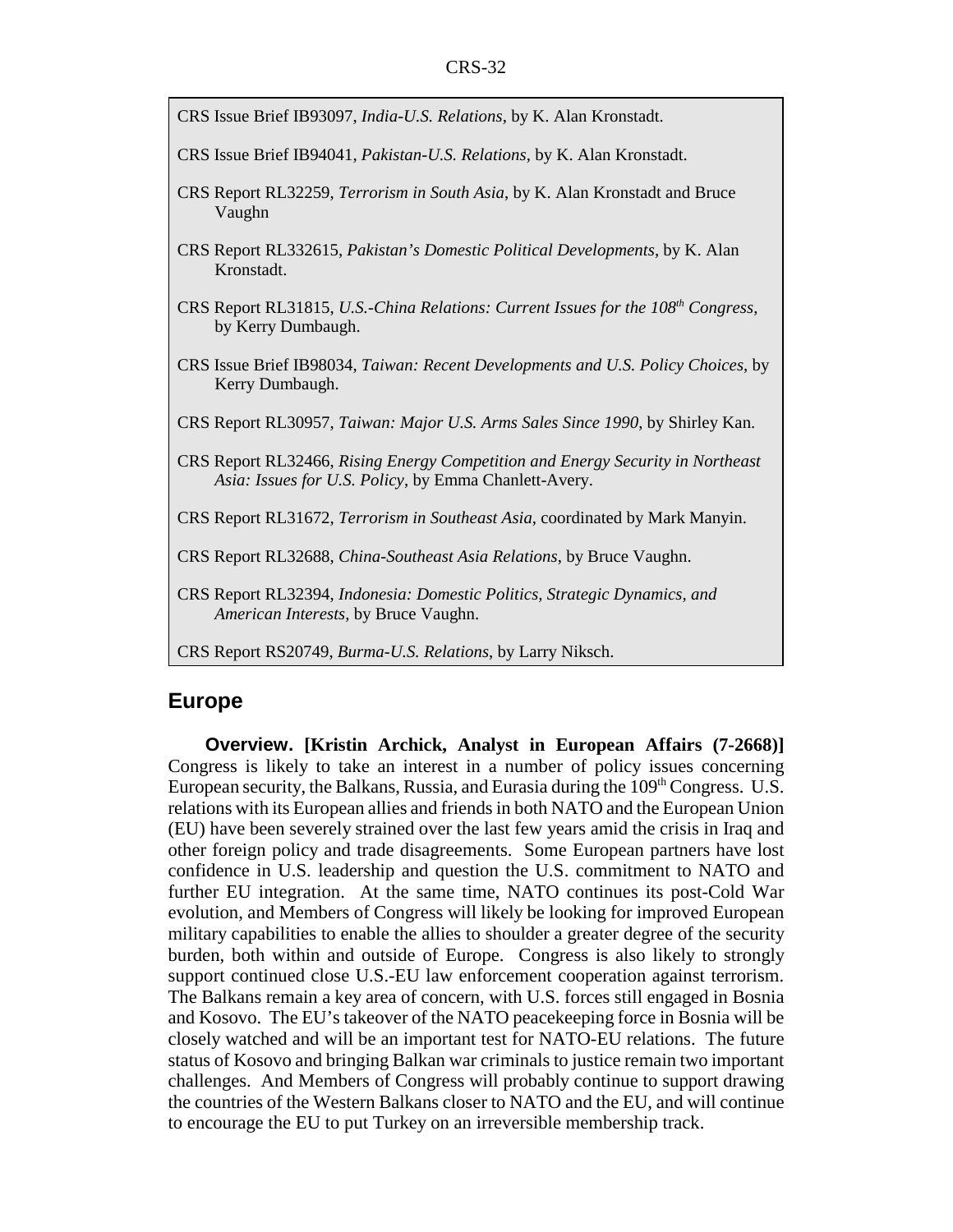CRS Issue Brief IB93097, *India-U.S. Relations*, by K. Alan Kronstadt.

CRS Issue Brief IB94041, *Pakistan-U.S. Relations*, by K. Alan Kronstadt.

CRS Report RL32259, *Terrorism in South Asia*, by K. Alan Kronstadt and Bruce Vaughn

CRS Report RL332615, *Pakistan's Domestic Political Developments*, by K. Alan Kronstadt.

CRS Report RL31815, *U.S.-China Relations: Current Issues for the 108th Congress*, by Kerry Dumbaugh.

CRS Issue Brief IB98034, *Taiwan: Recent Developments and U.S. Policy Choices*, by Kerry Dumbaugh.

CRS Report RL30957, *Taiwan: Major U.S. Arms Sales Since 1990*, by Shirley Kan.

CRS Report RL32466, *Rising Energy Competition and Energy Security in Northeast Asia: Issues for U.S. Policy*, by Emma Chanlett-Avery.

CRS Report RL31672, *Terrorism in Southeast Asia*, coordinated by Mark Manyin.

CRS Report RL32688, *China-Southeast Asia Relations*, by Bruce Vaughn.

CRS Report RL32394, *Indonesia: Domestic Politics, Strategic Dynamics, and American Interests*, by Bruce Vaughn.

CRS Report RS20749, *Burma-U.S. Relations*, by Larry Niksch.

## Europe

**Overview. [Kristin Archick, Analyst in European Affairs (7-2668)]** Congress is likely to take an interest in a number of policy issues concerning European security, the Balkans, Russia, and Eurasia during the 109th Congress. U.S. relations with its European allies and friends in both NATO and the European Union (EU) have been severely strained over the last few years amid the crisis in Iraq and other foreign policy and trade disagreements. Some European partners have lost confidence in U.S. leadership and question the U.S. commitment to NATO and further EU integration. At the same time, NATO continues its post-Cold War evolution, and Members of Congress will likely be looking for improved European military capabilities to enable the allies to shoulder a greater degree of the security burden, both within and outside of Europe. Congress is also likely to strongly support continued close U.S.-EU law enforcement cooperation against terrorism. The Balkans remain a key area of concern, with U.S. forces still engaged in Bosnia and Kosovo. The EU's takeover of the NATO peacekeeping force in Bosnia will be closely watched and will be an important test for NATO-EU relations. The future status of Kosovo and bringing Balkan war criminals to justice remain two important challenges. And Members of Congress will probably continue to support drawing the countries of the Western Balkans closer to NATO and the EU, and will continue to encourage the EU to put Turkey on an irreversible membership track.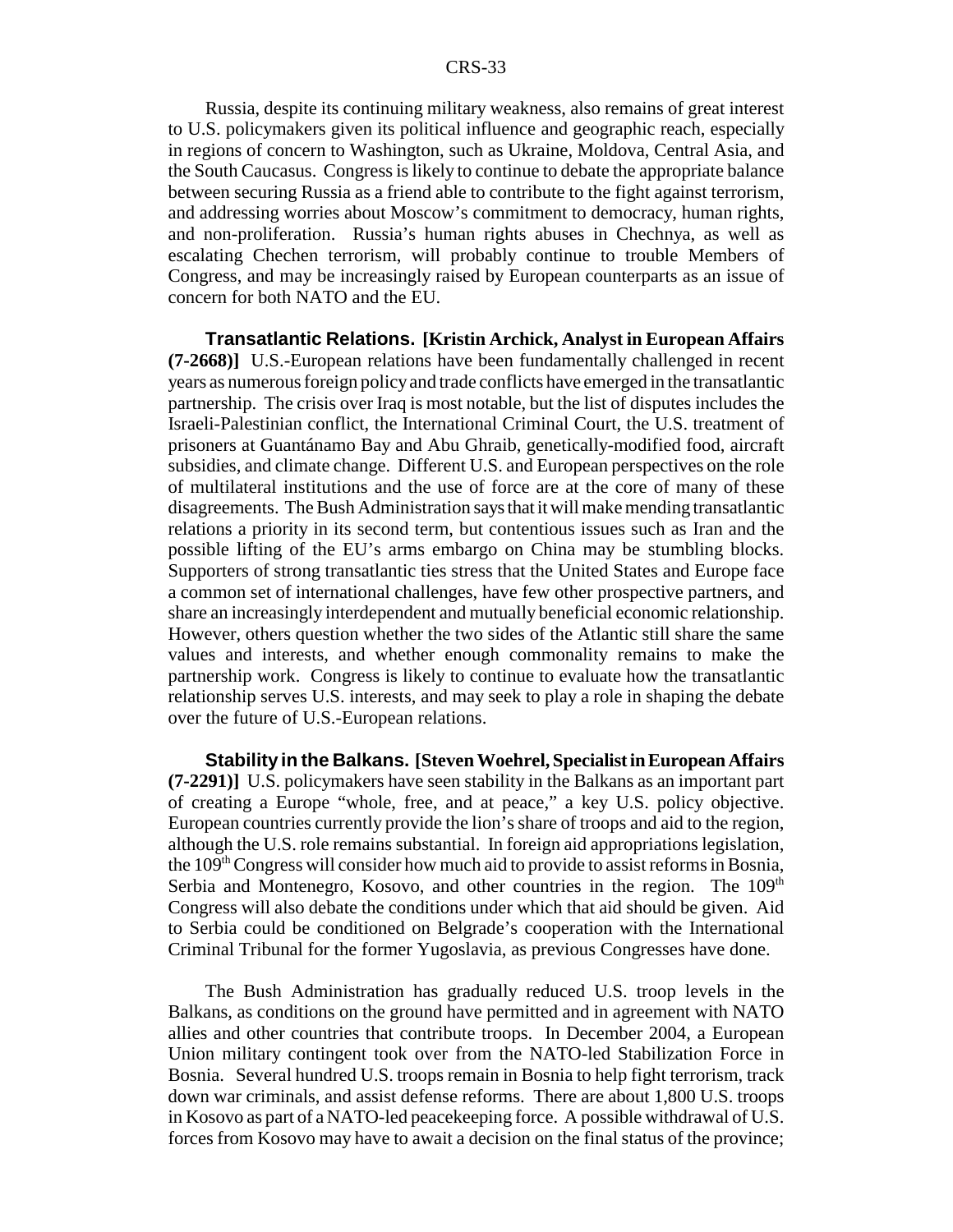Russia, despite its continuing military weakness, also remains of great interest to U.S. policymakers given its political influence and geographic reach, especially in regions of concern to Washington, such as Ukraine, Moldova, Central Asia, and the South Caucasus. Congress is likely to continue to debate the appropriate balance between securing Russia as a friend able to contribute to the fight against terrorism, and addressing worries about Moscow's commitment to democracy, human rights, and non-proliferation. Russia's human rights abuses in Chechnya, as well as escalating Chechen terrorism, will probably continue to trouble Members of Congress, and may be increasingly raised by European counterparts as an issue of concern for both NATO and the EU.

**Transatlantic Relations. [Kristin Archick, Analyst in European Affairs (7-2668)]** U.S.-European relations have been fundamentally challenged in recent years as numerous foreign policy and trade conflicts have emerged in the transatlantic partnership. The crisis over Iraq is most notable, but the list of disputes includes the Israeli-Palestinian conflict, the International Criminal Court, the U.S. treatment of prisoners at Guantánamo Bay and Abu Ghraib, genetically-modified food, aircraft subsidies, and climate change. Different U.S. and European perspectives on the role of multilateral institutions and the use of force are at the core of many of these disagreements. The Bush Administration says that it will make mending transatlantic relations a priority in its second term, but contentious issues such as Iran and the possible lifting of the EU's arms embargo on China may be stumbling blocks. Supporters of strong transatlantic ties stress that the United States and Europe face a common set of international challenges, have few other prospective partners, and share an increasingly interdependent and mutually beneficial economic relationship. However, others question whether the two sides of the Atlantic still share the same values and interests, and whether enough commonality remains to make the partnership work. Congress is likely to continue to evaluate how the transatlantic relationship serves U.S. interests, and may seek to play a role in shaping the debate over the future of U.S.-European relations.

**Stability in the Balkans. [Steven Woehrel, Specialist in European Affairs (7-2291)]** U.S. policymakers have seen stability in the Balkans as an important part of creating a Europe "whole, free, and at peace," a key U.S. policy objective. European countries currently provide the lion's share of troops and aid to the region, although the U.S. role remains substantial. In foreign aid appropriations legislation, the 109th Congress will consider how much aid to provide to assist reforms in Bosnia, Serbia and Montenegro, Kosovo, and other countries in the region. The 109th Congress will also debate the conditions under which that aid should be given. Aid to Serbia could be conditioned on Belgrade's cooperation with the International Criminal Tribunal for the former Yugoslavia, as previous Congresses have done.

The Bush Administration has gradually reduced U.S. troop levels in the Balkans, as conditions on the ground have permitted and in agreement with NATO allies and other countries that contribute troops. In December 2004, a European Union military contingent took over from the NATO-led Stabilization Force in Bosnia. Several hundred U.S. troops remain in Bosnia to help fight terrorism, track down war criminals, and assist defense reforms. There are about 1,800 U.S. troops in Kosovo as part of a NATO-led peacekeeping force. A possible withdrawal of U.S. forces from Kosovo may have to await a decision on the final status of the province;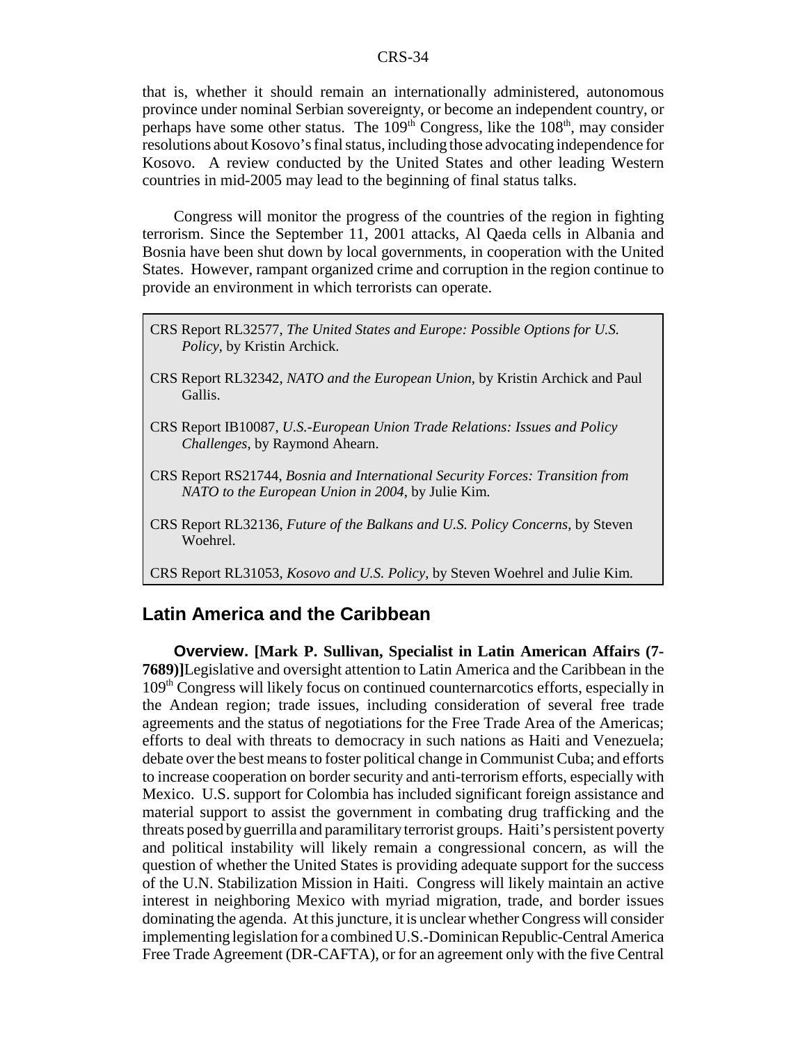that is, whether it should remain an internationally administered, autonomous province under nominal Serbian sovereignty, or become an independent country, or perhaps have some other status. The 109th Congress, like the 108th, may consider resolutions about Kosovo's final status, including those advocating independence for Kosovo. A review conducted by the United States and other leading Western countries in mid-2005 may lead to the beginning of final status talks.

Congress will monitor the progress of the countries of the region in fighting terrorism. Since the September 11, 2001 attacks, Al Qaeda cells in Albania and Bosnia have been shut down by local governments, in cooperation with the United States. However, rampant organized crime and corruption in the region continue to provide an environment in which terrorists can operate.

CRS Report RL32577, *The United States and Europe: Possible Options for U.S. Policy*, by Kristin Archick.

CRS Report RL32342, *NATO and the European Union*, by Kristin Archick and Paul Gallis.

CRS Report IB10087, *U.S.-European Union Trade Relations: Issues and Policy Challenges*, by Raymond Ahearn.

CRS Report RS21744, *Bosnia and International Security Forces: Transition from NATO to the European Union in 2004*, by Julie Kim.

CRS Report RL32136, *Future of the Balkans and U.S. Policy Concerns*, by Steven Woehrel.

CRS Report RL31053, *Kosovo and U.S. Policy*, by Steven Woehrel and Julie Kim.

## Latin America and the Caribbean

**Overview. [Mark P. Sullivan, Specialist in Latin American Affairs (7-7689)]** Legislative and oversight attention to Latin America and the Caribbean in the 109th Congress will likely focus on continued counternarcotics efforts, especially in the Andean region; trade issues, including consideration of several free trade agreements and the status of negotiations for the Free Trade Area of the Americas; efforts to deal with threats to democracy in such nations as Haiti and Venezuela; debate over the best means to foster political change in Communist Cuba; and efforts to increase cooperation on border security and anti-terrorism efforts, especially with Mexico. U.S. support for Colombia has included significant foreign assistance and material support to assist the government in combating drug trafficking and the threats posed by guerrilla and paramilitary terrorist groups. Haiti's persistent poverty and political instability will likely remain a congressional concern, as will the question of whether the United States is providing adequate support for the success of the U.N. Stabilization Mission in Haiti. Congress will likely maintain an active interest in neighboring Mexico with myriad migration, trade, and border issues dominating the agenda. At this juncture, it is unclear whether Congress will consider implementing legislation for a combined U.S.-Dominican Republic-Central America Free Trade Agreement (DR-CAFTA), or for an agreement only with the five Central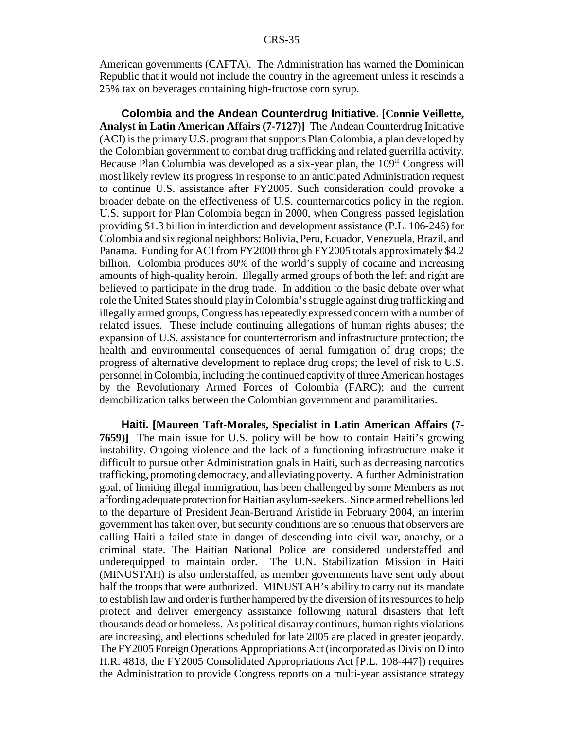American governments (CAFTA). The Administration has warned the Dominican Republic that it would not include the country in the agreement unless it rescinds a 25% tax on beverages containing high-fructose corn syrup.

**Colombia and the Andean Counterdrug Initiative. [Connie Veillette, Analyst in Latin American Affairs (7-7127)]** The Andean Counterdrug Initiative (ACI) is the primary U.S. program that supports Plan Colombia, a plan developed by the Colombian government to combat drug trafficking and related guerrilla activity. Because Plan Columbia was developed as a six-year plan, the 109th Congress will most likely review its progress in response to an anticipated Administration request to continue U.S. assistance after FY2005. Such consideration could provoke a broader debate on the effectiveness of U.S. counternarcotics policy in the region. U.S. support for Plan Colombia began in 2000, when Congress passed legislation providing $1.3 billion in interdiction and development assistance (P.L. 106-246) for Colombia and six regional neighbors: Bolivia, Peru, Ecuador, Venezuela, Brazil, and Panama. Funding for ACI from FY2000 through FY2005 totals approximately $4.2 billion. Colombia produces 80% of the world's supply of cocaine and increasing amounts of high-quality heroin. Illegally armed groups of both the left and right are believed to participate in the drug trade. In addition to the basic debate over what role the United States should play in Colombia's struggle against drug trafficking and illegally armed groups, Congress has repeatedly expressed concern with a number of related issues. These include continuing allegations of human rights abuses; the expansion of U.S. assistance for counterterrorism and infrastructure protection; the health and environmental consequences of aerial fumigation of drug crops; the progress of alternative development to replace drug crops; the level of risk to U.S. personnel in Colombia, including the continued captivity of three American hostages by the Revolutionary Armed Forces of Colombia (FARC); and the current demobilization talks between the Colombian government and paramilitaries.

**Haiti. [Maureen Taft-Morales, Specialist in Latin American Affairs (7-7659)]** The main issue for U.S. policy will be how to contain Haiti's growing instability. Ongoing violence and the lack of a functioning infrastructure make it difficult to pursue other Administration goals in Haiti, such as decreasing narcotics trafficking, promoting democracy, and alleviating poverty. A further Administration goal, of limiting illegal immigration, has been challenged by some Members as not affording adequate protection for Haitian asylum-seekers. Since armed rebellions led to the departure of President Jean-Bertrand Aristide in February 2004, an interim government has taken over, but security conditions are so tenuous that observers are calling Haiti a failed state in danger of descending into civil war, anarchy, or a criminal state. The Haitian National Police are considered understaffed and underequipped to maintain order. The U.N. Stabilization Mission in Haiti (MINUSTAH) is also understaffed, as member governments have sent only about half the troops that were authorized. MINUSTAH's ability to carry out its mandate to establish law and order is further hampered by the diversion of its resources to help protect and deliver emergency assistance following natural disasters that left thousands dead or homeless. As political disarray continues, human rights violations are increasing, and elections scheduled for late 2005 are placed in greater jeopardy. The FY2005 Foreign Operations Appropriations Act (incorporated as Division D into H.R. 4818, the FY2005 Consolidated Appropriations Act [P.L. 108-447]) requires the Administration to provide Congress reports on a multi-year assistance strategy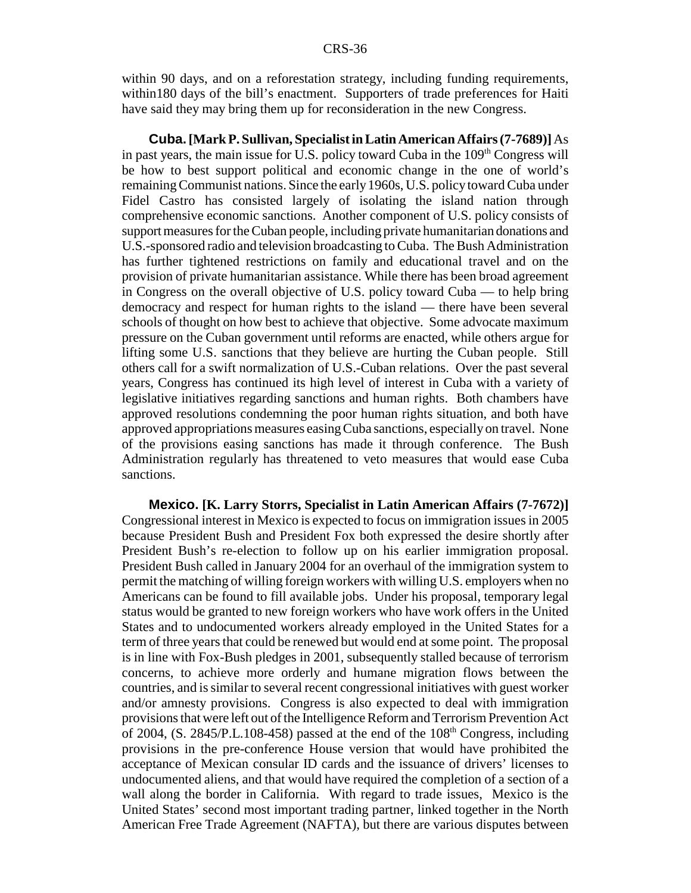within 90 days, and on a reforestation strategy, including funding requirements, within180 days of the bill's enactment. Supporters of trade preferences for Haiti have said they may bring them up for reconsideration in the new Congress.

**Cuba. [Mark P. Sullivan, Specialist in Latin American Affairs (7-7689)]** As in past years, the main issue for U.S. policy toward Cuba in the 109th Congress will be how to best support political and economic change in the one of world's remaining Communist nations. Since the early 1960s, U.S. policy toward Cuba under Fidel Castro has consisted largely of isolating the island nation through comprehensive economic sanctions. Another component of U.S. policy consists of support measures for the Cuban people, including private humanitarian donations and U.S.-sponsored radio and television broadcasting to Cuba. The Bush Administration has further tightened restrictions on family and educational travel and on the provision of private humanitarian assistance. While there has been broad agreement in Congress on the overall objective of U.S. policy toward Cuba — to help bring democracy and respect for human rights to the island — there have been several schools of thought on how best to achieve that objective. Some advocate maximum pressure on the Cuban government until reforms are enacted, while others argue for lifting some U.S. sanctions that they believe are hurting the Cuban people. Still others call for a swift normalization of U.S.-Cuban relations. Over the past several years, Congress has continued its high level of interest in Cuba with a variety of legislative initiatives regarding sanctions and human rights. Both chambers have approved resolutions condemning the poor human rights situation, and both have approved appropriations measures easing Cuba sanctions, especially on travel. None of the provisions easing sanctions has made it through conference. The Bush Administration regularly has threatened to veto measures that would ease Cuba sanctions.

**Mexico. [K. Larry Storrs, Specialist in Latin American Affairs (7-7672)]** Congressional interest in Mexico is expected to focus on immigration issues in 2005 because President Bush and President Fox both expressed the desire shortly after President Bush's re-election to follow up on his earlier immigration proposal. President Bush called in January 2004 for an overhaul of the immigration system to permit the matching of willing foreign workers with willing U.S. employers when no Americans can be found to fill available jobs. Under his proposal, temporary legal status would be granted to new foreign workers who have work offers in the United States and to undocumented workers already employed in the United States for a term of three years that could be renewed but would end at some point. The proposal is in line with Fox-Bush pledges in 2001, subsequently stalled because of terrorism concerns, to achieve more orderly and humane migration flows between the countries, and is similar to several recent congressional initiatives with guest worker and/or amnesty provisions. Congress is also expected to deal with immigration provisions that were left out of the Intelligence Reform and Terrorism Prevention Act of 2004, (S. 2845/P.L.108-458) passed at the end of the 108th Congress, including provisions in the pre-conference House version that would have prohibited the acceptance of Mexican consular ID cards and the issuance of drivers' licenses to undocumented aliens, and that would have required the completion of a section of a wall along the border in California. With regard to trade issues, Mexico is the United States' second most important trading partner, linked together in the North American Free Trade Agreement (NAFTA), but there are various disputes between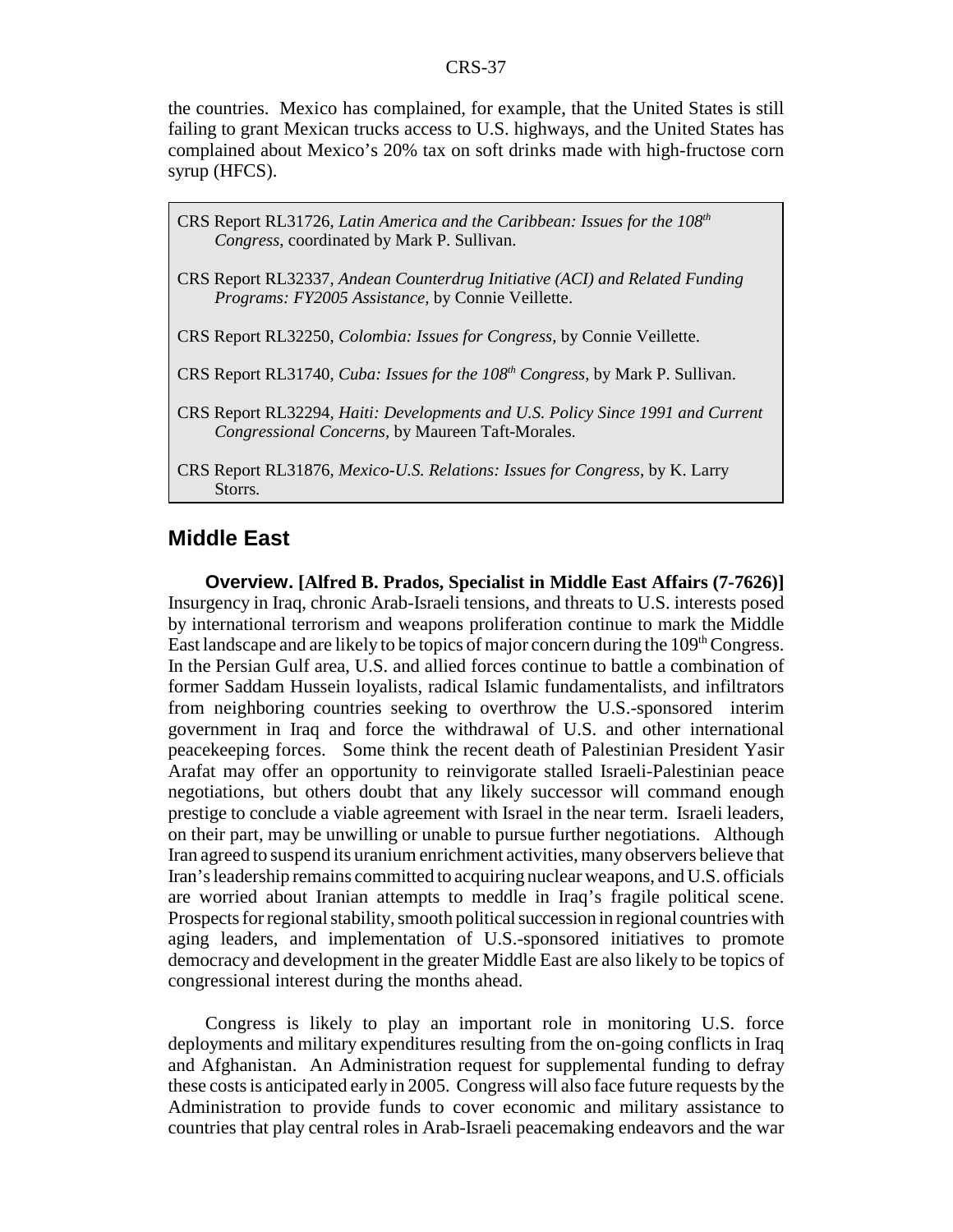the countries. Mexico has complained, for example, that the United States is still failing to grant Mexican trucks access to U.S. highways, and the United States has complained about Mexico's 20% tax on soft drinks made with high-fructose corn syrup (HFCS).

> CRS Report RL31726, *Latin America and the Caribbean: Issues for the 108th Congress*, coordinated by Mark P. Sullivan.
>
> CRS Report RL32337, *Andean Counterdrug Initiative (ACI) and Related Funding Programs: FY2005 Assistance,* by Connie Veillette.
>
> CRS Report RL32250, *Colombia: Issues for Congress*, by Connie Veillette.
>
> CRS Report RL31740, *Cuba: Issues for the 108th Congress,* by Mark P. Sullivan.
>
> CRS Report RL32294, *Haiti: Developments and U.S. Policy Since 1991 and Current Congressional Concerns,* by Maureen Taft-Morales.
>
> CRS Report RL31876, *Mexico-U.S. Relations: Issues for Congress,* by K. Larry Storrs.

## Middle East

**Overview. [Alfred B. Prados, Specialist in Middle East Affairs (7-7626)]** Insurgency in Iraq, chronic Arab-Israeli tensions, and threats to U.S. interests posed by international terrorism and weapons proliferation continue to mark the Middle East landscape and are likely to be topics of major concern during the 109th Congress. In the Persian Gulf area, U.S. and allied forces continue to battle a combination of former Saddam Hussein loyalists, radical Islamic fundamentalists, and infiltrators from neighboring countries seeking to overthrow the U.S.-sponsored interim government in Iraq and force the withdrawal of U.S. and other international peacekeeping forces. Some think the recent death of Palestinian President Yasir Arafat may offer an opportunity to reinvigorate stalled Israeli-Palestinian peace negotiations, but others doubt that any likely successor will command enough prestige to conclude a viable agreement with Israel in the near term. Israeli leaders, on their part, may be unwilling or unable to pursue further negotiations. Although Iran agreed to suspend its uranium enrichment activities, many observers believe that Iran's leadership remains committed to acquiring nuclear weapons, and U.S. officials are worried about Iranian attempts to meddle in Iraq's fragile political scene. Prospects for regional stability, smooth political succession in regional countries with aging leaders, and implementation of U.S.-sponsored initiatives to promote democracy and development in the greater Middle East are also likely to be topics of congressional interest during the months ahead.

Congress is likely to play an important role in monitoring U.S. force deployments and military expenditures resulting from the on-going conflicts in Iraq and Afghanistan. An Administration request for supplemental funding to defray these costs is anticipated early in 2005. Congress will also face future requests by the Administration to provide funds to cover economic and military assistance to countries that play central roles in Arab-Israeli peacemaking endeavors and the war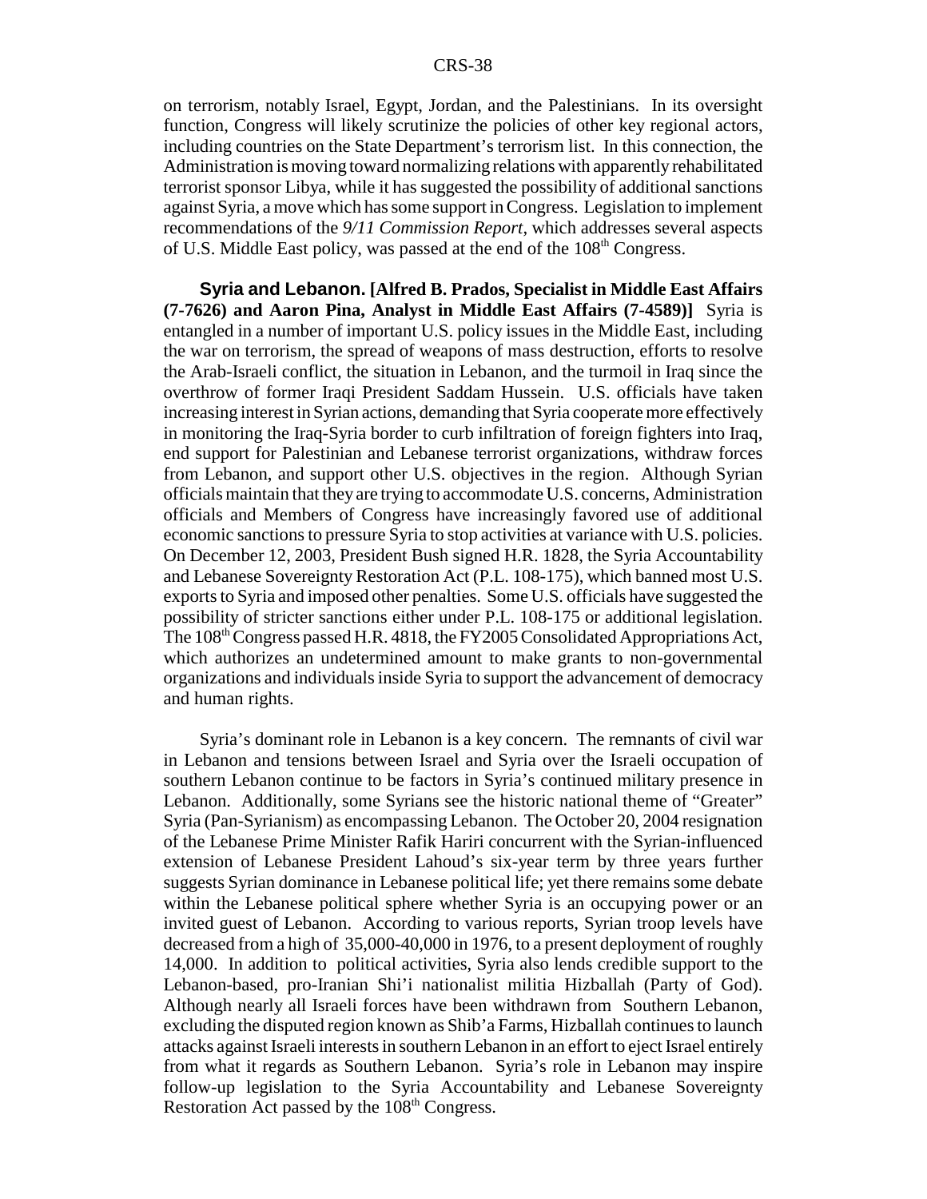on terrorism, notably Israel, Egypt, Jordan, and the Palestinians. In its oversight function, Congress will likely scrutinize the policies of other key regional actors, including countries on the State Department's terrorism list. In this connection, the Administration is moving toward normalizing relations with apparently rehabilitated terrorist sponsor Libya, while it has suggested the possibility of additional sanctions against Syria, a move which has some support in Congress. Legislation to implement recommendations of the *9/11 Commission Report*, which addresses several aspects of U.S. Middle East policy, was passed at the end of the 108th Congress.

**Syria and Lebanon. [Alfred B. Prados, Specialist in Middle East Affairs (7-7626) and Aaron Pina, Analyst in Middle East Affairs (7-4589)]** Syria is entangled in a number of important U.S. policy issues in the Middle East, including the war on terrorism, the spread of weapons of mass destruction, efforts to resolve the Arab-Israeli conflict, the situation in Lebanon, and the turmoil in Iraq since the overthrow of former Iraqi President Saddam Hussein. U.S. officials have taken increasing interest in Syrian actions, demanding that Syria cooperate more effectively in monitoring the Iraq-Syria border to curb infiltration of foreign fighters into Iraq, end support for Palestinian and Lebanese terrorist organizations, withdraw forces from Lebanon, and support other U.S. objectives in the region. Although Syrian officials maintain that they are trying to accommodate U.S. concerns, Administration officials and Members of Congress have increasingly favored use of additional economic sanctions to pressure Syria to stop activities at variance with U.S. policies. On December 12, 2003, President Bush signed H.R. 1828, the Syria Accountability and Lebanese Sovereignty Restoration Act (P.L. 108-175), which banned most U.S. exports to Syria and imposed other penalties. Some U.S. officials have suggested the possibility of stricter sanctions either under P.L. 108-175 or additional legislation. The 108th Congress passed H.R. 4818, the FY2005 Consolidated Appropriations Act, which authorizes an undetermined amount to make grants to non-governmental organizations and individuals inside Syria to support the advancement of democracy and human rights.

Syria's dominant role in Lebanon is a key concern. The remnants of civil war in Lebanon and tensions between Israel and Syria over the Israeli occupation of southern Lebanon continue to be factors in Syria's continued military presence in Lebanon. Additionally, some Syrians see the historic national theme of "Greater" Syria (Pan-Syrianism) as encompassing Lebanon. The October 20, 2004 resignation of the Lebanese Prime Minister Rafik Hariri concurrent with the Syrian-influenced extension of Lebanese President Lahoud's six-year term by three years further suggests Syrian dominance in Lebanese political life; yet there remains some debate within the Lebanese political sphere whether Syria is an occupying power or an invited guest of Lebanon. According to various reports, Syrian troop levels have decreased from a high of 35,000-40,000 in 1976, to a present deployment of roughly 14,000. In addition to political activities, Syria also lends credible support to the Lebanon-based, pro-Iranian Shi'i nationalist militia Hizballah (Party of God). Although nearly all Israeli forces have been withdrawn from Southern Lebanon, excluding the disputed region known as Shib'a Farms, Hizballah continues to launch attacks against Israeli interests in southern Lebanon in an effort to eject Israel entirely from what it regards as Southern Lebanon. Syria's role in Lebanon may inspire follow-up legislation to the Syria Accountability and Lebanese Sovereignty Restoration Act passed by the 108th Congress.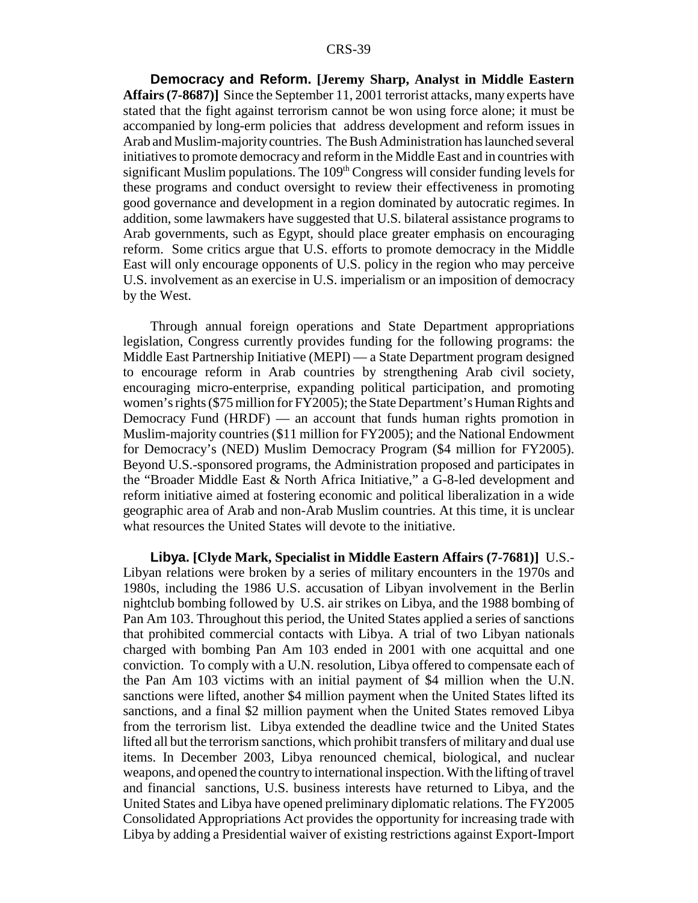**Democracy and Reform. [Jeremy Sharp, Analyst in Middle Eastern Affairs (7-8687)]** Since the September 11, 2001 terrorist attacks, many experts have stated that the fight against terrorism cannot be won using force alone; it must be accompanied by long-erm policies that address development and reform issues in Arab and Muslim-majority countries. The Bush Administration has launched several initiatives to promote democracy and reform in the Middle East and in countries with significant Muslim populations. The 109th Congress will consider funding levels for these programs and conduct oversight to review their effectiveness in promoting good governance and development in a region dominated by autocratic regimes. In addition, some lawmakers have suggested that U.S. bilateral assistance programs to Arab governments, such as Egypt, should place greater emphasis on encouraging reform. Some critics argue that U.S. efforts to promote democracy in the Middle East will only encourage opponents of U.S. policy in the region who may perceive U.S. involvement as an exercise in U.S. imperialism or an imposition of democracy by the West.

Through annual foreign operations and State Department appropriations legislation, Congress currently provides funding for the following programs: the Middle East Partnership Initiative (MEPI) — a State Department program designed to encourage reform in Arab countries by strengthening Arab civil society, encouraging micro-enterprise, expanding political participation, and promoting women's rights ($75 million for FY2005); the State Department's Human Rights and Democracy Fund (HRDF) — an account that funds human rights promotion in Muslim-majority countries ($11 million for FY2005); and the National Endowment for Democracy's (NED) Muslim Democracy Program ($4 million for FY2005). Beyond U.S.-sponsored programs, the Administration proposed and participates in the "Broader Middle East & North Africa Initiative," a G-8-led development and reform initiative aimed at fostering economic and political liberalization in a wide geographic area of Arab and non-Arab Muslim countries. At this time, it is unclear what resources the United States will devote to the initiative.

**Libya. [Clyde Mark, Specialist in Middle Eastern Affairs (7-7681)]** U.S.-Libyan relations were broken by a series of military encounters in the 1970s and 1980s, including the 1986 U.S. accusation of Libyan involvement in the Berlin nightclub bombing followed by U.S. air strikes on Libya, and the 1988 bombing of Pan Am 103. Throughout this period, the United States applied a series of sanctions that prohibited commercial contacts with Libya. A trial of two Libyan nationals charged with bombing Pan Am 103 ended in 2001 with one acquittal and one conviction. To comply with a U.N. resolution, Libya offered to compensate each of the Pan Am 103 victims with an initial payment of $4 million when the U.N. sanctions were lifted, another $4 million payment when the United States lifted its sanctions, and a final $2 million payment when the United States removed Libya from the terrorism list. Libya extended the deadline twice and the United States lifted all but the terrorism sanctions, which prohibit transfers of military and dual use items. In December 2003, Libya renounced chemical, biological, and nuclear weapons, and opened the country to international inspection. With the lifting of travel and financial sanctions, U.S. business interests have returned to Libya, and the United States and Libya have opened preliminary diplomatic relations. The FY2005 Consolidated Appropriations Act provides the opportunity for increasing trade with Libya by adding a Presidential waiver of existing restrictions against Export-Import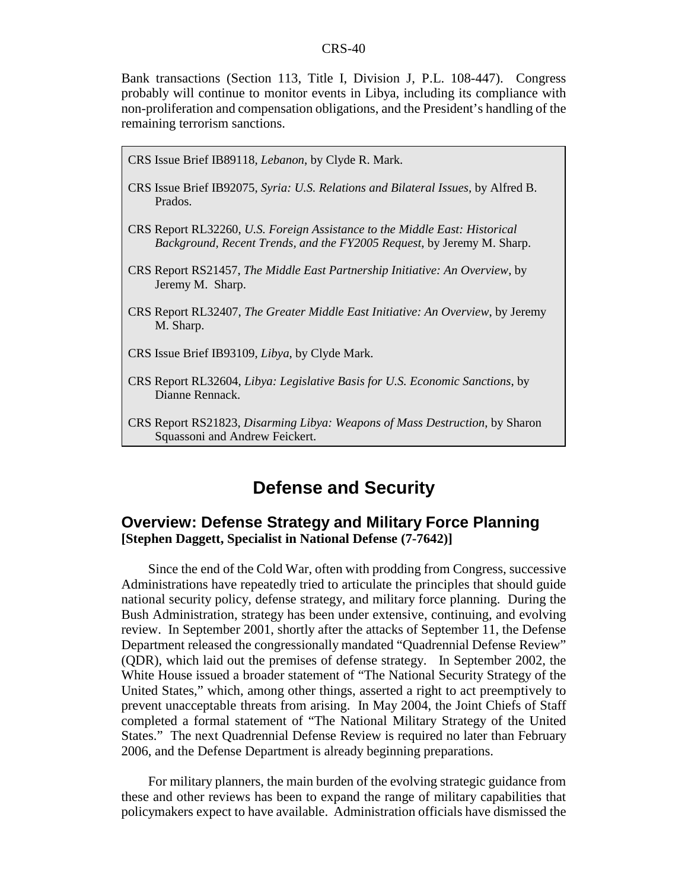Bank transactions (Section 113, Title I, Division J, P.L. 108-447). Congress probably will continue to monitor events in Libya, including its compliance with non-proliferation and compensation obligations, and the President's handling of the remaining terrorism sanctions.

CRS Issue Brief IB89118, *Lebanon*, by Clyde R. Mark.

CRS Issue Brief IB92075, *Syria: U.S. Relations and Bilateral Issues*, by Alfred B. Prados.

CRS Report RL32260, *U.S. Foreign Assistance to the Middle East: Historical Background, Recent Trends, and the FY2005 Request*, by Jeremy M. Sharp.

CRS Report RS21457, *The Middle East Partnership Initiative: An Overview*, by Jeremy M. Sharp.

CRS Report RL32407, *The Greater Middle East Initiative: An Overview*, by Jeremy M. Sharp.

CRS Issue Brief IB93109, *Libya*, by Clyde Mark.

CRS Report RL32604, *Libya: Legislative Basis for U.S. Economic Sanctions*, by Dianne Rennack.

CRS Report RS21823, *Disarming Libya: Weapons of Mass Destruction*, by Sharon Squassoni and Andrew Feickert.

# Defense and Security

## Overview: Defense Strategy and Military Force Planning

**[Stephen Daggett, Specialist in National Defense (7-7642)]**

Since the end of the Cold War, often with prodding from Congress, successive Administrations have repeatedly tried to articulate the principles that should guide national security policy, defense strategy, and military force planning. During the Bush Administration, strategy has been under extensive, continuing, and evolving review. In September 2001, shortly after the attacks of September 11, the Defense Department released the congressionally mandated "Quadrennial Defense Review" (QDR), which laid out the premises of defense strategy. In September 2002, the White House issued a broader statement of "The National Security Strategy of the United States," which, among other things, asserted a right to act preemptively to prevent unacceptable threats from arising. In May 2004, the Joint Chiefs of Staff completed a formal statement of "The National Military Strategy of the United States." The next Quadrennial Defense Review is required no later than February 2006, and the Defense Department is already beginning preparations.

For military planners, the main burden of the evolving strategic guidance from these and other reviews has been to expand the range of military capabilities that policymakers expect to have available. Administration officials have dismissed the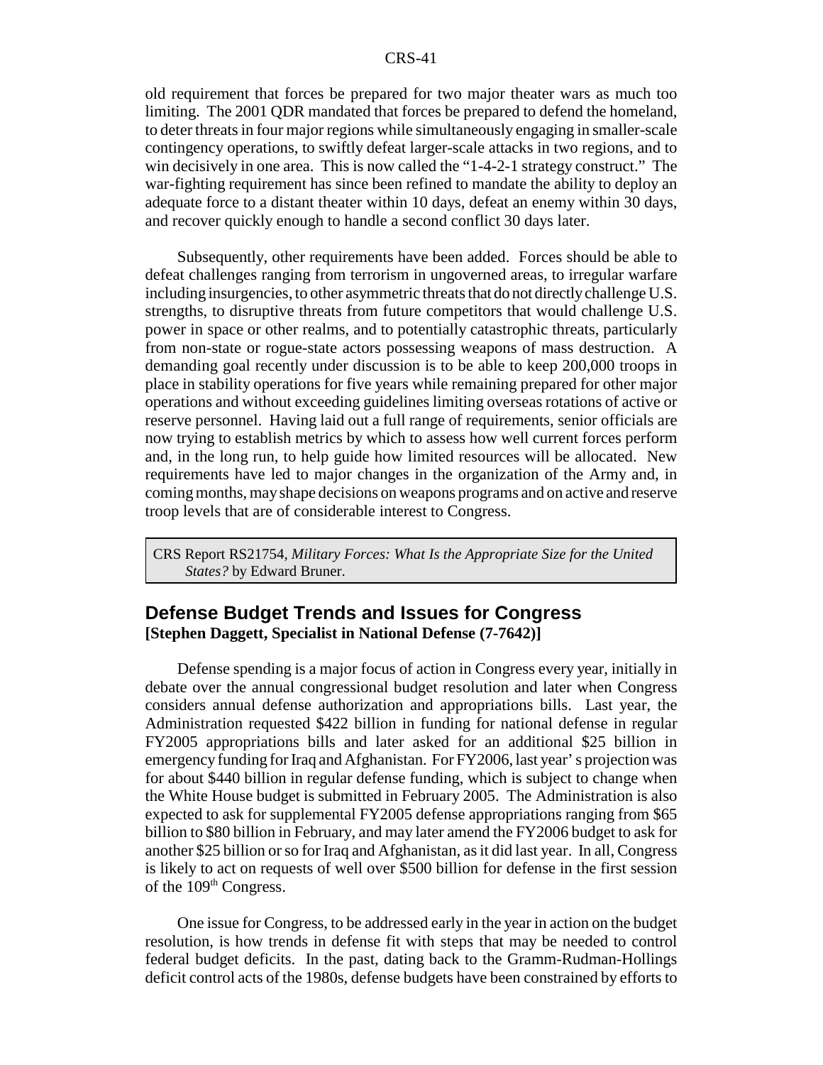old requirement that forces be prepared for two major theater wars as much too limiting. The 2001 QDR mandated that forces be prepared to defend the homeland, to deter threats in four major regions while simultaneously engaging in smaller-scale contingency operations, to swiftly defeat larger-scale attacks in two regions, and to win decisively in one area. This is now called the "1-4-2-1 strategy construct." The war-fighting requirement has since been refined to mandate the ability to deploy an adequate force to a distant theater within 10 days, defeat an enemy within 30 days, and recover quickly enough to handle a second conflict 30 days later.

Subsequently, other requirements have been added. Forces should be able to defeat challenges ranging from terrorism in ungoverned areas, to irregular warfare including insurgencies, to other asymmetric threats that do not directly challenge U.S. strengths, to disruptive threats from future competitors that would challenge U.S. power in space or other realms, and to potentially catastrophic threats, particularly from non-state or rogue-state actors possessing weapons of mass destruction. A demanding goal recently under discussion is to be able to keep 200,000 troops in place in stability operations for five years while remaining prepared for other major operations and without exceeding guidelines limiting overseas rotations of active or reserve personnel. Having laid out a full range of requirements, senior officials are now trying to establish metrics by which to assess how well current forces perform and, in the long run, to help guide how limited resources will be allocated. New requirements have led to major changes in the organization of the Army and, in coming months, may shape decisions on weapons programs and on active and reserve troop levels that are of considerable interest to Congress.

> CRS Report RS21754, *Military Forces: What Is the Appropriate Size for the United States?* by Edward Bruner.

## Defense Budget Trends and Issues for Congress

**[Stephen Daggett, Specialist in National Defense (7-7642)]**

Defense spending is a major focus of action in Congress every year, initially in debate over the annual congressional budget resolution and later when Congress considers annual defense authorization and appropriations bills. Last year, the Administration requested $422 billion in funding for national defense in regular FY2005 appropriations bills and later asked for an additional $25 billion in emergency funding for Iraq and Afghanistan. For FY2006, last year' s projection was for about $440 billion in regular defense funding, which is subject to change when the White House budget is submitted in February 2005. The Administration is also expected to ask for supplemental FY2005 defense appropriations ranging from $65 billion to $80 billion in February, and may later amend the FY2006 budget to ask for another $25 billion or so for Iraq and Afghanistan, as it did last year. In all, Congress is likely to act on requests of well over $500 billion for defense in the first session of the 109th Congress.

One issue for Congress, to be addressed early in the year in action on the budget resolution, is how trends in defense fit with steps that may be needed to control federal budget deficits. In the past, dating back to the Gramm-Rudman-Hollings deficit control acts of the 1980s, defense budgets have been constrained by efforts to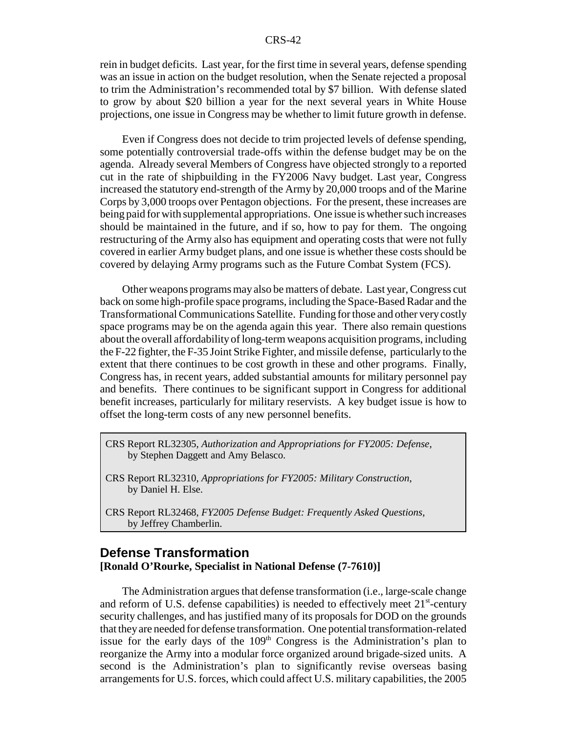rein in budget deficits. Last year, for the first time in several years, defense spending was an issue in action on the budget resolution, when the Senate rejected a proposal to trim the Administration's recommended total by $7 billion. With defense slated to grow by about $20 billion a year for the next several years in White House projections, one issue in Congress may be whether to limit future growth in defense.

Even if Congress does not decide to trim projected levels of defense spending, some potentially controversial trade-offs within the defense budget may be on the agenda. Already several Members of Congress have objected strongly to a reported cut in the rate of shipbuilding in the FY2006 Navy budget. Last year, Congress increased the statutory end-strength of the Army by 20,000 troops and of the Marine Corps by 3,000 troops over Pentagon objections. For the present, these increases are being paid for with supplemental appropriations. One issue is whether such increases should be maintained in the future, and if so, how to pay for them. The ongoing restructuring of the Army also has equipment and operating costs that were not fully covered in earlier Army budget plans, and one issue is whether these costs should be covered by delaying Army programs such as the Future Combat System (FCS).

Other weapons programs may also be matters of debate. Last year, Congress cut back on some high-profile space programs, including the Space-Based Radar and the Transformational Communications Satellite. Funding for those and other very costly space programs may be on the agenda again this year. There also remain questions about the overall affordability of long-term weapons acquisition programs, including the F-22 fighter, the F-35 Joint Strike Fighter, and missile defense, particularly to the extent that there continues to be cost growth in these and other programs. Finally, Congress has, in recent years, added substantial amounts for military personnel pay and benefits. There continues to be significant support in Congress for additional benefit increases, particularly for military reservists. A key budget issue is how to offset the long-term costs of any new personnel benefits.

> CRS Report RL32305, *Authorization and Appropriations for FY2005: Defense*, by Stephen Daggett and Amy Belasco.
>
> CRS Report RL32310, *Appropriations for FY2005: Military Construction*, by Daniel H. Else.
>
> CRS Report RL32468, *FY2005 Defense Budget: Frequently Asked Questions*, by Jeffrey Chamberlin.

## Defense Transformation

**[Ronald O'Rourke, Specialist in National Defense (7-7610)]**

The Administration argues that defense transformation (i.e., large-scale change and reform of U.S. defense capabilities) is needed to effectively meet 21st-century security challenges, and has justified many of its proposals for DOD on the grounds that they are needed for defense transformation. One potential transformation-related issue for the early days of the 109th Congress is the Administration's plan to reorganize the Army into a modular force organized around brigade-sized units. A second is the Administration's plan to significantly revise overseas basing arrangements for U.S. forces, which could affect U.S. military capabilities, the 2005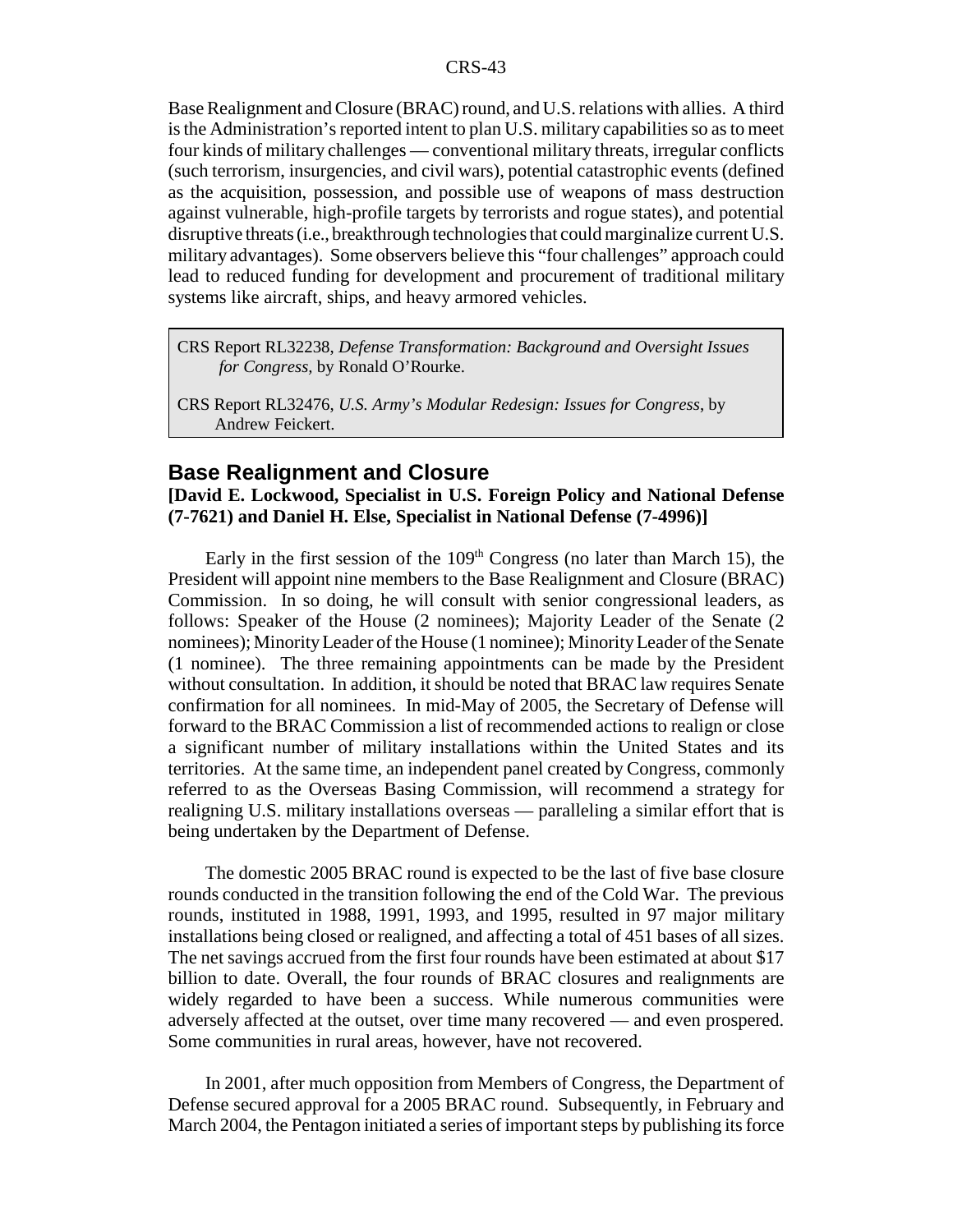Base Realignment and Closure (BRAC) round, and U.S. relations with allies. A third is the Administration's reported intent to plan U.S. military capabilities so as to meet four kinds of military challenges — conventional military threats, irregular conflicts (such terrorism, insurgencies, and civil wars), potential catastrophic events (defined as the acquisition, possession, and possible use of weapons of mass destruction against vulnerable, high-profile targets by terrorists and rogue states), and potential disruptive threats (i.e., breakthrough technologies that could marginalize current U.S. military advantages). Some observers believe this "four challenges" approach could lead to reduced funding for development and procurement of traditional military systems like aircraft, ships, and heavy armored vehicles.

> CRS Report RL32238, *Defense Transformation: Background and Oversight Issues for Congress,* by Ronald O'Rourke.
>
> CRS Report RL32476, *U.S. Army's Modular Redesign: Issues for Congress,* by Andrew Feickert.

## Base Realignment and Closure

**[David E. Lockwood, Specialist in U.S. Foreign Policy and National Defense (7-7621) and Daniel H. Else, Specialist in National Defense (7-4996)]**

Early in the first session of the 109th Congress (no later than March 15), the President will appoint nine members to the Base Realignment and Closure (BRAC) Commission. In so doing, he will consult with senior congressional leaders, as follows: Speaker of the House (2 nominees); Majority Leader of the Senate (2 nominees); Minority Leader of the House (1 nominee); Minority Leader of the Senate (1 nominee). The three remaining appointments can be made by the President without consultation. In addition, it should be noted that BRAC law requires Senate confirmation for all nominees. In mid-May of 2005, the Secretary of Defense will forward to the BRAC Commission a list of recommended actions to realign or close a significant number of military installations within the United States and its territories. At the same time, an independent panel created by Congress, commonly referred to as the Overseas Basing Commission, will recommend a strategy for realigning U.S. military installations overseas — paralleling a similar effort that is being undertaken by the Department of Defense.

The domestic 2005 BRAC round is expected to be the last of five base closure rounds conducted in the transition following the end of the Cold War. The previous rounds, instituted in 1988, 1991, 1993, and 1995, resulted in 97 major military installations being closed or realigned, and affecting a total of 451 bases of all sizes. The net savings accrued from the first four rounds have been estimated at about $17 billion to date. Overall, the four rounds of BRAC closures and realignments are widely regarded to have been a success. While numerous communities were adversely affected at the outset, over time many recovered — and even prospered. Some communities in rural areas, however, have not recovered.

In 2001, after much opposition from Members of Congress, the Department of Defense secured approval for a 2005 BRAC round. Subsequently, in February and March 2004, the Pentagon initiated a series of important steps by publishing its force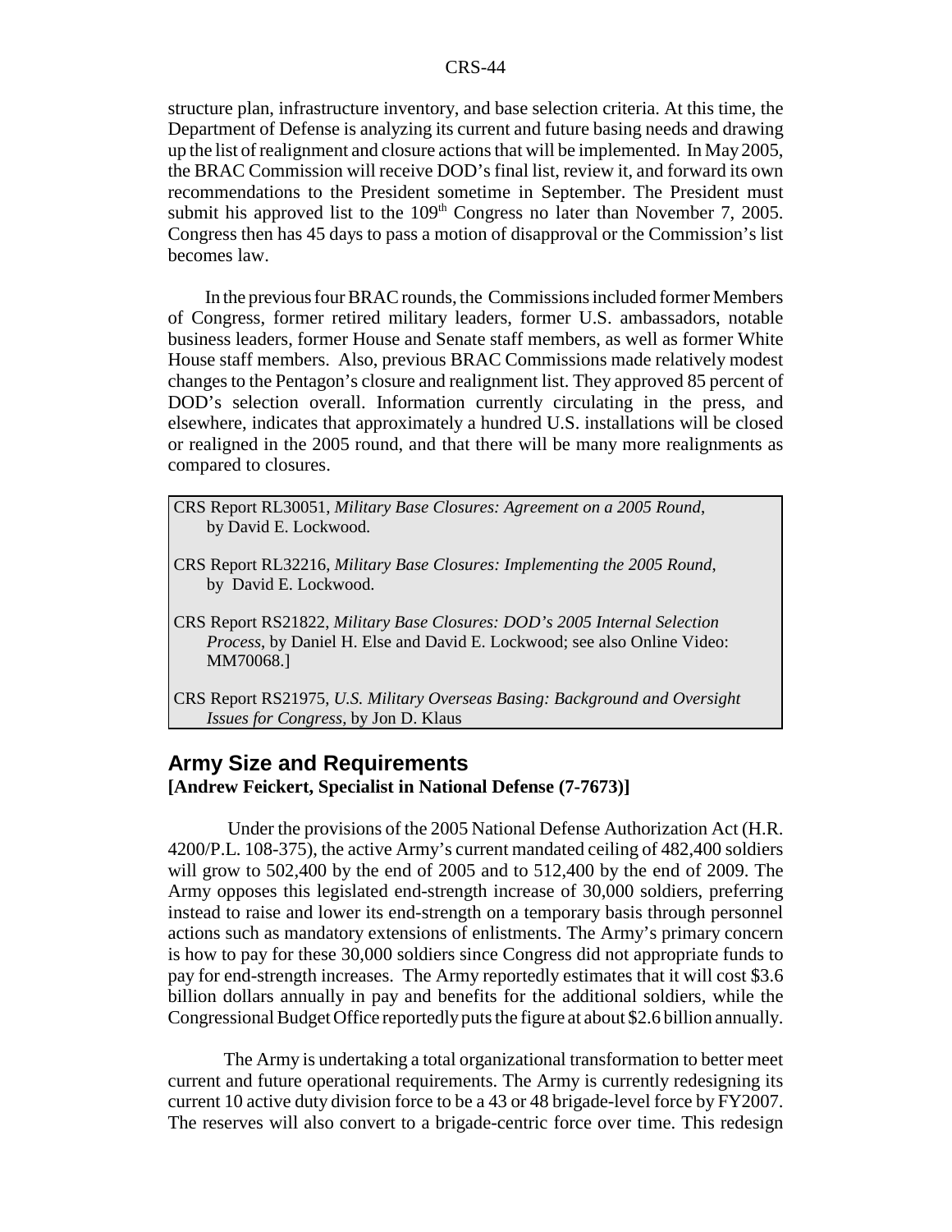structure plan, infrastructure inventory, and base selection criteria. At this time, the Department of Defense is analyzing its current and future basing needs and drawing up the list of realignment and closure actions that will be implemented. In May 2005, the BRAC Commission will receive DOD's final list, review it, and forward its own recommendations to the President sometime in September. The President must submit his approved list to the 109th Congress no later than November 7, 2005. Congress then has 45 days to pass a motion of disapproval or the Commission's list becomes law.

In the previous four BRAC rounds, the Commissions included former Members of Congress, former retired military leaders, former U.S. ambassadors, notable business leaders, former House and Senate staff members, as well as former White House staff members. Also, previous BRAC Commissions made relatively modest changes to the Pentagon's closure and realignment list. They approved 85 percent of DOD's selection overall. Information currently circulating in the press, and elsewhere, indicates that approximately a hundred U.S. installations will be closed or realigned in the 2005 round, and that there will be many more realignments as compared to closures.

CRS Report RL30051, *Military Base Closures: Agreement on a 2005 Round*, by David E. Lockwood.

CRS Report RL32216, *Military Base Closures: Implementing the 2005 Round*, by David E. Lockwood.

CRS Report RS21822, *Military Base Closures: DOD's 2005 Internal Selection Process*, by Daniel H. Else and David E. Lockwood; see also Online Video: MM70068.]

CRS Report RS21975, *U.S. Military Overseas Basing: Background and Oversight Issues for Congress*, by Jon D. Klaus

## Army Size and Requirements

**[Andrew Feickert, Specialist in National Defense (7-7673)]**

Under the provisions of the 2005 National Defense Authorization Act (H.R. 4200/P.L. 108-375), the active Army's current mandated ceiling of 482,400 soldiers will grow to 502,400 by the end of 2005 and to 512,400 by the end of 2009. The Army opposes this legislated end-strength increase of 30,000 soldiers, preferring instead to raise and lower its end-strength on a temporary basis through personnel actions such as mandatory extensions of enlistments. The Army's primary concern is how to pay for these 30,000 soldiers since Congress did not appropriate funds to pay for end-strength increases. The Army reportedly estimates that it will cost $3.6 billion dollars annually in pay and benefits for the additional soldiers, while the Congressional Budget Office reportedly puts the figure at about $2.6 billion annually.

The Army is undertaking a total organizational transformation to better meet current and future operational requirements. The Army is currently redesigning its current 10 active duty division force to be a 43 or 48 brigade-level force by FY2007. The reserves will also convert to a brigade-centric force over time. This redesign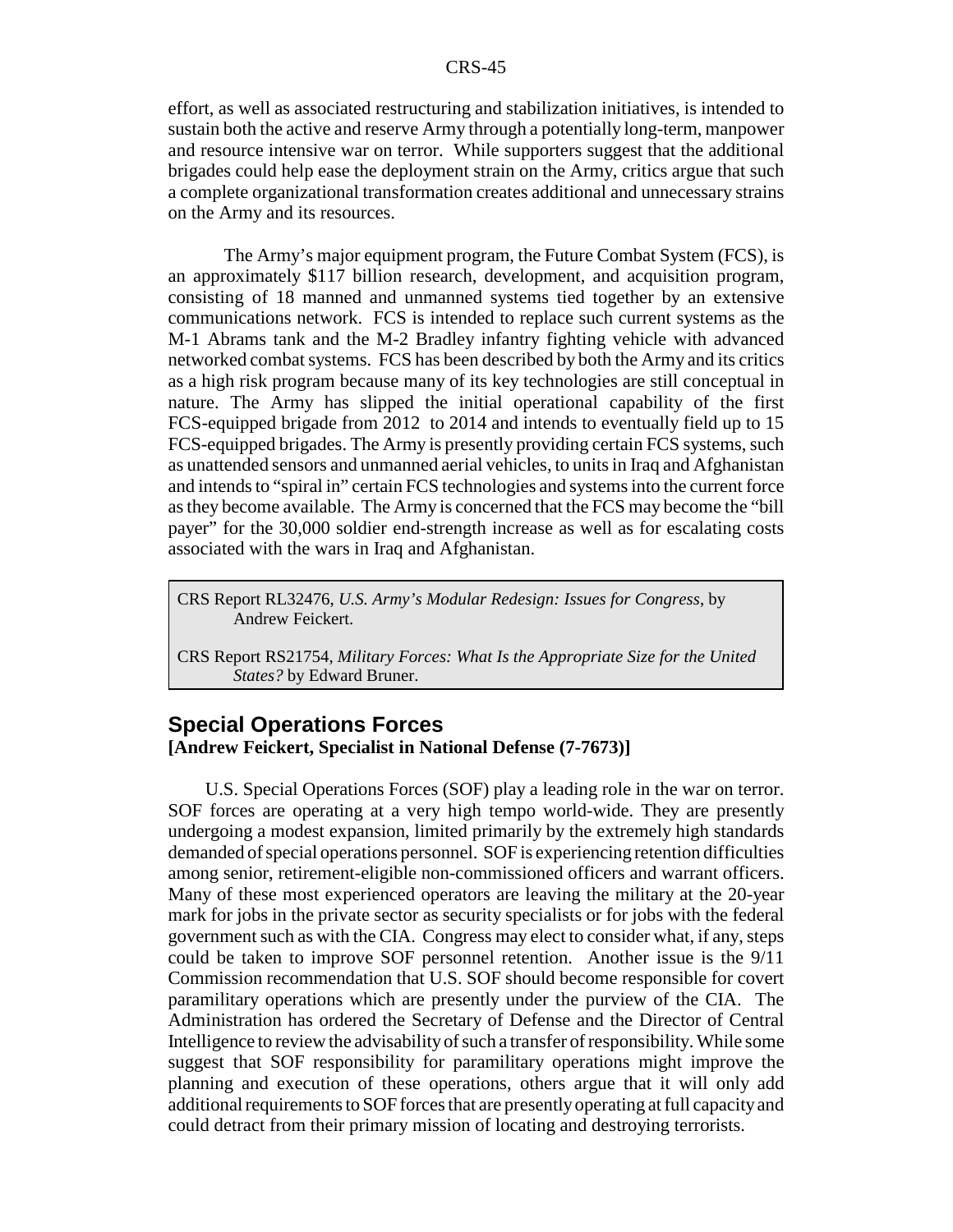effort, as well as associated restructuring and stabilization initiatives, is intended to sustain both the active and reserve Army through a potentially long-term, manpower and resource intensive war on terror. While supporters suggest that the additional brigades could help ease the deployment strain on the Army, critics argue that such a complete organizational transformation creates additional and unnecessary strains on the Army and its resources.

The Army's major equipment program, the Future Combat System (FCS), is an approximately $117 billion research, development, and acquisition program, consisting of 18 manned and unmanned systems tied together by an extensive communications network. FCS is intended to replace such current systems as the M-1 Abrams tank and the M-2 Bradley infantry fighting vehicle with advanced networked combat systems. FCS has been described by both the Army and its critics as a high risk program because many of its key technologies are still conceptual in nature. The Army has slipped the initial operational capability of the first FCS-equipped brigade from 2012 to 2014 and intends to eventually field up to 15 FCS-equipped brigades. The Army is presently providing certain FCS systems, such as unattended sensors and unmanned aerial vehicles, to units in Iraq and Afghanistan and intends to "spiral in" certain FCS technologies and systems into the current force as they become available. The Army is concerned that the FCS may become the "bill payer" for the 30,000 soldier end-strength increase as well as for escalating costs associated with the wars in Iraq and Afghanistan.

CRS Report RL32476, *U.S. Army's Modular Redesign: Issues for Congress*, by Andrew Feickert.

CRS Report RS21754, *Military Forces: What Is the Appropriate Size for the United States?* by Edward Bruner.

## Special Operations Forces

**[Andrew Feickert, Specialist in National Defense (7-7673)]**

U.S. Special Operations Forces (SOF) play a leading role in the war on terror. SOF forces are operating at a very high tempo world-wide. They are presently undergoing a modest expansion, limited primarily by the extremely high standards demanded of special operations personnel. SOF is experiencing retention difficulties among senior, retirement-eligible non-commissioned officers and warrant officers. Many of these most experienced operators are leaving the military at the 20-year mark for jobs in the private sector as security specialists or for jobs with the federal government such as with the CIA. Congress may elect to consider what, if any, steps could be taken to improve SOF personnel retention. Another issue is the 9/11 Commission recommendation that U.S. SOF should become responsible for covert paramilitary operations which are presently under the purview of the CIA. The Administration has ordered the Secretary of Defense and the Director of Central Intelligence to review the advisability of such a transfer of responsibility. While some suggest that SOF responsibility for paramilitary operations might improve the planning and execution of these operations, others argue that it will only add additional requirements to SOF forces that are presently operating at full capacity and could detract from their primary mission of locating and destroying terrorists.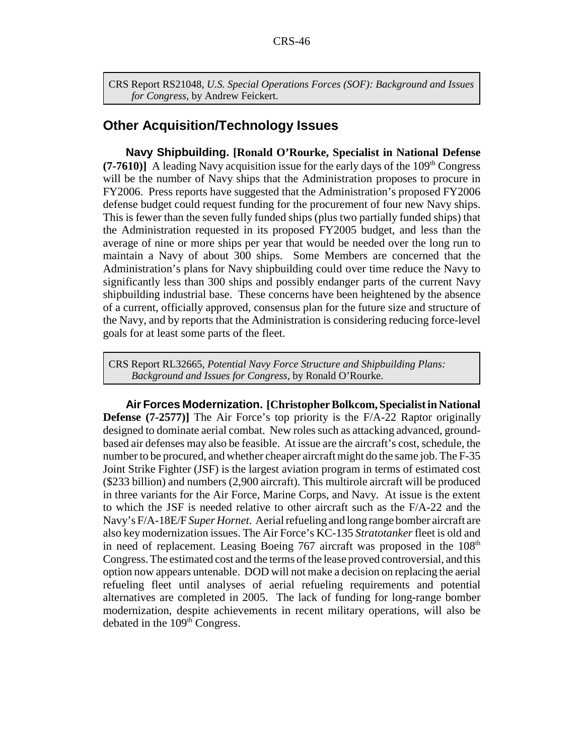CRS Report RS21048, *U.S. Special Operations Forces (SOF): Background and Issues for Congress*, by Andrew Feickert.

## Other Acquisition/Technology Issues

**Navy Shipbuilding. [Ronald O'Rourke, Specialist in National Defense (7-7610)]** A leading Navy acquisition issue for the early days of the 109th Congress will be the number of Navy ships that the Administration proposes to procure in FY2006. Press reports have suggested that the Administration's proposed FY2006 defense budget could request funding for the procurement of four new Navy ships. This is fewer than the seven fully funded ships (plus two partially funded ships) that the Administration requested in its proposed FY2005 budget, and less than the average of nine or more ships per year that would be needed over the long run to maintain a Navy of about 300 ships. Some Members are concerned that the Administration's plans for Navy shipbuilding could over time reduce the Navy to significantly less than 300 ships and possibly endanger parts of the current Navy shipbuilding industrial base. These concerns have been heightened by the absence of a current, officially approved, consensus plan for the future size and structure of the Navy, and by reports that the Administration is considering reducing force-level goals for at least some parts of the fleet.

CRS Report RL32665, *Potential Navy Force Structure and Shipbuilding Plans: Background and Issues for Congress*, by Ronald O'Rourke.

**Air Forces Modernization. [Christopher Bolkcom, Specialist in National Defense (7-2577)]** The Air Force's top priority is the F/A-22 Raptor originally designed to dominate aerial combat. New roles such as attacking advanced, ground-based air defenses may also be feasible. At issue are the aircraft's cost, schedule, the number to be procured, and whether cheaper aircraft might do the same job. The F-35 Joint Strike Fighter (JSF) is the largest aviation program in terms of estimated cost ($233 billion) and numbers (2,900 aircraft). This multirole aircraft will be produced in three variants for the Air Force, Marine Corps, and Navy. At issue is the extent to which the JSF is needed relative to other aircraft such as the F/A-22 and the Navy's F/A-18E/F *Super Hornet*. Aerial refueling and long range bomber aircraft are also key modernization issues. The Air Force's KC-135 *Stratotanker* fleet is old and in need of replacement. Leasing Boeing 767 aircraft was proposed in the 108th Congress. The estimated cost and the terms of the lease proved controversial, and this option now appears untenable. DOD will not make a decision on replacing the aerial refueling fleet until analyses of aerial refueling requirements and potential alternatives are completed in 2005. The lack of funding for long-range bomber modernization, despite achievements in recent military operations, will also be debated in the 109th Congress.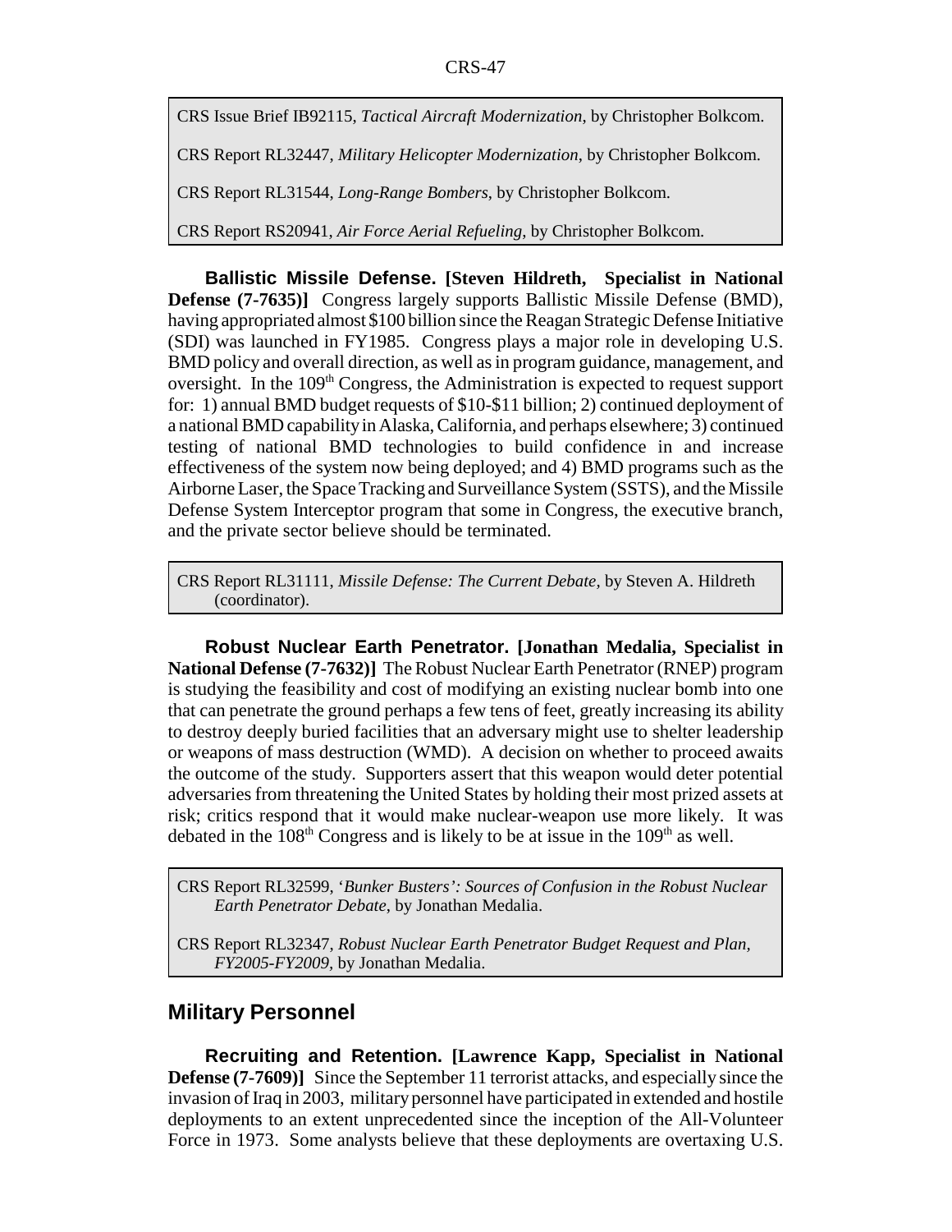CRS Issue Brief IB92115, *Tactical Aircraft Modernization*, by Christopher Bolkcom.

CRS Report RL32447, *Military Helicopter Modernization*, by Christopher Bolkcom.

CRS Report RL31544, *Long-Range Bombers*, by Christopher Bolkcom.

CRS Report RS20941, *Air Force Aerial Refueling*, by Christopher Bolkcom.

**Ballistic Missile Defense. [Steven Hildreth, Specialist in National Defense (7-7635)]** Congress largely supports Ballistic Missile Defense (BMD), having appropriated almost $100 billion since the Reagan Strategic Defense Initiative (SDI) was launched in FY1985. Congress plays a major role in developing U.S. BMD policy and overall direction, as well as in program guidance, management, and oversight. In the 109th Congress, the Administration is expected to request support for: 1) annual BMD budget requests of $10-$11 billion; 2) continued deployment of a national BMD capability in Alaska, California, and perhaps elsewhere; 3) continued testing of national BMD technologies to build confidence in and increase effectiveness of the system now being deployed; and 4) BMD programs such as the Airborne Laser, the Space Tracking and Surveillance System (SSTS), and the Missile Defense System Interceptor program that some in Congress, the executive branch, and the private sector believe should be terminated.

CRS Report RL31111, *Missile Defense: The Current Debate*, by Steven A. Hildreth (coordinator).

**Robust Nuclear Earth Penetrator. [Jonathan Medalia, Specialist in National Defense (7-7632)]** The Robust Nuclear Earth Penetrator (RNEP) program is studying the feasibility and cost of modifying an existing nuclear bomb into one that can penetrate the ground perhaps a few tens of feet, greatly increasing its ability to destroy deeply buried facilities that an adversary might use to shelter leadership or weapons of mass destruction (WMD). A decision on whether to proceed awaits the outcome of the study. Supporters assert that this weapon would deter potential adversaries from threatening the United States by holding their most prized assets at risk; critics respond that it would make nuclear-weapon use more likely. It was debated in the 108th Congress and is likely to be at issue in the 109th as well.

CRS Report RL32599, *'Bunker Busters': Sources of Confusion in the Robust Nuclear Earth Penetrator Debate*, by Jonathan Medalia.

CRS Report RL32347, *Robust Nuclear Earth Penetrator Budget Request and Plan, FY2005-FY2009*, by Jonathan Medalia.

## Military Personnel

**Recruiting and Retention. [Lawrence Kapp, Specialist in National Defense (7-7609)]** Since the September 11 terrorist attacks, and especially since the invasion of Iraq in 2003, military personnel have participated in extended and hostile deployments to an extent unprecedented since the inception of the All-Volunteer Force in 1973. Some analysts believe that these deployments are overtaxing U.S.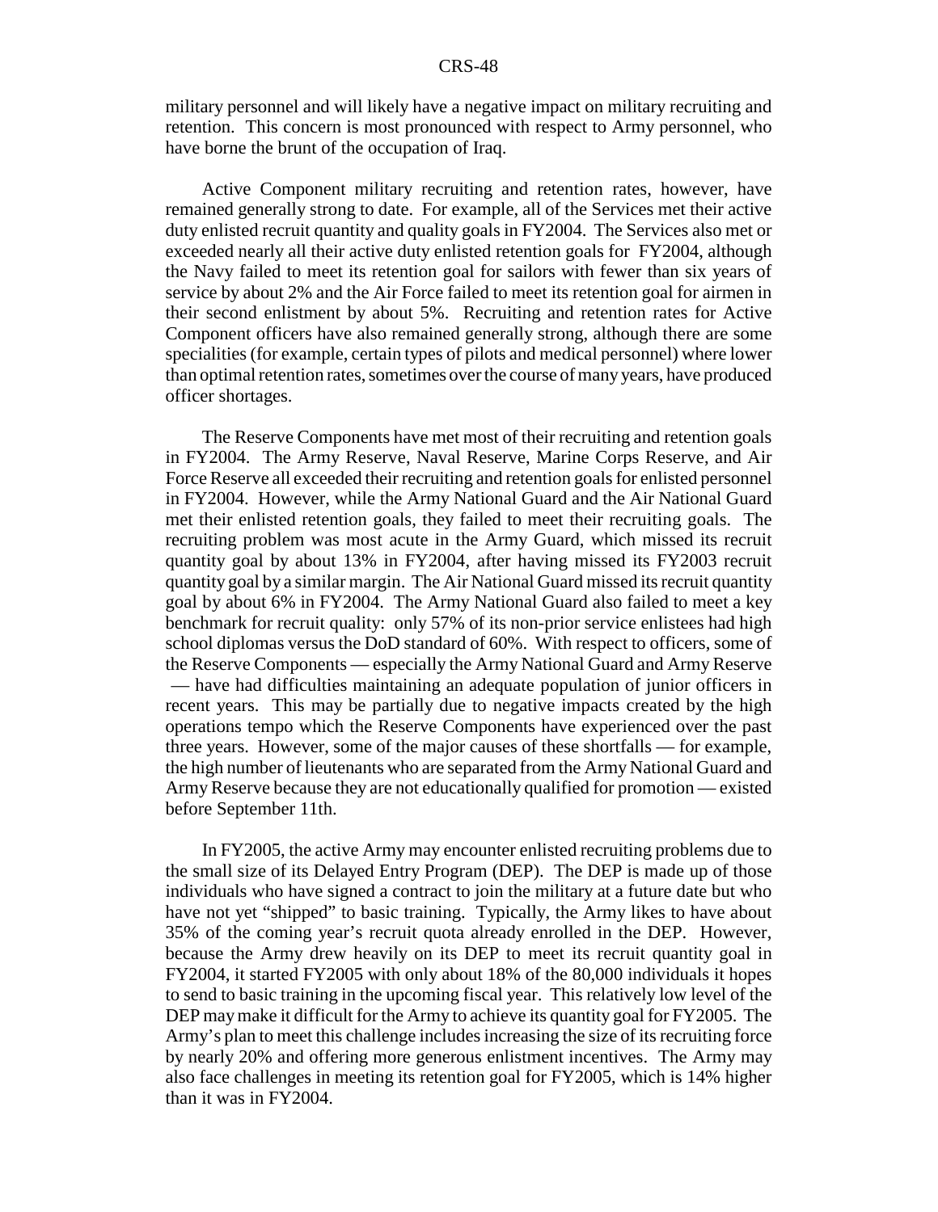military personnel and will likely have a negative impact on military recruiting and retention. This concern is most pronounced with respect to Army personnel, who have borne the brunt of the occupation of Iraq.

Active Component military recruiting and retention rates, however, have remained generally strong to date. For example, all of the Services met their active duty enlisted recruit quantity and quality goals in FY2004. The Services also met or exceeded nearly all their active duty enlisted retention goals for FY2004, although the Navy failed to meet its retention goal for sailors with fewer than six years of service by about 2% and the Air Force failed to meet its retention goal for airmen in their second enlistment by about 5%. Recruiting and retention rates for Active Component officers have also remained generally strong, although there are some specialities (for example, certain types of pilots and medical personnel) where lower than optimal retention rates, sometimes over the course of many years, have produced officer shortages.

The Reserve Components have met most of their recruiting and retention goals in FY2004. The Army Reserve, Naval Reserve, Marine Corps Reserve, and Air Force Reserve all exceeded their recruiting and retention goals for enlisted personnel in FY2004. However, while the Army National Guard and the Air National Guard met their enlisted retention goals, they failed to meet their recruiting goals. The recruiting problem was most acute in the Army Guard, which missed its recruit quantity goal by about 13% in FY2004, after having missed its FY2003 recruit quantity goal by a similar margin. The Air National Guard missed its recruit quantity goal by about 6% in FY2004. The Army National Guard also failed to meet a key benchmark for recruit quality: only 57% of its non-prior service enlistees had high school diplomas versus the DoD standard of 60%. With respect to officers, some of the Reserve Components — especially the Army National Guard and Army Reserve — have had difficulties maintaining an adequate population of junior officers in recent years. This may be partially due to negative impacts created by the high operations tempo which the Reserve Components have experienced over the past three years. However, some of the major causes of these shortfalls — for example, the high number of lieutenants who are separated from the Army National Guard and Army Reserve because they are not educationally qualified for promotion — existed before September 11th.

In FY2005, the active Army may encounter enlisted recruiting problems due to the small size of its Delayed Entry Program (DEP). The DEP is made up of those individuals who have signed a contract to join the military at a future date but who have not yet "shipped" to basic training. Typically, the Army likes to have about 35% of the coming year's recruit quota already enrolled in the DEP. However, because the Army drew heavily on its DEP to meet its recruit quantity goal in FY2004, it started FY2005 with only about 18% of the 80,000 individuals it hopes to send to basic training in the upcoming fiscal year. This relatively low level of the DEP may make it difficult for the Army to achieve its quantity goal for FY2005. The Army's plan to meet this challenge includes increasing the size of its recruiting force by nearly 20% and offering more generous enlistment incentives. The Army may also face challenges in meeting its retention goal for FY2005, which is 14% higher than it was in FY2004.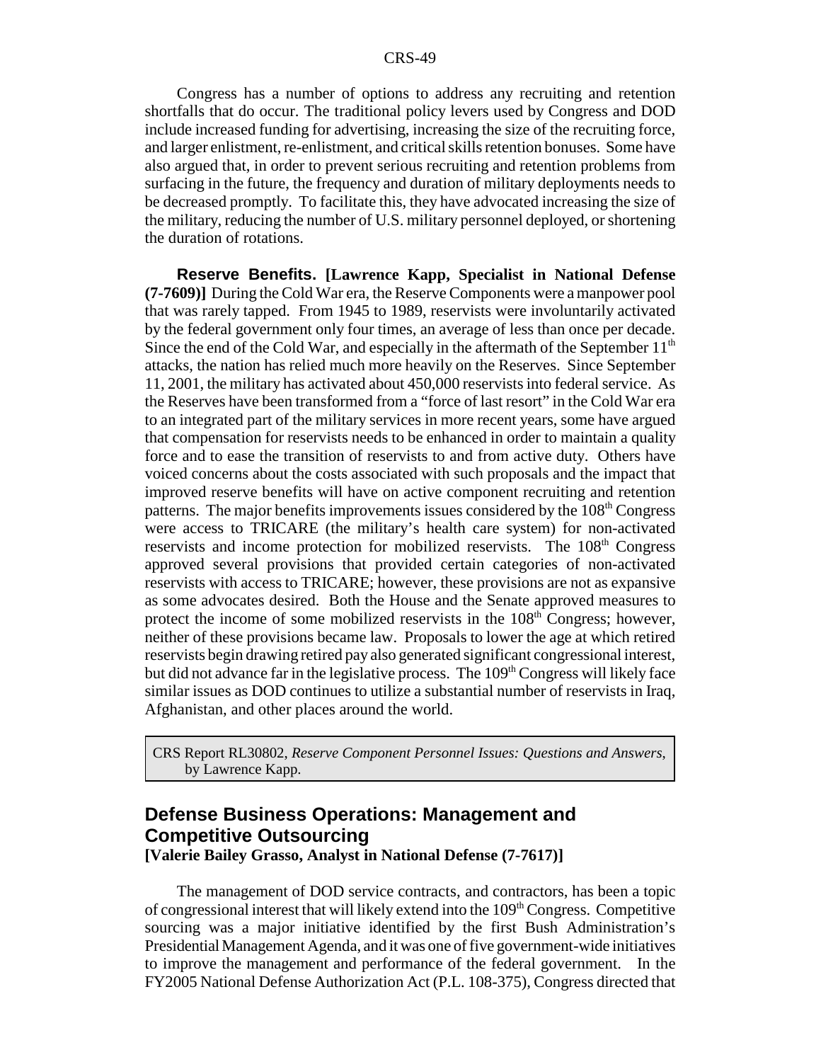Congress has a number of options to address any recruiting and retention shortfalls that do occur. The traditional policy levers used by Congress and DOD include increased funding for advertising, increasing the size of the recruiting force, and larger enlistment, re-enlistment, and critical skills retention bonuses. Some have also argued that, in order to prevent serious recruiting and retention problems from surfacing in the future, the frequency and duration of military deployments needs to be decreased promptly. To facilitate this, they have advocated increasing the size of the military, reducing the number of U.S. military personnel deployed, or shortening the duration of rotations.

**Reserve Benefits. [Lawrence Kapp, Specialist in National Defense (7-7609)]** During the Cold War era, the Reserve Components were a manpower pool that was rarely tapped. From 1945 to 1989, reservists were involuntarily activated by the federal government only four times, an average of less than once per decade. Since the end of the Cold War, and especially in the aftermath of the September 11th attacks, the nation has relied much more heavily on the Reserves. Since September 11, 2001, the military has activated about 450,000 reservists into federal service. As the Reserves have been transformed from a "force of last resort" in the Cold War era to an integrated part of the military services in more recent years, some have argued that compensation for reservists needs to be enhanced in order to maintain a quality force and to ease the transition of reservists to and from active duty. Others have voiced concerns about the costs associated with such proposals and the impact that improved reserve benefits will have on active component recruiting and retention patterns. The major benefits improvements issues considered by the 108th Congress were access to TRICARE (the military's health care system) for non-activated reservists and income protection for mobilized reservists. The 108th Congress approved several provisions that provided certain categories of non-activated reservists with access to TRICARE; however, these provisions are not as expansive as some advocates desired. Both the House and the Senate approved measures to protect the income of some mobilized reservists in the 108th Congress; however, neither of these provisions became law. Proposals to lower the age at which retired reservists begin drawing retired pay also generated significant congressional interest, but did not advance far in the legislative process. The 109th Congress will likely face similar issues as DOD continues to utilize a substantial number of reservists in Iraq, Afghanistan, and other places around the world.

> CRS Report RL30802, *Reserve Component Personnel Issues: Questions and Answers*, by Lawrence Kapp.

## Defense Business Operations: Management and Competitive Outsourcing

**[Valerie Bailey Grasso, Analyst in National Defense (7-7617)]**

The management of DOD service contracts, and contractors, has been a topic of congressional interest that will likely extend into the 109th Congress. Competitive sourcing was a major initiative identified by the first Bush Administration's Presidential Management Agenda, and it was one of five government-wide initiatives to improve the management and performance of the federal government. In the FY2005 National Defense Authorization Act (P.L. 108-375), Congress directed that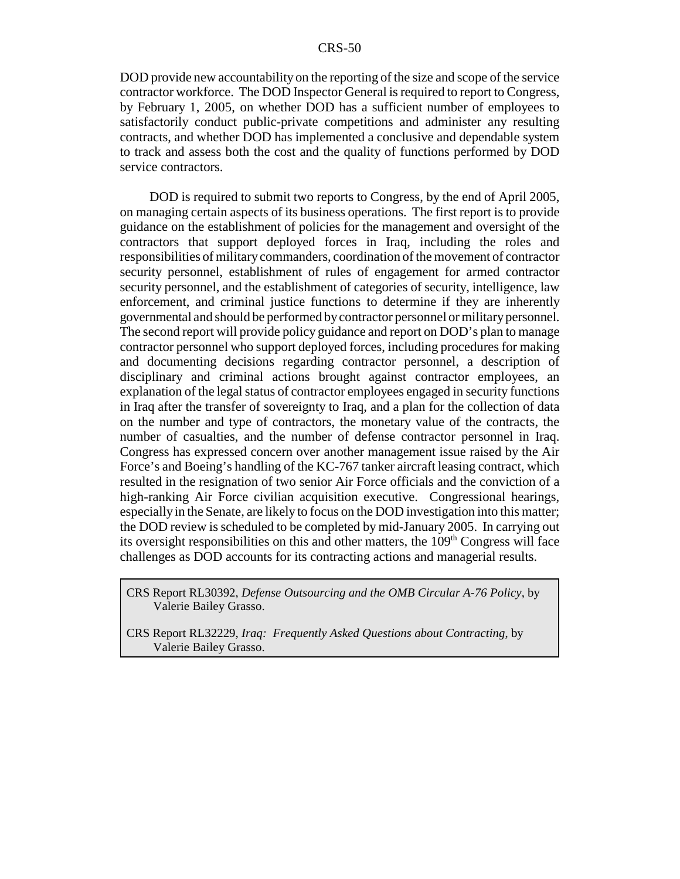DOD provide new accountability on the reporting of the size and scope of the service contractor workforce. The DOD Inspector General is required to report to Congress, by February 1, 2005, on whether DOD has a sufficient number of employees to satisfactorily conduct public-private competitions and administer any resulting contracts, and whether DOD has implemented a conclusive and dependable system to track and assess both the cost and the quality of functions performed by DOD service contractors.

DOD is required to submit two reports to Congress, by the end of April 2005, on managing certain aspects of its business operations. The first report is to provide guidance on the establishment of policies for the management and oversight of the contractors that support deployed forces in Iraq, including the roles and responsibilities of military commanders, coordination of the movement of contractor security personnel, establishment of rules of engagement for armed contractor security personnel, and the establishment of categories of security, intelligence, law enforcement, and criminal justice functions to determine if they are inherently governmental and should be performed by contractor personnel or military personnel. The second report will provide policy guidance and report on DOD's plan to manage contractor personnel who support deployed forces, including procedures for making and documenting decisions regarding contractor personnel, a description of disciplinary and criminal actions brought against contractor employees, an explanation of the legal status of contractor employees engaged in security functions in Iraq after the transfer of sovereignty to Iraq, and a plan for the collection of data on the number and type of contractors, the monetary value of the contracts, the number of casualties, and the number of defense contractor personnel in Iraq. Congress has expressed concern over another management issue raised by the Air Force's and Boeing's handling of the KC-767 tanker aircraft leasing contract, which resulted in the resignation of two senior Air Force officials and the conviction of a high-ranking Air Force civilian acquisition executive. Congressional hearings, especially in the Senate, are likely to focus on the DOD investigation into this matter; the DOD review is scheduled to be completed by mid-January 2005. In carrying out its oversight responsibilities on this and other matters, the 109th Congress will face challenges as DOD accounts for its contracting actions and managerial results.

CRS Report RL30392, *Defense Outsourcing and the OMB Circular A-76 Policy*, by Valerie Bailey Grasso.

CRS Report RL32229, *Iraq: Frequently Asked Questions about Contracting*, by Valerie Bailey Grasso.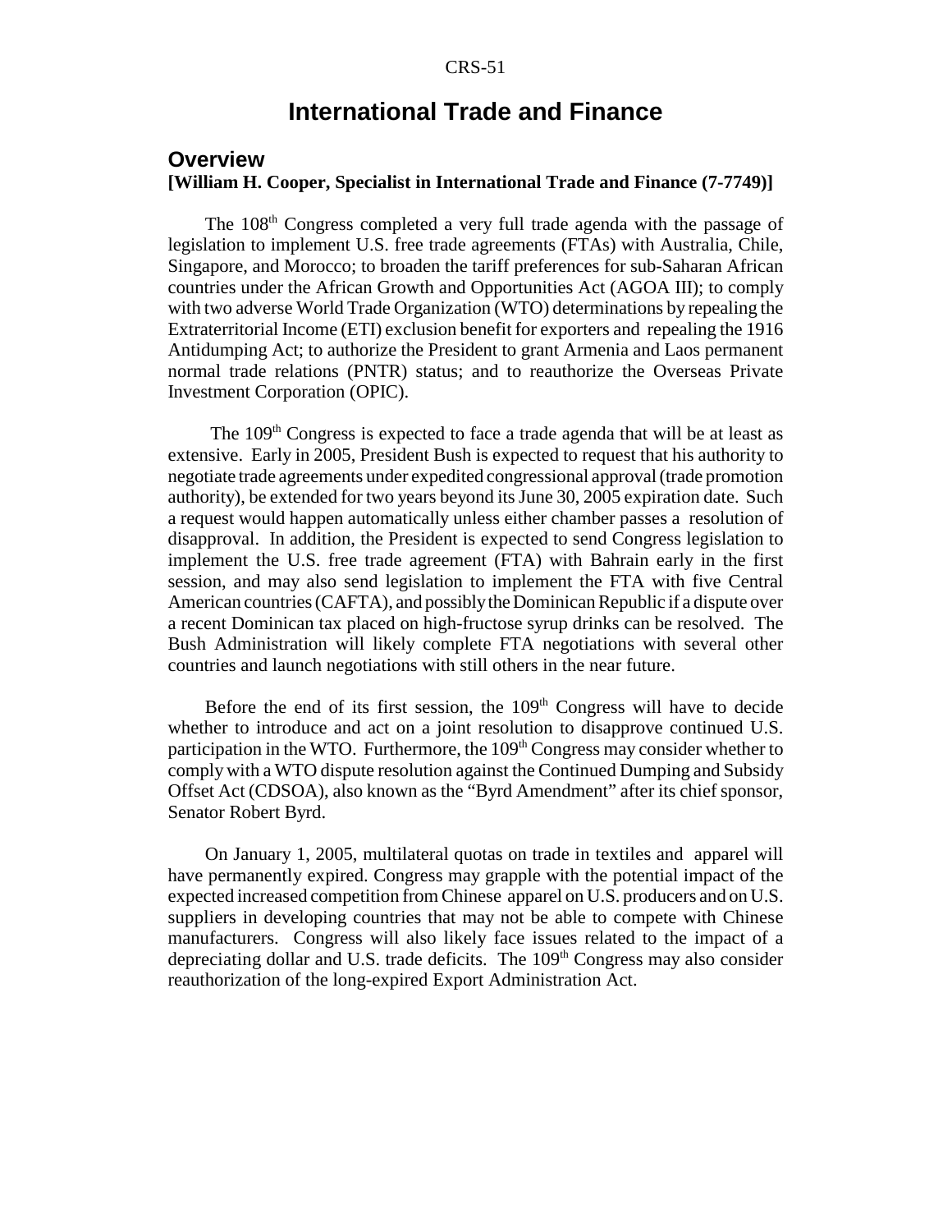# International Trade and Finance

## Overview

**[William H. Cooper, Specialist in International Trade and Finance (7-7749)]**

The 108th Congress completed a very full trade agenda with the passage of legislation to implement U.S. free trade agreements (FTAs) with Australia, Chile, Singapore, and Morocco; to broaden the tariff preferences for sub-Saharan African countries under the African Growth and Opportunities Act (AGOA III); to comply with two adverse World Trade Organization (WTO) determinations by repealing the Extraterritorial Income (ETI) exclusion benefit for exporters and repealing the 1916 Antidumping Act; to authorize the President to grant Armenia and Laos permanent normal trade relations (PNTR) status; and to reauthorize the Overseas Private Investment Corporation (OPIC).

The 109th Congress is expected to face a trade agenda that will be at least as extensive. Early in 2005, President Bush is expected to request that his authority to negotiate trade agreements under expedited congressional approval (trade promotion authority), be extended for two years beyond its June 30, 2005 expiration date. Such a request would happen automatically unless either chamber passes a resolution of disapproval. In addition, the President is expected to send Congress legislation to implement the U.S. free trade agreement (FTA) with Bahrain early in the first session, and may also send legislation to implement the FTA with five Central American countries (CAFTA), and possibly the Dominican Republic if a dispute over a recent Dominican tax placed on high-fructose syrup drinks can be resolved. The Bush Administration will likely complete FTA negotiations with several other countries and launch negotiations with still others in the near future.

Before the end of its first session, the 109th Congress will have to decide whether to introduce and act on a joint resolution to disapprove continued U.S. participation in the WTO. Furthermore, the 109th Congress may consider whether to comply with a WTO dispute resolution against the Continued Dumping and Subsidy Offset Act (CDSOA), also known as the "Byrd Amendment" after its chief sponsor, Senator Robert Byrd.

On January 1, 2005, multilateral quotas on trade in textiles and apparel will have permanently expired. Congress may grapple with the potential impact of the expected increased competition from Chinese apparel on U.S. producers and on U.S. suppliers in developing countries that may not be able to compete with Chinese manufacturers. Congress will also likely face issues related to the impact of a depreciating dollar and U.S. trade deficits. The 109th Congress may also consider reauthorization of the long-expired Export Administration Act.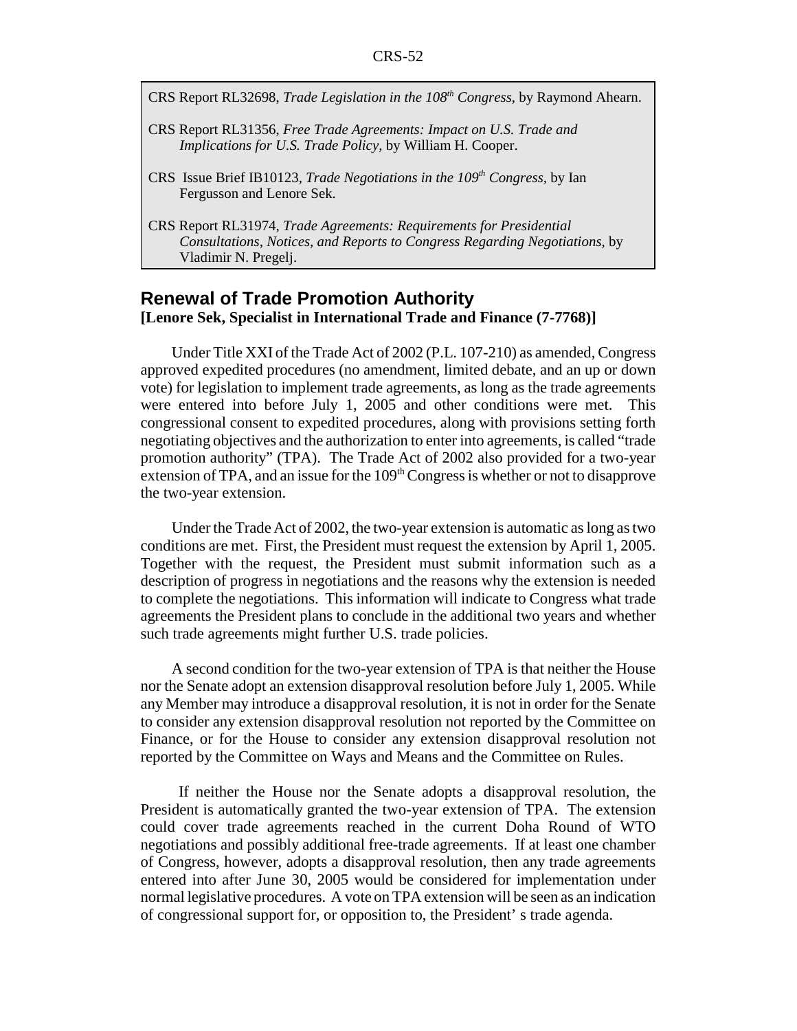CRS Report RL32698, *Trade Legislation in the 108th Congress*, by Raymond Ahearn.

CRS Report RL31356, *Free Trade Agreements: Impact on U.S. Trade and Implications for U.S. Trade Policy,* by William H. Cooper.

CRS Issue Brief IB10123, *Trade Negotiations in the 109th Congress*, by Ian Fergusson and Lenore Sek.

CRS Report RL31974, *Trade Agreements: Requirements for Presidential Consultations, Notices, and Reports to Congress Regarding Negotiations,* by Vladimir N. Pregelj.

## Renewal of Trade Promotion Authority

**[Lenore Sek, Specialist in International Trade and Finance (7-7768)]**

Under Title XXI of the Trade Act of 2002 (P.L. 107-210) as amended, Congress approved expedited procedures (no amendment, limited debate, and an up or down vote) for legislation to implement trade agreements, as long as the trade agreements were entered into before July 1, 2005 and other conditions were met. This congressional consent to expedited procedures, along with provisions setting forth negotiating objectives and the authorization to enter into agreements, is called "trade promotion authority" (TPA). The Trade Act of 2002 also provided for a two-year extension of TPA, and an issue for the 109th Congress is whether or not to disapprove the two-year extension.

Under the Trade Act of 2002, the two-year extension is automatic as long as two conditions are met. First, the President must request the extension by April 1, 2005. Together with the request, the President must submit information such as a description of progress in negotiations and the reasons why the extension is needed to complete the negotiations. This information will indicate to Congress what trade agreements the President plans to conclude in the additional two years and whether such trade agreements might further U.S. trade policies.

A second condition for the two-year extension of TPA is that neither the House nor the Senate adopt an extension disapproval resolution before July 1, 2005. While any Member may introduce a disapproval resolution, it is not in order for the Senate to consider any extension disapproval resolution not reported by the Committee on Finance, or for the House to consider any extension disapproval resolution not reported by the Committee on Ways and Means and the Committee on Rules.

If neither the House nor the Senate adopts a disapproval resolution, the President is automatically granted the two-year extension of TPA. The extension could cover trade agreements reached in the current Doha Round of WTO negotiations and possibly additional free-trade agreements. If at least one chamber of Congress, however, adopts a disapproval resolution, then any trade agreements entered into after June 30, 2005 would be considered for implementation under normal legislative procedures. A vote on TPA extension will be seen as an indication of congressional support for, or opposition to, the President' s trade agenda.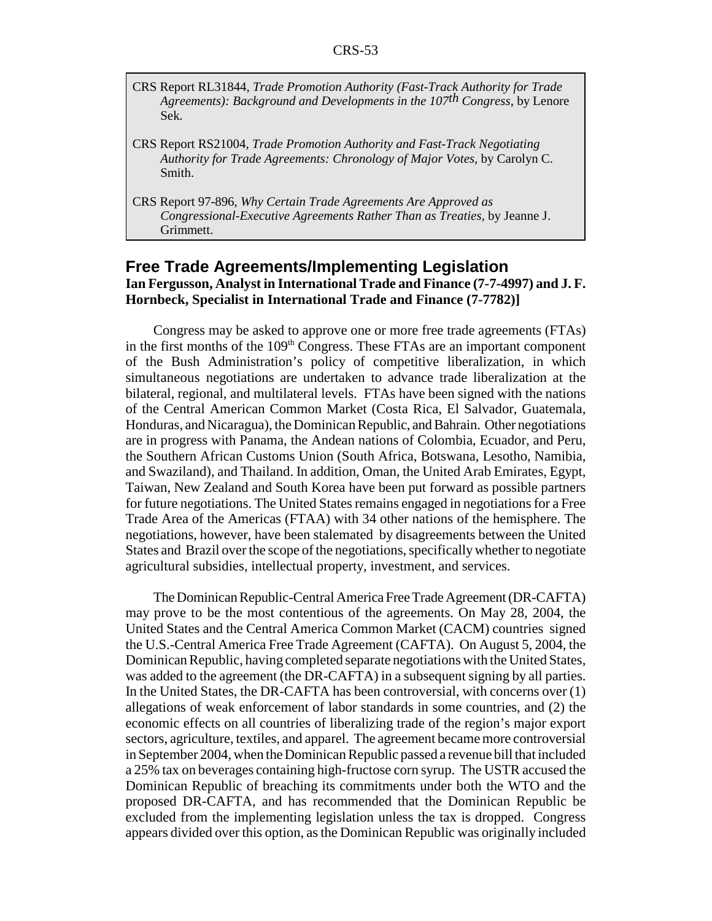CRS Report RL31844, *Trade Promotion Authority (Fast-Track Authority for Trade Agreements): Background and Developments in the 107th Congress*, by Lenore Sek.

CRS Report RS21004, *Trade Promotion Authority and Fast-Track Negotiating Authority for Trade Agreements: Chronology of Major Votes*, by Carolyn C. Smith.

CRS Report 97-896, *Why Certain Trade Agreements Are Approved as Congressional-Executive Agreements Rather Than as Treaties*, by Jeanne J. Grimmett.

## Free Trade Agreements/Implementing Legislation

**Ian Fergusson, Analyst in International Trade and Finance (7-7-4997) and J. F. Hornbeck, Specialist in International Trade and Finance (7-7782)]**

Congress may be asked to approve one or more free trade agreements (FTAs) in the first months of the 109th Congress. These FTAs are an important component of the Bush Administration's policy of competitive liberalization, in which simultaneous negotiations are undertaken to advance trade liberalization at the bilateral, regional, and multilateral levels. FTAs have been signed with the nations of the Central American Common Market (Costa Rica, El Salvador, Guatemala, Honduras, and Nicaragua), the Dominican Republic, and Bahrain. Other negotiations are in progress with Panama, the Andean nations of Colombia, Ecuador, and Peru, the Southern African Customs Union (South Africa, Botswana, Lesotho, Namibia, and Swaziland), and Thailand. In addition, Oman, the United Arab Emirates, Egypt, Taiwan, New Zealand and South Korea have been put forward as possible partners for future negotiations. The United States remains engaged in negotiations for a Free Trade Area of the Americas (FTAA) with 34 other nations of the hemisphere. The negotiations, however, have been stalemated by disagreements between the United States and Brazil over the scope of the negotiations, specifically whether to negotiate agricultural subsidies, intellectual property, investment, and services.

The Dominican Republic-Central America Free Trade Agreement (DR-CAFTA) may prove to be the most contentious of the agreements. On May 28, 2004, the United States and the Central America Common Market (CACM) countries signed the U.S.-Central America Free Trade Agreement (CAFTA). On August 5, 2004, the Dominican Republic, having completed separate negotiations with the United States, was added to the agreement (the DR-CAFTA) in a subsequent signing by all parties. In the United States, the DR-CAFTA has been controversial, with concerns over (1) allegations of weak enforcement of labor standards in some countries, and (2) the economic effects on all countries of liberalizing trade of the region's major export sectors, agriculture, textiles, and apparel. The agreement became more controversial in September 2004, when the Dominican Republic passed a revenue bill that included a 25% tax on beverages containing high-fructose corn syrup. The USTR accused the Dominican Republic of breaching its commitments under both the WTO and the proposed DR-CAFTA, and has recommended that the Dominican Republic be excluded from the implementing legislation unless the tax is dropped. Congress appears divided over this option, as the Dominican Republic was originally included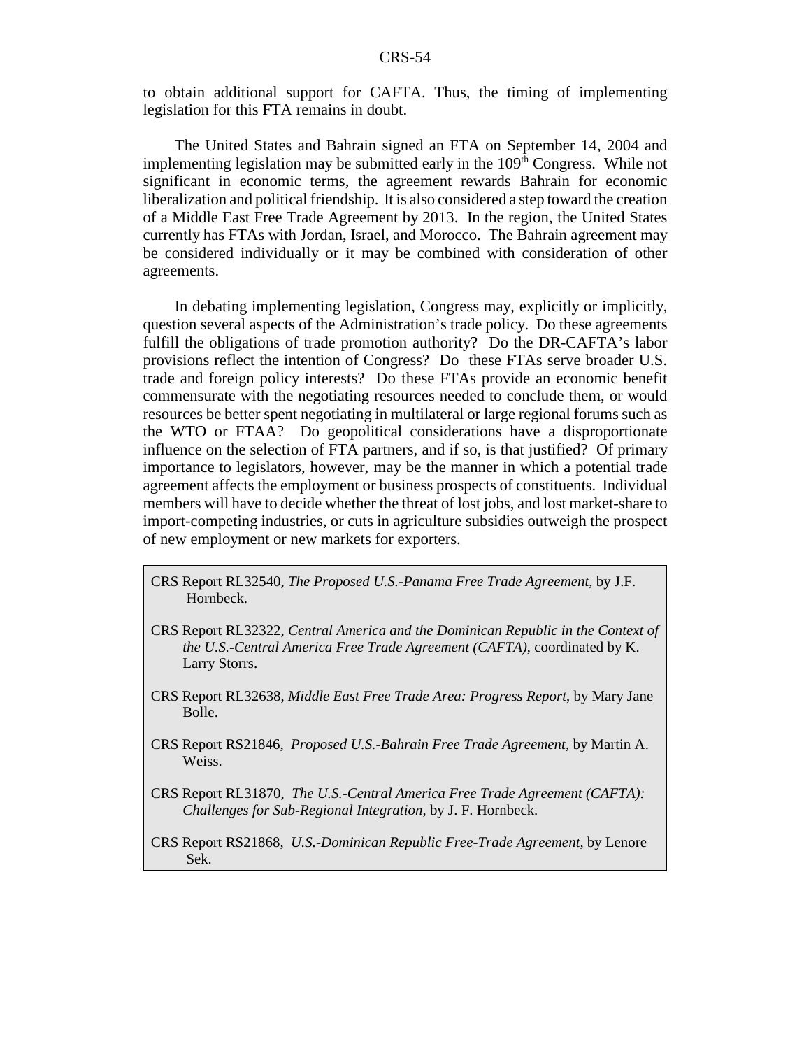to obtain additional support for CAFTA. Thus, the timing of implementing legislation for this FTA remains in doubt.

The United States and Bahrain signed an FTA on September 14, 2004 and implementing legislation may be submitted early in the 109th Congress. While not significant in economic terms, the agreement rewards Bahrain for economic liberalization and political friendship. It is also considered a step toward the creation of a Middle East Free Trade Agreement by 2013. In the region, the United States currently has FTAs with Jordan, Israel, and Morocco. The Bahrain agreement may be considered individually or it may be combined with consideration of other agreements.

In debating implementing legislation, Congress may, explicitly or implicitly, question several aspects of the Administration's trade policy. Do these agreements fulfill the obligations of trade promotion authority? Do the DR-CAFTA's labor provisions reflect the intention of Congress? Do these FTAs serve broader U.S. trade and foreign policy interests? Do these FTAs provide an economic benefit commensurate with the negotiating resources needed to conclude them, or would resources be better spent negotiating in multilateral or large regional forums such as the WTO or FTAA? Do geopolitical considerations have a disproportionate influence on the selection of FTA partners, and if so, is that justified? Of primary importance to legislators, however, may be the manner in which a potential trade agreement affects the employment or business prospects of constituents. Individual members will have to decide whether the threat of lost jobs, and lost market-share to import-competing industries, or cuts in agriculture subsidies outweigh the prospect of new employment or new markets for exporters.

CRS Report RL32540, *The Proposed U.S.-Panama Free Trade Agreement*, by J.F. Hornbeck.

CRS Report RL32322, *Central America and the Dominican Republic in the Context of the U.S.-Central America Free Trade Agreement (CAFTA)*, coordinated by K. Larry Storrs.

CRS Report RL32638, *Middle East Free Trade Area: Progress Report*, by Mary Jane Bolle.

CRS Report RS21846, *Proposed U.S.-Bahrain Free Trade Agreement*, by Martin A. Weiss.

CRS Report RL31870, *The U.S.-Central America Free Trade Agreement (CAFTA): Challenges for Sub-Regional Integration*, by J. F. Hornbeck.

CRS Report RS21868, *U.S.-Dominican Republic Free-Trade Agreement*, by Lenore Sek.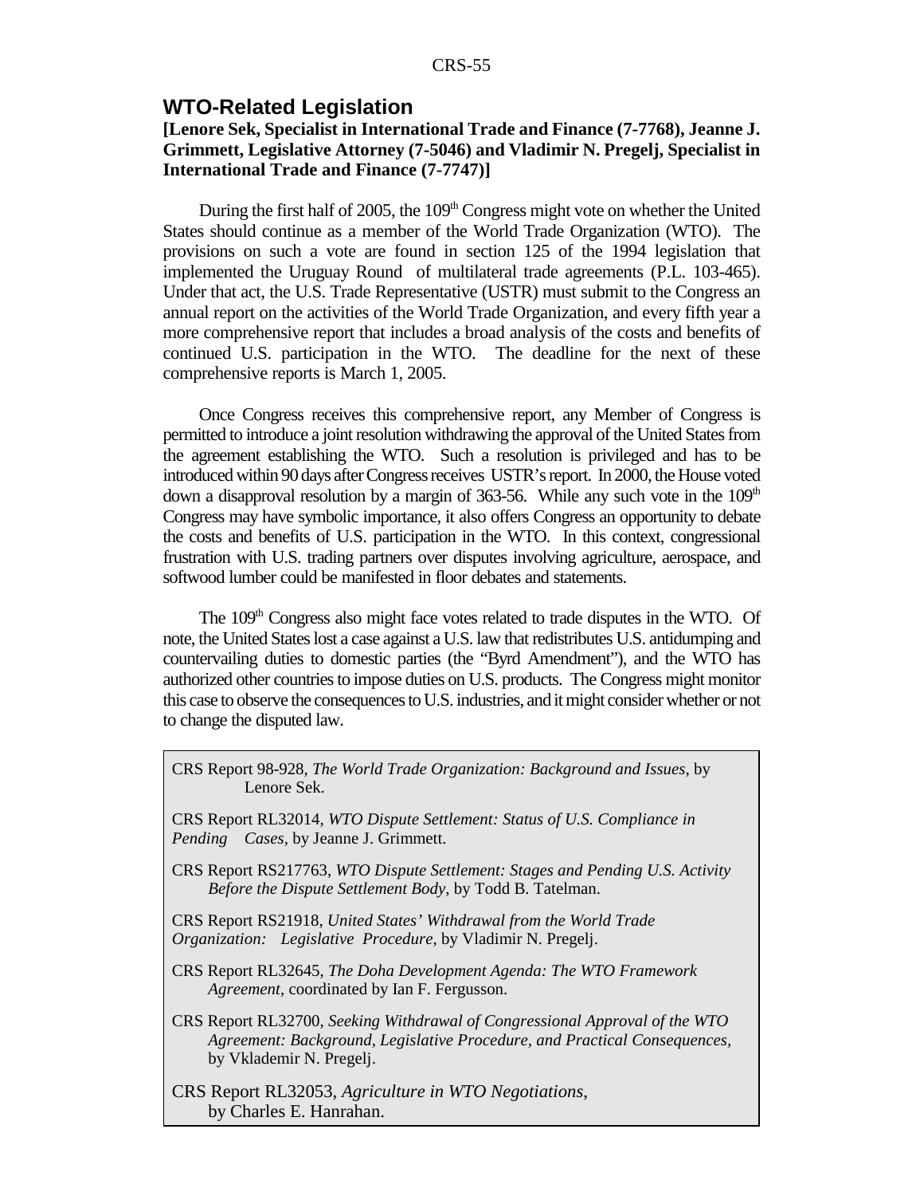## WTO-Related Legislation

**[Lenore Sek, Specialist in International Trade and Finance (7-7768), Jeanne J. Grimmett, Legislative Attorney (7-5046) and Vladimir N. Pregelj, Specialist in International Trade and Finance (7-7747)]**

During the first half of 2005, the 109th Congress might vote on whether the United States should continue as a member of the World Trade Organization (WTO). The provisions on such a vote are found in section 125 of the 1994 legislation that implemented the Uruguay Round of multilateral trade agreements (P.L. 103-465). Under that act, the U.S. Trade Representative (USTR) must submit to the Congress an annual report on the activities of the World Trade Organization, and every fifth year a more comprehensive report that includes a broad analysis of the costs and benefits of continued U.S. participation in the WTO. The deadline for the next of these comprehensive reports is March 1, 2005.

Once Congress receives this comprehensive report, any Member of Congress is permitted to introduce a joint resolution withdrawing the approval of the United States from the agreement establishing the WTO. Such a resolution is privileged and has to be introduced within 90 days after Congress receives USTR's report. In 2000, the House voted down a disapproval resolution by a margin of 363-56. While any such vote in the 109th Congress may have symbolic importance, it also offers Congress an opportunity to debate the costs and benefits of U.S. participation in the WTO. In this context, congressional frustration with U.S. trading partners over disputes involving agriculture, aerospace, and softwood lumber could be manifested in floor debates and statements.

The 109th Congress also might face votes related to trade disputes in the WTO. Of note, the United States lost a case against a U.S. law that redistributes U.S. antidumping and countervailing duties to domestic parties (the "Byrd Amendment"), and the WTO has authorized other countries to impose duties on U.S. products. The Congress might monitor this case to observe the consequences to U.S. industries, and it might consider whether or not to change the disputed law.

CRS Report 98-928, *The World Trade Organization: Background and Issues*, by Lenore Sek.

CRS Report RL32014, *WTO Dispute Settlement: Status of U.S. Compliance in Pending Cases*, by Jeanne J. Grimmett.

CRS Report RS217763, *WTO Dispute Settlement: Stages and Pending U.S. Activity Before the Dispute Settlement Body*, by Todd B. Tatelman.

CRS Report RS21918, *United States' Withdrawal from the World Trade Organization: Legislative Procedure*, by Vladimir N. Pregelj.

CRS Report RL32645, *The Doha Development Agenda: The WTO Framework Agreement*, coordinated by Ian F. Fergusson.

CRS Report RL32700, *Seeking Withdrawal of Congressional Approval of the WTO Agreement: Background, Legislative Procedure, and Practical Consequences*, by Vklademir N. Pregelj.

CRS Report RL32053, *Agriculture in WTO Negotiations*, by Charles E. Hanrahan.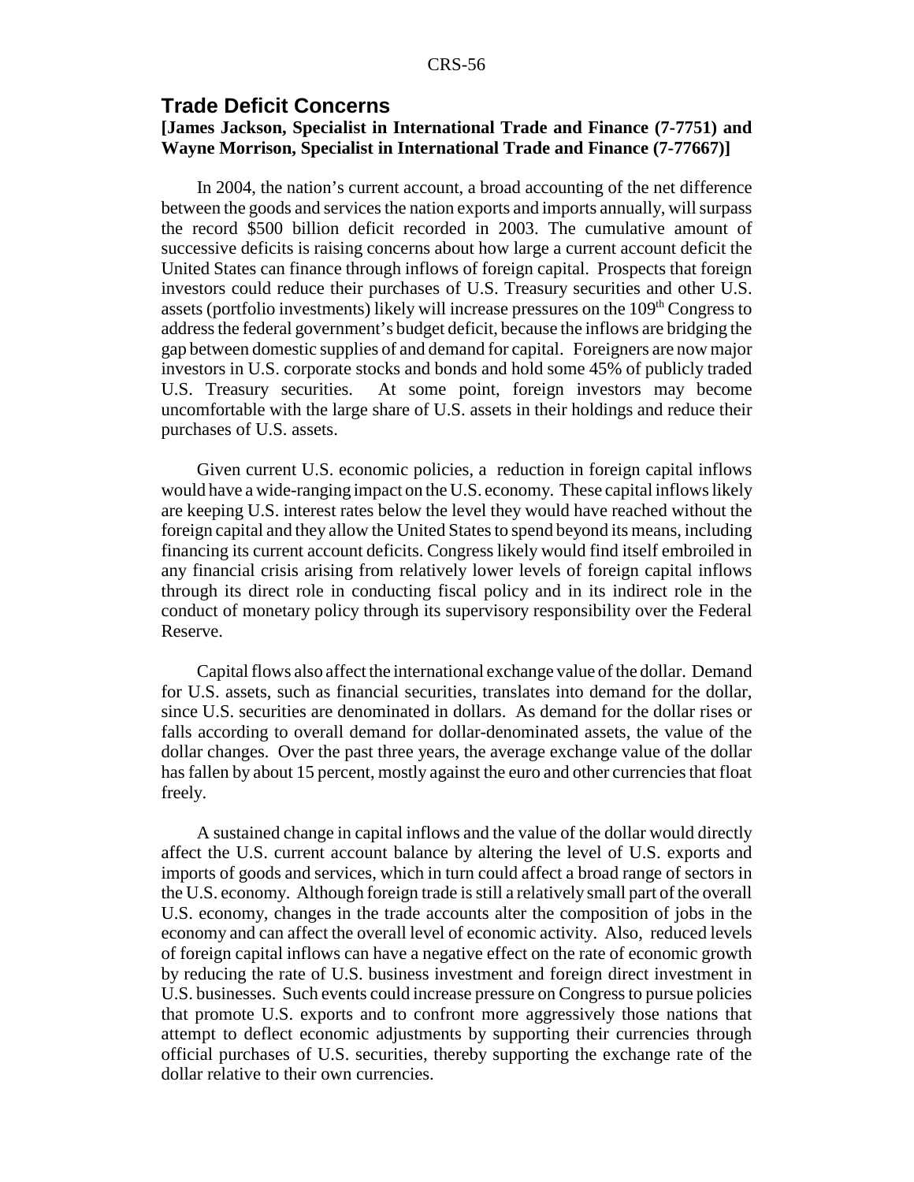## Trade Deficit Concerns

**[James Jackson, Specialist in International Trade and Finance (7-7751) and Wayne Morrison, Specialist in International Trade and Finance (7-77667)]**

In 2004, the nation's current account, a broad accounting of the net difference between the goods and services the nation exports and imports annually, will surpass the record $500 billion deficit recorded in 2003. The cumulative amount of successive deficits is raising concerns about how large a current account deficit the United States can finance through inflows of foreign capital. Prospects that foreign investors could reduce their purchases of U.S. Treasury securities and other U.S. assets (portfolio investments) likely will increase pressures on the 109th Congress to address the federal government's budget deficit, because the inflows are bridging the gap between domestic supplies of and demand for capital. Foreigners are now major investors in U.S. corporate stocks and bonds and hold some 45% of publicly traded U.S. Treasury securities. At some point, foreign investors may become uncomfortable with the large share of U.S. assets in their holdings and reduce their purchases of U.S. assets.

Given current U.S. economic policies, a reduction in foreign capital inflows would have a wide-ranging impact on the U.S. economy. These capital inflows likely are keeping U.S. interest rates below the level they would have reached without the foreign capital and they allow the United States to spend beyond its means, including financing its current account deficits. Congress likely would find itself embroiled in any financial crisis arising from relatively lower levels of foreign capital inflows through its direct role in conducting fiscal policy and in its indirect role in the conduct of monetary policy through its supervisory responsibility over the Federal Reserve.

Capital flows also affect the international exchange value of the dollar. Demand for U.S. assets, such as financial securities, translates into demand for the dollar, since U.S. securities are denominated in dollars. As demand for the dollar rises or falls according to overall demand for dollar-denominated assets, the value of the dollar changes. Over the past three years, the average exchange value of the dollar has fallen by about 15 percent, mostly against the euro and other currencies that float freely.

A sustained change in capital inflows and the value of the dollar would directly affect the U.S. current account balance by altering the level of U.S. exports and imports of goods and services, which in turn could affect a broad range of sectors in the U.S. economy. Although foreign trade is still a relatively small part of the overall U.S. economy, changes in the trade accounts alter the composition of jobs in the economy and can affect the overall level of economic activity. Also, reduced levels of foreign capital inflows can have a negative effect on the rate of economic growth by reducing the rate of U.S. business investment and foreign direct investment in U.S. businesses. Such events could increase pressure on Congress to pursue policies that promote U.S. exports and to confront more aggressively those nations that attempt to deflect economic adjustments by supporting their currencies through official purchases of U.S. securities, thereby supporting the exchange rate of the dollar relative to their own currencies.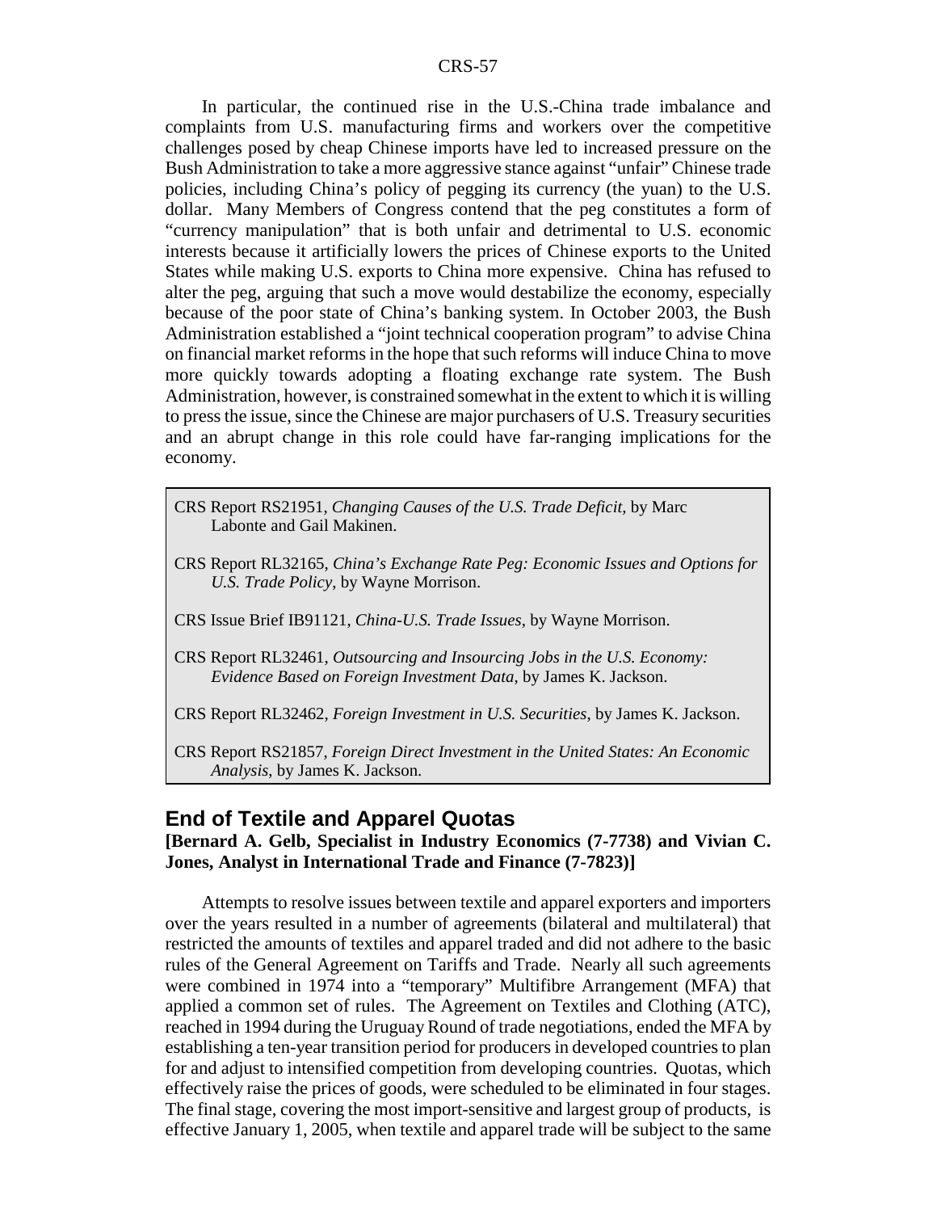In particular, the continued rise in the U.S.-China trade imbalance and complaints from U.S. manufacturing firms and workers over the competitive challenges posed by cheap Chinese imports have led to increased pressure on the Bush Administration to take a more aggressive stance against "unfair" Chinese trade policies, including China's policy of pegging its currency (the yuan) to the U.S. dollar. Many Members of Congress contend that the peg constitutes a form of "currency manipulation" that is both unfair and detrimental to U.S. economic interests because it artificially lowers the prices of Chinese exports to the United States while making U.S. exports to China more expensive. China has refused to alter the peg, arguing that such a move would destabilize the economy, especially because of the poor state of China's banking system. In October 2003, the Bush Administration established a "joint technical cooperation program" to advise China on financial market reforms in the hope that such reforms will induce China to move more quickly towards adopting a floating exchange rate system. The Bush Administration, however, is constrained somewhat in the extent to which it is willing to press the issue, since the Chinese are major purchasers of U.S. Treasury securities and an abrupt change in this role could have far-ranging implications for the economy.

CRS Report RS21951, *Changing Causes of the U.S. Trade Deficit*, by Marc Labonte and Gail Makinen.

CRS Report RL32165, *China's Exchange Rate Peg: Economic Issues and Options for U.S. Trade Policy*, by Wayne Morrison.

CRS Issue Brief IB91121, *China-U.S. Trade Issues*, by Wayne Morrison.

CRS Report RL32461, *Outsourcing and Insourcing Jobs in the U.S. Economy: Evidence Based on Foreign Investment Data*, by James K. Jackson.

CRS Report RL32462, *Foreign Investment in U.S. Securities*, by James K. Jackson.

CRS Report RS21857, *Foreign Direct Investment in the United States: An Economic Analysis*, by James K. Jackson.

## End of Textile and Apparel Quotas

**[Bernard A. Gelb, Specialist in Industry Economics (7-7738) and Vivian C. Jones, Analyst in International Trade and Finance (7-7823)]**

Attempts to resolve issues between textile and apparel exporters and importers over the years resulted in a number of agreements (bilateral and multilateral) that restricted the amounts of textiles and apparel traded and did not adhere to the basic rules of the General Agreement on Tariffs and Trade. Nearly all such agreements were combined in 1974 into a "temporary" Multifibre Arrangement (MFA) that applied a common set of rules. The Agreement on Textiles and Clothing (ATC), reached in 1994 during the Uruguay Round of trade negotiations, ended the MFA by establishing a ten-year transition period for producers in developed countries to plan for and adjust to intensified competition from developing countries. Quotas, which effectively raise the prices of goods, were scheduled to be eliminated in four stages. The final stage, covering the most import-sensitive and largest group of products, is effective January 1, 2005, when textile and apparel trade will be subject to the same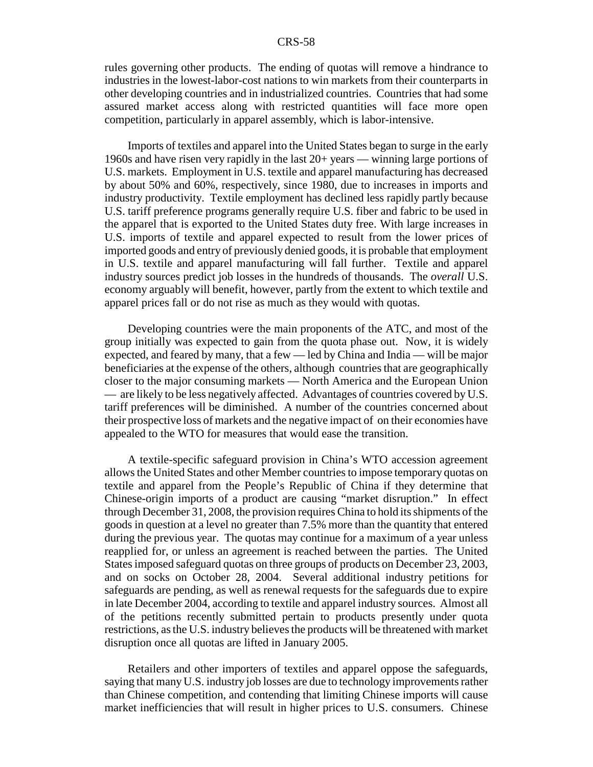rules governing other products. The ending of quotas will remove a hindrance to industries in the lowest-labor-cost nations to win markets from their counterparts in other developing countries and in industrialized countries. Countries that had some assured market access along with restricted quantities will face more open competition, particularly in apparel assembly, which is labor-intensive.

Imports of textiles and apparel into the United States began to surge in the early 1960s and have risen very rapidly in the last 20+ years — winning large portions of U.S. markets. Employment in U.S. textile and apparel manufacturing has decreased by about 50% and 60%, respectively, since 1980, due to increases in imports and industry productivity. Textile employment has declined less rapidly partly because U.S. tariff preference programs generally require U.S. fiber and fabric to be used in the apparel that is exported to the United States duty free. With large increases in U.S. imports of textile and apparel expected to result from the lower prices of imported goods and entry of previously denied goods, it is probable that employment in U.S. textile and apparel manufacturing will fall further. Textile and apparel industry sources predict job losses in the hundreds of thousands. The *overall* U.S. economy arguably will benefit, however, partly from the extent to which textile and apparel prices fall or do not rise as much as they would with quotas.

Developing countries were the main proponents of the ATC, and most of the group initially was expected to gain from the quota phase out. Now, it is widely expected, and feared by many, that a few — led by China and India — will be major beneficiaries at the expense of the others, although countries that are geographically closer to the major consuming markets — North America and the European Union — are likely to be less negatively affected. Advantages of countries covered by U.S. tariff preferences will be diminished. A number of the countries concerned about their prospective loss of markets and the negative impact of on their economies have appealed to the WTO for measures that would ease the transition.

A textile-specific safeguard provision in China's WTO accession agreement allows the United States and other Member countries to impose temporary quotas on textile and apparel from the People's Republic of China if they determine that Chinese-origin imports of a product are causing "market disruption." In effect through December 31, 2008, the provision requires China to hold its shipments of the goods in question at a level no greater than 7.5% more than the quantity that entered during the previous year. The quotas may continue for a maximum of a year unless reapplied for, or unless an agreement is reached between the parties. The United States imposed safeguard quotas on three groups of products on December 23, 2003, and on socks on October 28, 2004. Several additional industry petitions for safeguards are pending, as well as renewal requests for the safeguards due to expire in late December 2004, according to textile and apparel industry sources. Almost all of the petitions recently submitted pertain to products presently under quota restrictions, as the U.S. industry believes the products will be threatened with market disruption once all quotas are lifted in January 2005.

Retailers and other importers of textiles and apparel oppose the safeguards, saying that many U.S. industry job losses are due to technology improvements rather than Chinese competition, and contending that limiting Chinese imports will cause market inefficiencies that will result in higher prices to U.S. consumers. Chinese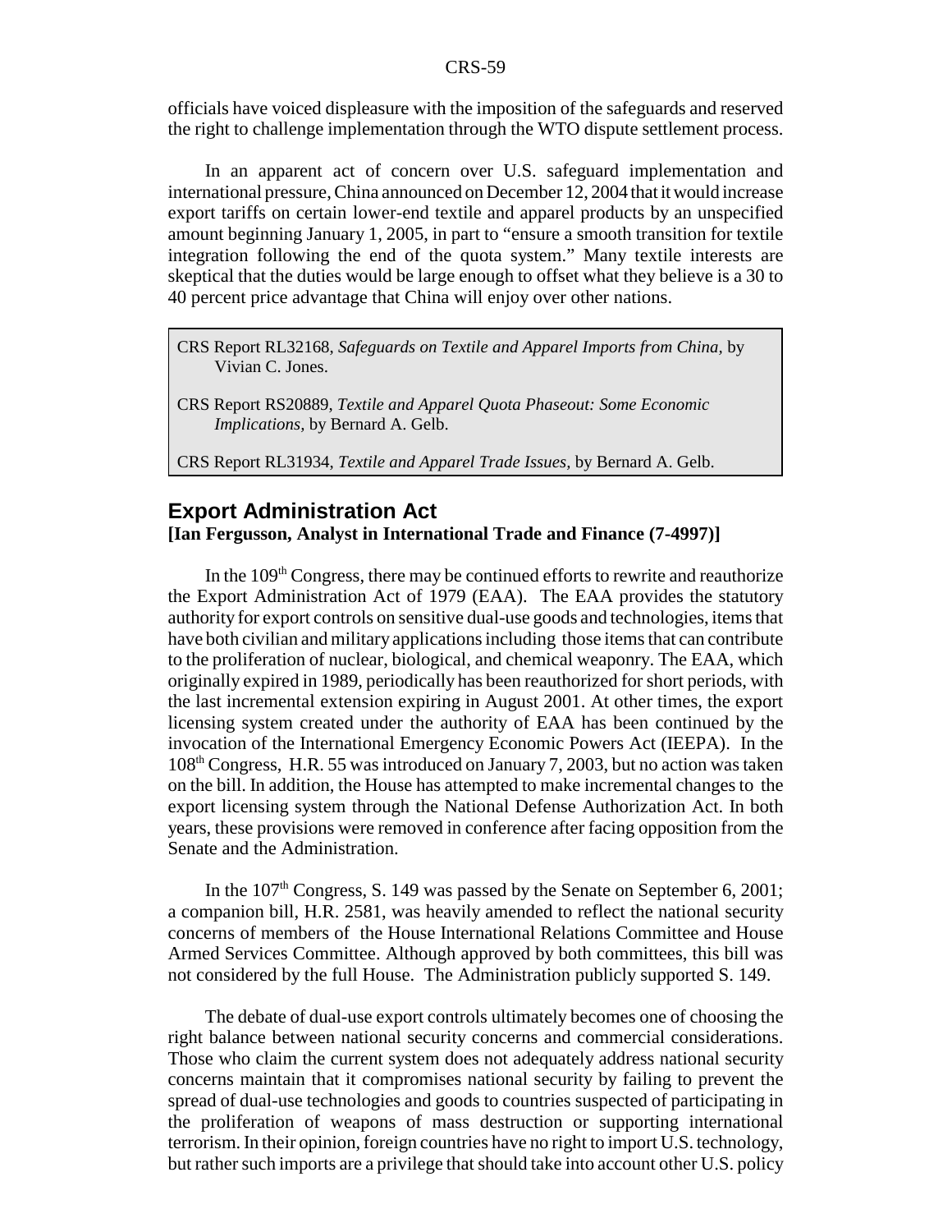officials have voiced displeasure with the imposition of the safeguards and reserved the right to challenge implementation through the WTO dispute settlement process.

In an apparent act of concern over U.S. safeguard implementation and international pressure, China announced on December 12, 2004 that it would increase export tariffs on certain lower-end textile and apparel products by an unspecified amount beginning January 1, 2005, in part to "ensure a smooth transition for textile integration following the end of the quota system." Many textile interests are skeptical that the duties would be large enough to offset what they believe is a 30 to 40 percent price advantage that China will enjoy over other nations.

> CRS Report RL32168, *Safeguards on Textile and Apparel Imports from China,* by Vivian C. Jones.
>
> CRS Report RS20889, *Textile and Apparel Quota Phaseout: Some Economic Implications,* by Bernard A. Gelb.
>
> CRS Report RL31934, *Textile and Apparel Trade Issues,* by Bernard A. Gelb.

## Export Administration Act

**[Ian Fergusson, Analyst in International Trade and Finance (7-4997)]**

In the 109th Congress, there may be continued efforts to rewrite and reauthorize the Export Administration Act of 1979 (EAA). The EAA provides the statutory authority for export controls on sensitive dual-use goods and technologies, items that have both civilian and military applications including those items that can contribute to the proliferation of nuclear, biological, and chemical weaponry. The EAA, which originally expired in 1989, periodically has been reauthorized for short periods, with the last incremental extension expiring in August 2001. At other times, the export licensing system created under the authority of EAA has been continued by the invocation of the International Emergency Economic Powers Act (IEEPA). In the 108th Congress, H.R. 55 was introduced on January 7, 2003, but no action was taken on the bill. In addition, the House has attempted to make incremental changes to the export licensing system through the National Defense Authorization Act. In both years, these provisions were removed in conference after facing opposition from the Senate and the Administration.

In the 107th Congress, S. 149 was passed by the Senate on September 6, 2001; a companion bill, H.R. 2581, was heavily amended to reflect the national security concerns of members of the House International Relations Committee and House Armed Services Committee. Although approved by both committees, this bill was not considered by the full House. The Administration publicly supported S. 149.

The debate of dual-use export controls ultimately becomes one of choosing the right balance between national security concerns and commercial considerations. Those who claim the current system does not adequately address national security concerns maintain that it compromises national security by failing to prevent the spread of dual-use technologies and goods to countries suspected of participating in the proliferation of weapons of mass destruction or supporting international terrorism. In their opinion, foreign countries have no right to import U.S. technology, but rather such imports are a privilege that should take into account other U.S. policy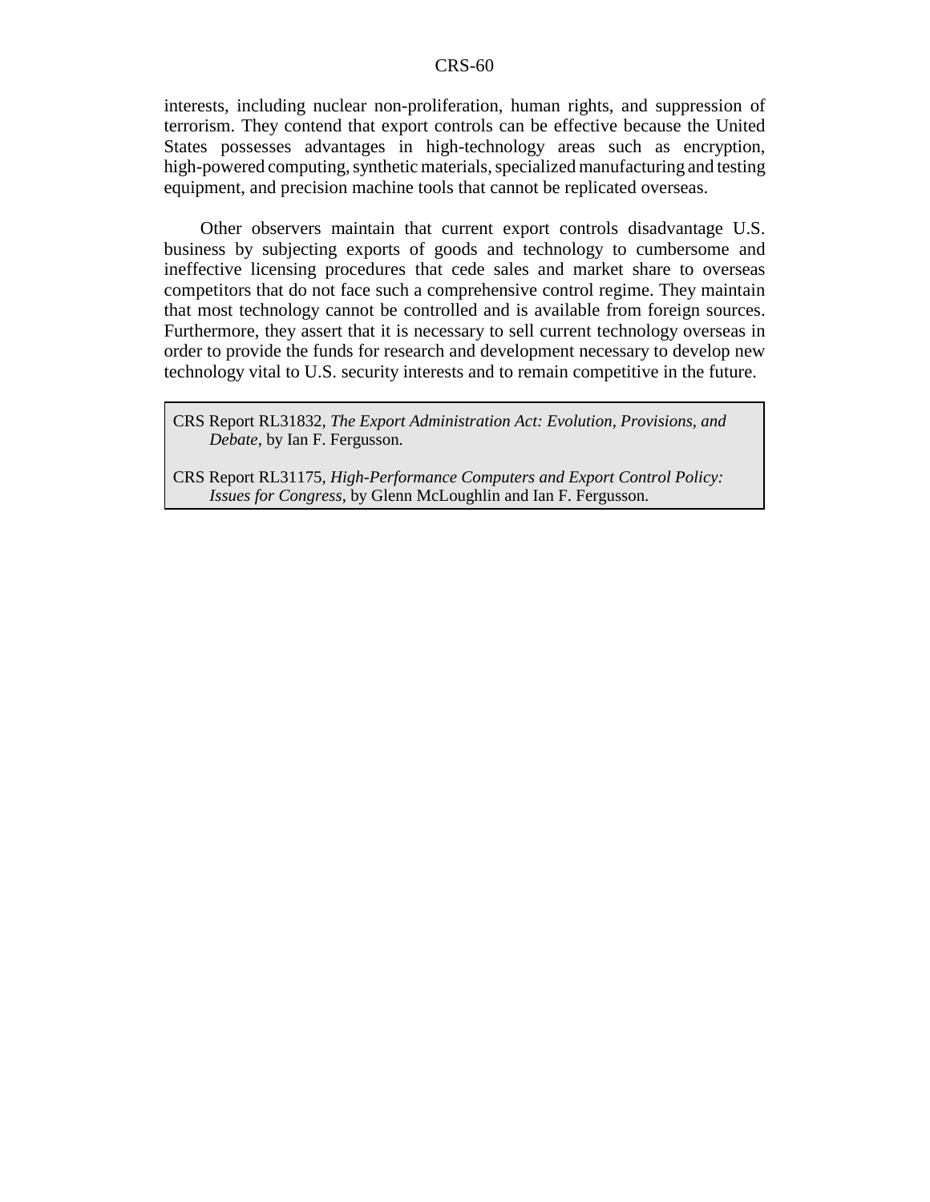interests, including nuclear non-proliferation, human rights, and suppression of terrorism. They contend that export controls can be effective because the United States possesses advantages in high-technology areas such as encryption, high-powered computing, synthetic materials, specialized manufacturing and testing equipment, and precision machine tools that cannot be replicated overseas.

Other observers maintain that current export controls disadvantage U.S. business by subjecting exports of goods and technology to cumbersome and ineffective licensing procedures that cede sales and market share to overseas competitors that do not face such a comprehensive control regime. They maintain that most technology cannot be controlled and is available from foreign sources. Furthermore, they assert that it is necessary to sell current technology overseas in order to provide the funds for research and development necessary to develop new technology vital to U.S. security interests and to remain competitive in the future.

CRS Report RL31832, *The Export Administration Act: Evolution, Provisions, and Debate*, by Ian F. Fergusson.

CRS Report RL31175, *High-Performance Computers and Export Control Policy: Issues for Congress*, by Glenn McLoughlin and Ian F. Fergusson.